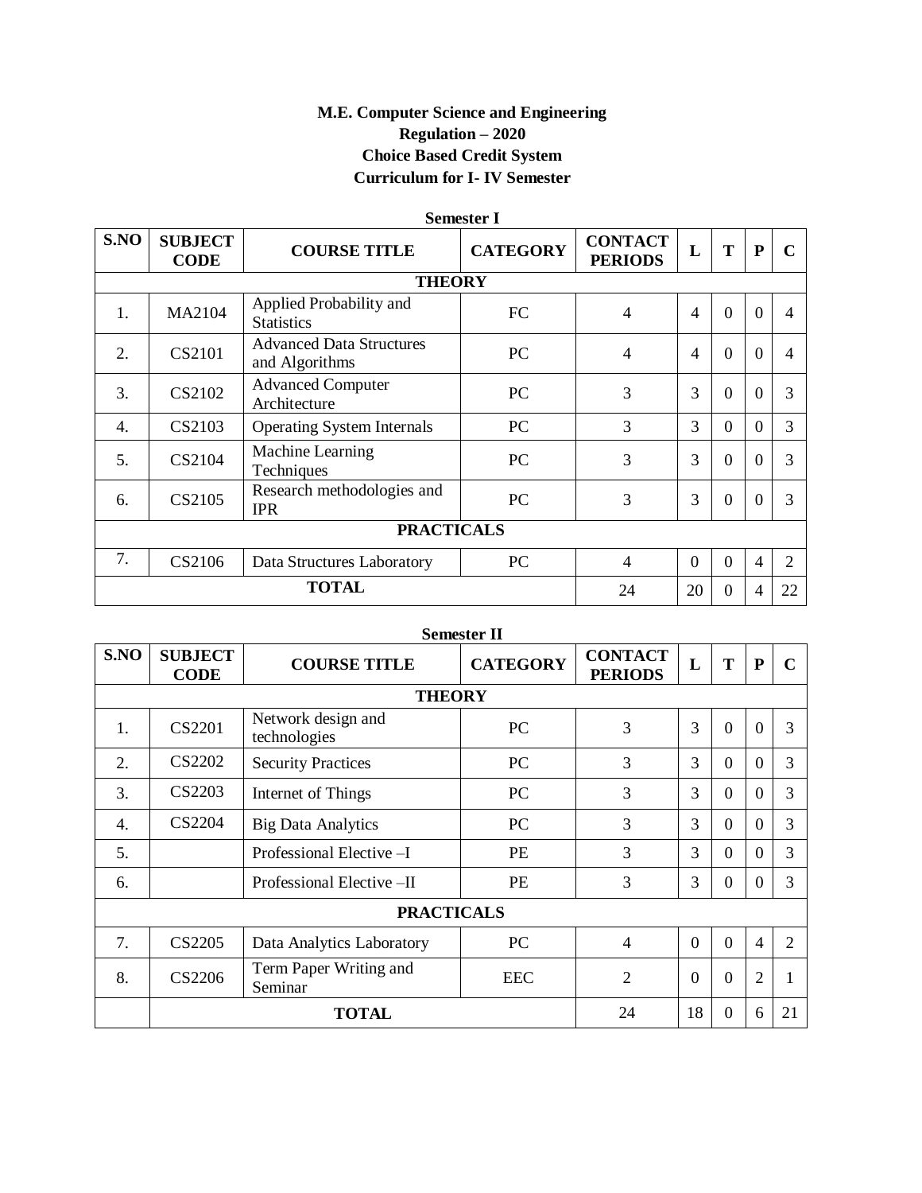# M.E. Computer Science and Engineering
## Regulation – 2020
## Choice Based Credit System
## Curriculum for I- IV Semester

### Semester I

| S.NO | SUBJECT CODE | COURSE TITLE | CATEGORY | CONTACT PERIODS | L | T | P | C |
|---|---|---|---|---|---|---|---|---|
| **THEORY** | | | | | | | | |
| 1. | MA2104 | Applied Probability and Statistics | FC | 4 | 4 | 0 | 0 | 4 |
| 2. | CS2101 | Advanced Data Structures and Algorithms | PC | 4 | 4 | 0 | 0 | 4 |
| 3. | CS2102 | Advanced Computer Architecture | PC | 3 | 3 | 0 | 0 | 3 |
| 4. | CS2103 | Operating System Internals | PC | 3 | 3 | 0 | 0 | 3 |
| 5. | CS2104 | Machine Learning Techniques | PC | 3 | 3 | 0 | 0 | 3 |
| 6. | CS2105 | Research methodologies and IPR | PC | 3 | 3 | 0 | 0 | 3 |
| **PRACTICALS** | | | | | | | | |
| 7. | CS2106 | Data Structures Laboratory | PC | 4 | 0 | 0 | 4 | 2 |
| **TOTAL** | | | | 24 | 20 | 0 | 4 | 22 |

### Semester II

| S.NO | SUBJECT CODE | COURSE TITLE | CATEGORY | CONTACT PERIODS | L | T | P | C |
|---|---|---|---|---|---|---|---|---|
| **THEORY** | | | | | | | | |
| 1. | CS2201 | Network design and technologies | PC | 3 | 3 | 0 | 0 | 3 |
| 2. | CS2202 | Security Practices | PC | 3 | 3 | 0 | 0 | 3 |
| 3. | CS2203 | Internet of Things | PC | 3 | 3 | 0 | 0 | 3 |
| 4. | CS2204 | Big Data Analytics | PC | 3 | 3 | 0 | 0 | 3 |
| 5. | | Professional Elective –I | PE | 3 | 3 | 0 | 0 | 3 |
| 6. | | Professional Elective –II | PE | 3 | 3 | 0 | 0 | 3 |
| **PRACTICALS** | | | | | | | | |
| 7. | CS2205 | Data Analytics Laboratory | PC | 4 | 0 | 0 | 4 | 2 |
| 8. | CS2206 | Term Paper Writing and Seminar | EEC | 2 | 0 | 0 | 2 | 1 |
| | **TOTAL** | | | 24 | 18 | 0 | 6 | 21 |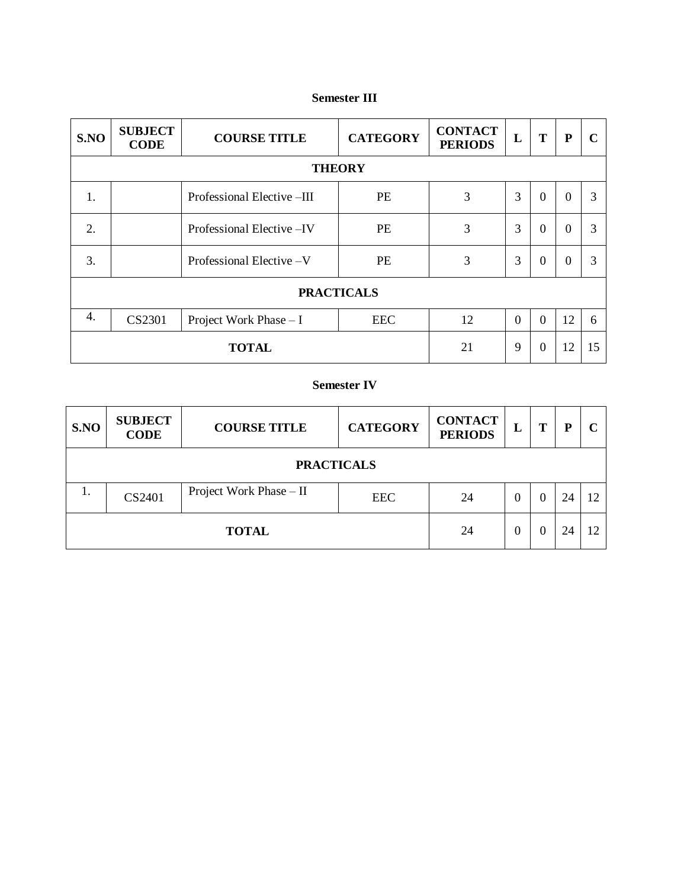**Semester III**

| S.NO | SUBJECT CODE | COURSE TITLE | CATEGORY | CONTACT PERIODS | L | T | P | C |
|---|---|---|---|---|---|---|---|---|
| **THEORY** | | | | | | | | |
| 1. | | Professional Elective –III | PE | 3 | 3 | 0 | 0 | 3 |
| 2. | | Professional Elective –IV | PE | 3 | 3 | 0 | 0 | 3 |
| 3. | | Professional Elective –V | PE | 3 | 3 | 0 | 0 | 3 |
| **PRACTICALS** | | | | | | | | |
| 4. | CS2301 | Project Work Phase – I | EEC | 12 | 0 | 0 | 12 | 6 |
| **TOTAL** | | | | 21 | 9 | 0 | 12 | 15 |

**Semester IV**

| S.NO | SUBJECT CODE | COURSE TITLE | CATEGORY | CONTACT PERIODS | L | T | P | C |
|---|---|---|---|---|---|---|---|---|
| **PRACTICALS** | | | | | | | | |
| 1. | CS2401 | Project Work Phase – II | EEC | 24 | 0 | 0 | 24 | 12 |
| **TOTAL** | | | | 24 | 0 | 0 | 24 | 12 |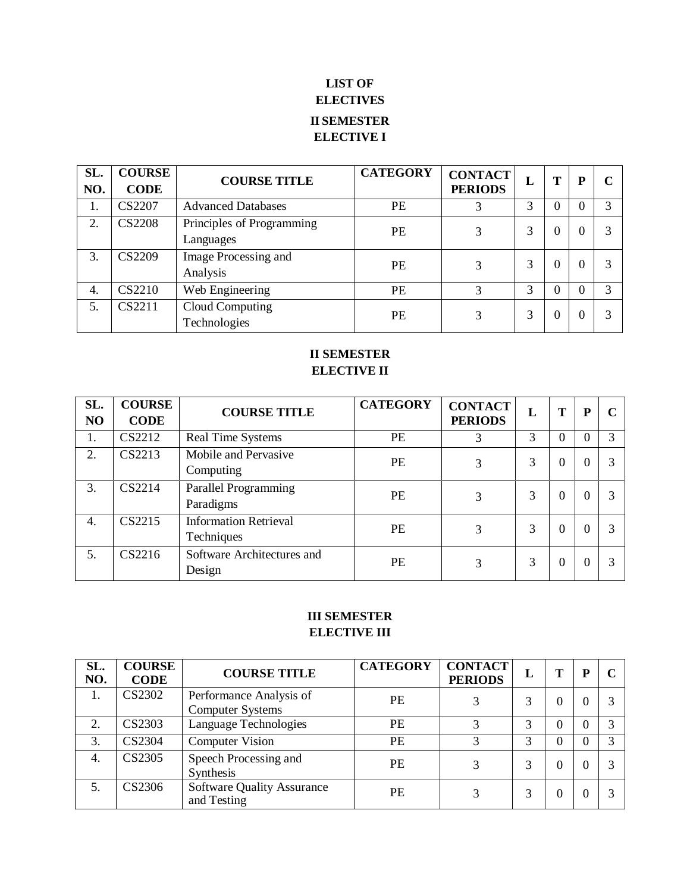# LIST OF ELECTIVES

## II SEMESTER

## ELECTIVE I

| SL. NO. | COURSE CODE | COURSE TITLE | CATEGORY | CONTACT PERIODS | L | T | P | C |
|---|---|---|---|---|---|---|---|---|
| 1. | CS2207 | Advanced Databases | PE | 3 | 3 | 0 | 0 | 3 |
| 2. | CS2208 | Principles of Programming Languages | PE | 3 | 3 | 0 | 0 | 3 |
| 3. | CS2209 | Image Processing and Analysis | PE | 3 | 3 | 0 | 0 | 3 |
| 4. | CS2210 | Web Engineering | PE | 3 | 3 | 0 | 0 | 3 |
| 5. | CS2211 | Cloud Computing Technologies | PE | 3 | 3 | 0 | 0 | 3 |

## II SEMESTER

## ELECTIVE II

| SL. NO | COURSE CODE | COURSE TITLE | CATEGORY | CONTACT PERIODS | L | T | P | C |
|---|---|---|---|---|---|---|---|---|
| 1. | CS2212 | Real Time Systems | PE | 3 | 3 | 0 | 0 | 3 |
| 2. | CS2213 | Mobile and Pervasive Computing | PE | 3 | 3 | 0 | 0 | 3 |
| 3. | CS2214 | Parallel Programming Paradigms | PE | 3 | 3 | 0 | 0 | 3 |
| 4. | CS2215 | Information Retrieval Techniques | PE | 3 | 3 | 0 | 0 | 3 |
| 5. | CS2216 | Software Architectures and Design | PE | 3 | 3 | 0 | 0 | 3 |

## III SEMESTER

## ELECTIVE III

| SL. NO. | COURSE CODE | COURSE TITLE | CATEGORY | CONTACT PERIODS | L | T | P | C |
|---|---|---|---|---|---|---|---|---|
| 1. | CS2302 | Performance Analysis of Computer Systems | PE | 3 | 3 | 0 | 0 | 3 |
| 2. | CS2303 | Language Technologies | PE | 3 | 3 | 0 | 0 | 3 |
| 3. | CS2304 | Computer Vision | PE | 3 | 3 | 0 | 0 | 3 |
| 4. | CS2305 | Speech Processing and Synthesis | PE | 3 | 3 | 0 | 0 | 3 |
| 5. | CS2306 | Software Quality Assurance and Testing | PE | 3 | 3 | 0 | 0 | 3 |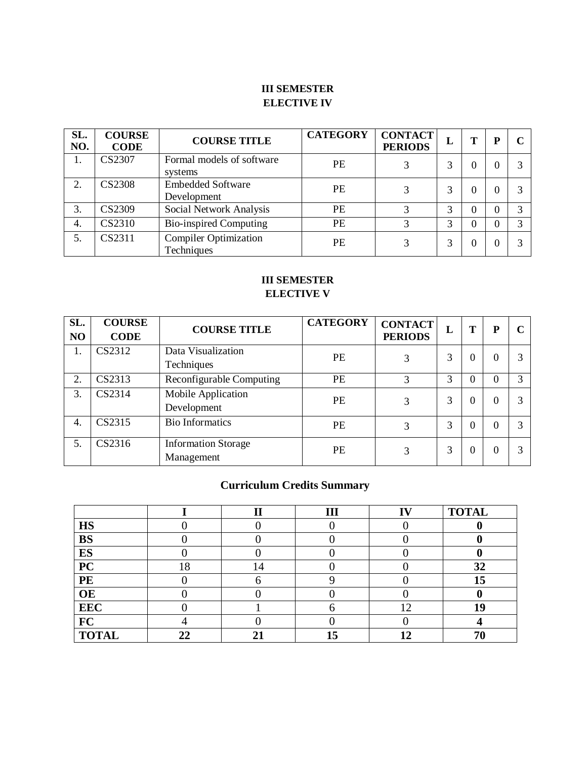**III SEMESTER**
**ELECTIVE IV**

| SL. NO. | COURSE CODE | COURSE TITLE | CATEGORY | CONTACT PERIODS | L | T | P | C |
|---|---|---|---|---|---|---|---|---|
| 1. | CS2307 | Formal models of software systems | PE | 3 | 3 | 0 | 0 | 3 |
| 2. | CS2308 | Embedded Software Development | PE | 3 | 3 | 0 | 0 | 3 |
| 3. | CS2309 | Social Network Analysis | PE | 3 | 3 | 0 | 0 | 3 |
| 4. | CS2310 | Bio-inspired Computing | PE | 3 | 3 | 0 | 0 | 3 |
| 5. | CS2311 | Compiler Optimization Techniques | PE | 3 | 3 | 0 | 0 | 3 |

**III SEMESTER**
**ELECTIVE V**

| SL. NO | COURSE CODE | COURSE TITLE | CATEGORY | CONTACT PERIODS | L | T | P | C |
|---|---|---|---|---|---|---|---|---|
| 1. | CS2312 | Data Visualization Techniques | PE | 3 | 3 | 0 | 0 | 3 |
| 2. | CS2313 | Reconfigurable Computing | PE | 3 | 3 | 0 | 0 | 3 |
| 3. | CS2314 | Mobile Application Development | PE | 3 | 3 | 0 | 0 | 3 |
| 4. | CS2315 | Bio Informatics | PE | 3 | 3 | 0 | 0 | 3 |
| 5. | CS2316 | Information Storage Management | PE | 3 | 3 | 0 | 0 | 3 |

## Curriculum Credits Summary

| | I | II | III | IV | TOTAL |
|---|---|---|---|---|---|
| **HS** | 0 | 0 | 0 | 0 | **0** |
| **BS** | 0 | 0 | 0 | 0 | **0** |
| **ES** | 0 | 0 | 0 | 0 | **0** |
| **PC** | 18 | 14 | 0 | 0 | **32** |
| **PE** | 0 | 6 | 9 | 0 | **15** |
| **OE** | 0 | 0 | 0 | 0 | **0** |
| **EEC** | 0 | 1 | 6 | 12 | **19** |
| **FC** | 4 | 0 | 0 | 0 | **4** |
| **TOTAL** | **22** | **21** | **15** | **12** | **70** |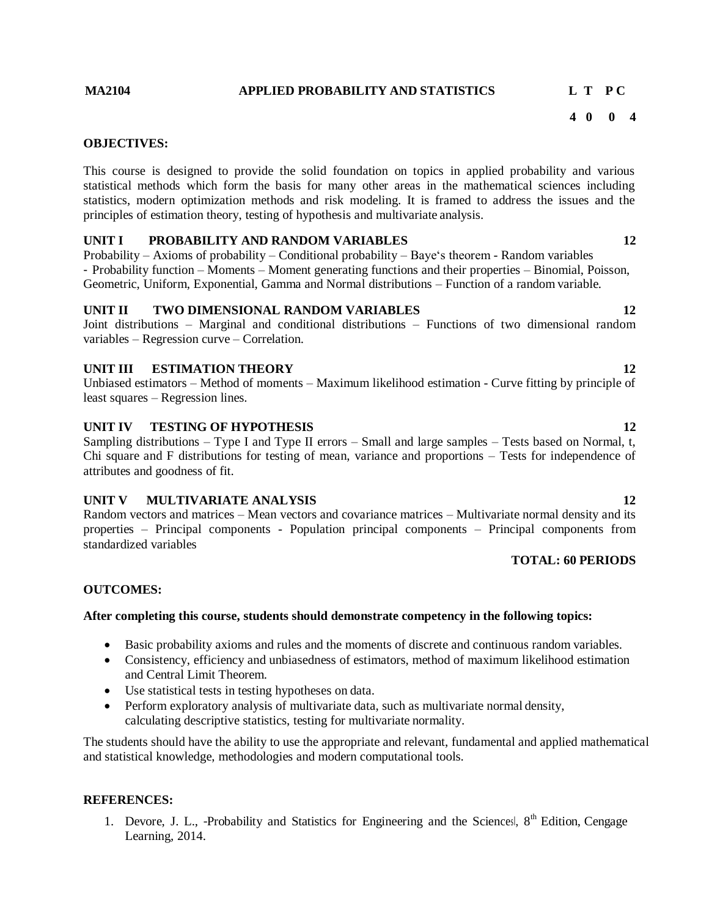**MA2104 APPLIED PROBABILITY AND STATISTICS**

| L | T | P | C |
|---|---|---|---|
| 4 | 0 | 0 | 4 |

**OBJECTIVES:**

This course is designed to provide the solid foundation on topics in applied probability and various statistical methods which form the basis for many other areas in the mathematical sciences including statistics, modern optimization methods and risk modeling. It is framed to address the issues and the principles of estimation theory, testing of hypothesis and multivariate analysis.

**UNIT I PROBABILITY AND RANDOM VARIABLES 12**

Probability – Axioms of probability – Conditional probability – Baye's theorem - Random variables - Probability function – Moments – Moment generating functions and their properties – Binomial, Poisson, Geometric, Uniform, Exponential, Gamma and Normal distributions – Function of a random variable.

**UNIT II TWO DIMENSIONAL RANDOM VARIABLES 12**

Joint distributions – Marginal and conditional distributions – Functions of two dimensional random variables – Regression curve – Correlation.

**UNIT III ESTIMATION THEORY 12**

Unbiased estimators – Method of moments – Maximum likelihood estimation - Curve fitting by principle of least squares – Regression lines.

**UNIT IV TESTING OF HYPOTHESIS 12**

Sampling distributions – Type I and Type II errors – Small and large samples – Tests based on Normal, t, Chi square and F distributions for testing of mean, variance and proportions – Tests for independence of attributes and goodness of fit.

**UNIT V MULTIVARIATE ANALYSIS 12**

Random vectors and matrices – Mean vectors and covariance matrices – Multivariate normal density and its properties – Principal components - Population principal components – Principal components from standardized variables

**TOTAL: 60 PERIODS**

**OUTCOMES:**

**After completing this course, students should demonstrate competency in the following topics:**

- Basic probability axioms and rules and the moments of discrete and continuous random variables.
- Consistency, efficiency and unbiasedness of estimators, method of maximum likelihood estimation and Central Limit Theorem.
- Use statistical tests in testing hypotheses on data.
- Perform exploratory analysis of multivariate data, such as multivariate normal density, calculating descriptive statistics, testing for multivariate normality.

The students should have the ability to use the appropriate and relevant, fundamental and applied mathematical and statistical knowledge, methodologies and modern computational tools.

**REFERENCES:**

1. Devore, J. L., -Probability and Statistics for Engineering and the Sciences‖, 8th Edition, Cengage Learning, 2014.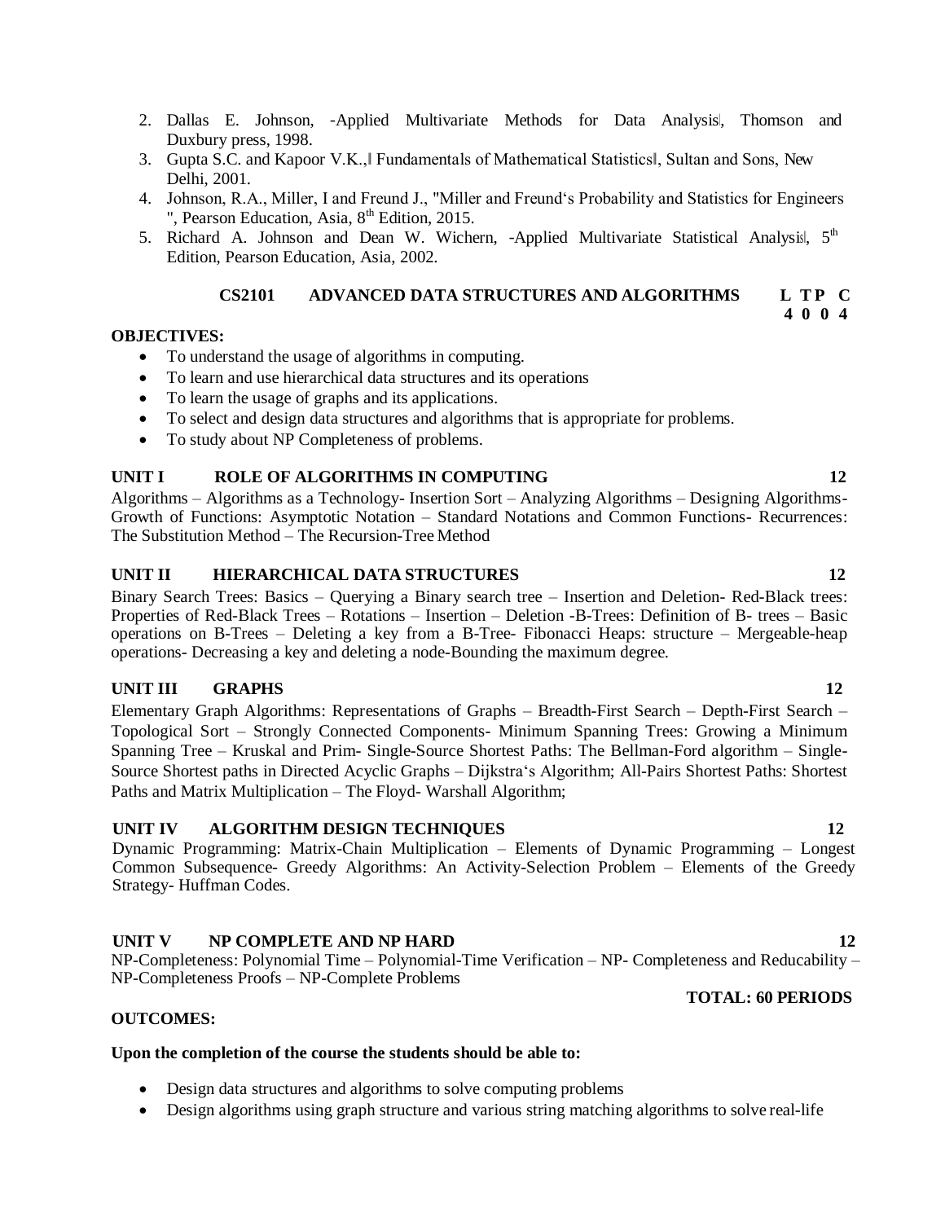2. Dallas E. Johnson, -Applied Multivariate Methods for Data Analysis‖, Thomson and Duxbury press, 1998.
3. Gupta S.C. and Kapoor V.K.,‖ Fundamentals of Mathematical Statistics‖, Sultan and Sons, New Delhi, 2001.
4. Johnson, R.A., Miller, I and Freund J., "Miller and Freund‘s Probability and Statistics for Engineers ", Pearson Education, Asia, 8th Edition, 2015.
5. Richard A. Johnson and Dean W. Wichern, -Applied Multivariate Statistical Analysis‖, 5th Edition, Pearson Education, Asia, 2002.

## CS2101 ADVANCED DATA STRUCTURES AND ALGORITHMS

| L | T | P | C |
|---|---|---|---|
| 4 | 0 | 0 | 4 |

**OBJECTIVES:**

- To understand the usage of algorithms in computing.
- To learn and use hierarchical data structures and its operations
- To learn the usage of graphs and its applications.
- To select and design data structures and algorithms that is appropriate for problems.
- To study about NP Completeness of problems.

**UNIT I ROLE OF ALGORITHMS IN COMPUTING** **12**

Algorithms – Algorithms as a Technology- Insertion Sort – Analyzing Algorithms – Designing Algorithms-Growth of Functions: Asymptotic Notation – Standard Notations and Common Functions- Recurrences: The Substitution Method – The Recursion-Tree Method

**UNIT II HIERARCHICAL DATA STRUCTURES** **12**

Binary Search Trees: Basics – Querying a Binary search tree – Insertion and Deletion- Red-Black trees: Properties of Red-Black Trees – Rotations – Insertion – Deletion -B-Trees: Definition of B- trees – Basic operations on B-Trees – Deleting a key from a B-Tree- Fibonacci Heaps: structure – Mergeable-heap operations- Decreasing a key and deleting a node-Bounding the maximum degree.

**UNIT III GRAPHS** **12**

Elementary Graph Algorithms: Representations of Graphs – Breadth-First Search – Depth-First Search – Topological Sort – Strongly Connected Components- Minimum Spanning Trees: Growing a Minimum Spanning Tree – Kruskal and Prim- Single-Source Shortest Paths: The Bellman-Ford algorithm – Single-Source Shortest paths in Directed Acyclic Graphs – Dijkstra‘s Algorithm; All-Pairs Shortest Paths: Shortest Paths and Matrix Multiplication – The Floyd- Warshall Algorithm;

**UNIT IV ALGORITHM DESIGN TECHNIQUES** **12**

Dynamic Programming: Matrix-Chain Multiplication – Elements of Dynamic Programming – Longest Common Subsequence- Greedy Algorithms: An Activity-Selection Problem – Elements of the Greedy Strategy- Huffman Codes.

**UNIT V NP COMPLETE AND NP HARD** **12**

NP-Completeness: Polynomial Time – Polynomial-Time Verification – NP- Completeness and Reducability – NP-Completeness Proofs – NP-Complete Problems

**TOTAL: 60 PERIODS**

**OUTCOMES:**

**Upon the completion of the course the students should be able to:**

- Design data structures and algorithms to solve computing problems
- Design algorithms using graph structure and various string matching algorithms to solve real-life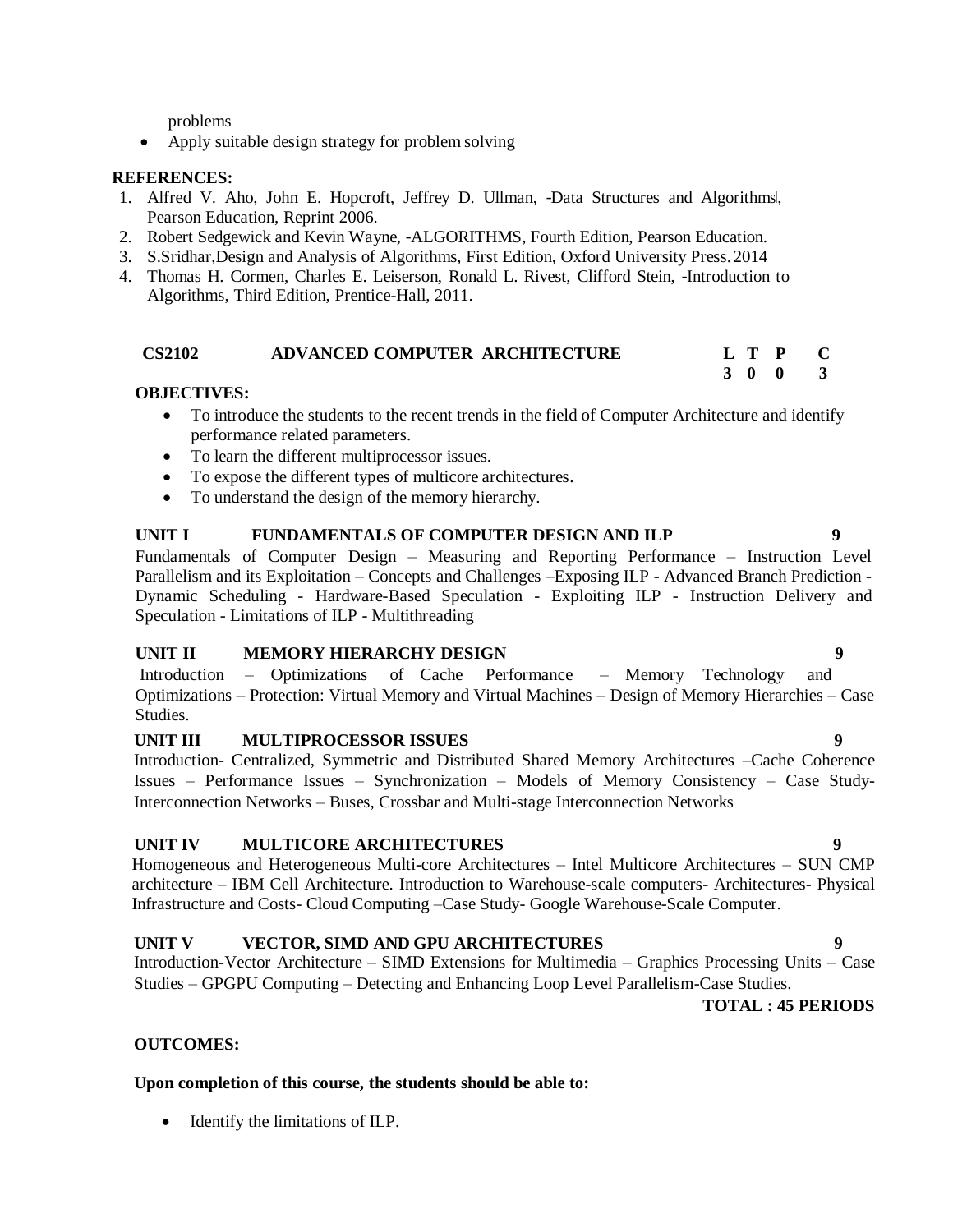problems

- Apply suitable design strategy for problem solving

**REFERENCES:**

1. Alfred V. Aho, John E. Hopcroft, Jeffrey D. Ullman, -Data Structures and Algorithms‖, Pearson Education, Reprint 2006.
2. Robert Sedgewick and Kevin Wayne, -ALGORITHMS, Fourth Edition, Pearson Education.
3. S.Sridhar,Design and Analysis of Algorithms, First Edition, Oxford University Press. 2014
4. Thomas H. Cormen, Charles E. Leiserson, Ronald L. Rivest, Clifford Stein, -Introduction to Algorithms, Third Edition, Prentice-Hall, 2011.

| | | L | T | P | C |
|---|---|---|---|---|---|
| **CS2102** | **ADVANCED COMPUTER ARCHITECTURE** | **3** | **0** | **0** | **3** |

**OBJECTIVES:**

- To introduce the students to the recent trends in the field of Computer Architecture and identify performance related parameters.
- To learn the different multiprocessor issues.
- To expose the different types of multicore architectures.
- To understand the design of the memory hierarchy.

**UNIT I FUNDAMENTALS OF COMPUTER DESIGN AND ILP 9**

Fundamentals of Computer Design – Measuring and Reporting Performance – Instruction Level Parallelism and its Exploitation – Concepts and Challenges –Exposing ILP - Advanced Branch Prediction - Dynamic Scheduling - Hardware-Based Speculation - Exploiting ILP - Instruction Delivery and Speculation - Limitations of ILP - Multithreading

**UNIT II MEMORY HIERARCHY DESIGN 9**

Introduction – Optimizations of Cache Performance – Memory Technology and Optimizations – Protection: Virtual Memory and Virtual Machines – Design of Memory Hierarchies – Case Studies.

**UNIT III MULTIPROCESSOR ISSUES 9**

Introduction- Centralized, Symmetric and Distributed Shared Memory Architectures –Cache Coherence Issues – Performance Issues – Synchronization – Models of Memory Consistency – Case Study-Interconnection Networks – Buses, Crossbar and Multi-stage Interconnection Networks

**UNIT IV MULTICORE ARCHITECTURES 9**

Homogeneous and Heterogeneous Multi-core Architectures – Intel Multicore Architectures – SUN CMP architecture – IBM Cell Architecture. Introduction to Warehouse-scale computers- Architectures- Physical Infrastructure and Costs- Cloud Computing –Case Study- Google Warehouse-Scale Computer.

**UNIT V VECTOR, SIMD AND GPU ARCHITECTURES 9**

Introduction-Vector Architecture – SIMD Extensions for Multimedia – Graphics Processing Units – Case Studies – GPGPU Computing – Detecting and Enhancing Loop Level Parallelism-Case Studies.

**TOTAL : 45 PERIODS**

**OUTCOMES:**

**Upon completion of this course, the students should be able to:**

- Identify the limitations of ILP.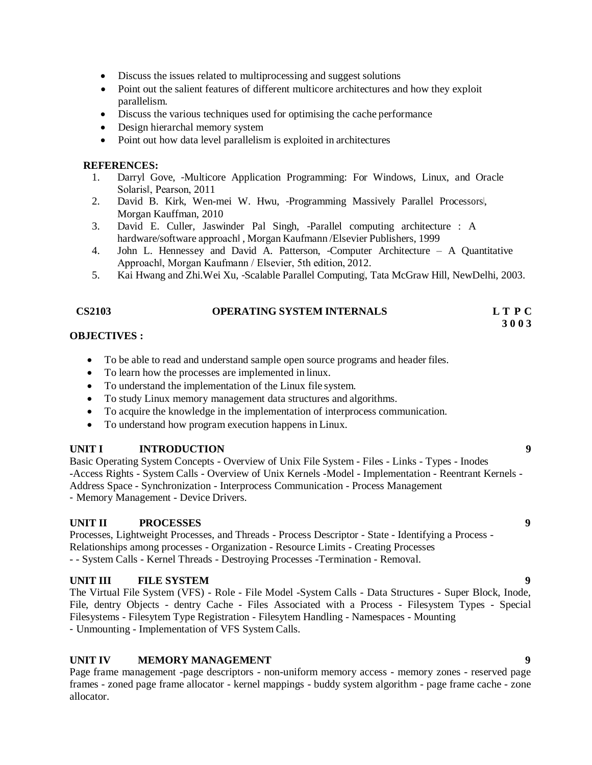- Discuss the issues related to multiprocessing and suggest solutions
- Point out the salient features of different multicore architectures and how they exploit parallelism.
- Discuss the various techniques used for optimising the cache performance
- Design hierarchal memory system
- Point out how data level parallelism is exploited in architectures

**REFERENCES:**

1. Darryl Gove, -Multicore Application Programming: For Windows, Linux, and Oracle Solaris‖, Pearson, 2011
2. David B. Kirk, Wen-mei W. Hwu, -Programming Massively Parallel Processors‖, Morgan Kauffman, 2010
3. David E. Culler, Jaswinder Pal Singh, -Parallel computing architecture : A hardware/software approach‖ , Morgan Kaufmann /Elsevier Publishers, 1999
4. John L. Hennessey and David A. Patterson, -Computer Architecture – A Quantitative Approach‖, Morgan Kaufmann / Elsevier, 5th edition, 2012.
5. Kai Hwang and Zhi.Wei Xu, -Scalable Parallel Computing‖, Tata McGraw Hill, NewDelhi, 2003.

## CS2103 OPERATING SYSTEM INTERNALS — L T P C 3 0 0 3

**OBJECTIVES :**

- To be able to read and understand sample open source programs and header files.
- To learn how the processes are implemented in linux.
- To understand the implementation of the Linux file system.
- To study Linux memory management data structures and algorithms.
- To acquire the knowledge in the implementation of interprocess communication.
- To understand how program execution happens in Linux.

**UNIT I INTRODUCTION** **9**

Basic Operating System Concepts - Overview of Unix File System - Files - Links - Types - Inodes -Access Rights - System Calls - Overview of Unix Kernels -Model - Implementation - Reentrant Kernels - Address Space - Synchronization - Interprocess Communication - Process Management - Memory Management - Device Drivers.

**UNIT II PROCESSES** **9**

Processes, Lightweight Processes, and Threads - Process Descriptor - State - Identifying a Process - Relationships among processes - Organization - Resource Limits - Creating Processes - - System Calls - Kernel Threads - Destroying Processes -Termination - Removal.

**UNIT III FILE SYSTEM** **9**

The Virtual File System (VFS) - Role - File Model -System Calls - Data Structures - Super Block, Inode, File, dentry Objects - dentry Cache - Files Associated with a Process - Filesystem Types - Special Filesystems - Filesytem Type Registration - Filesytem Handling - Namespaces - Mounting - Unmounting - Implementation of VFS System Calls.

**UNIT IV MEMORY MANAGEMENT** **9**

Page frame management -page descriptors - non-uniform memory access - memory zones - reserved page frames - zoned page frame allocator - kernel mappings - buddy system algorithm - page frame cache - zone allocator.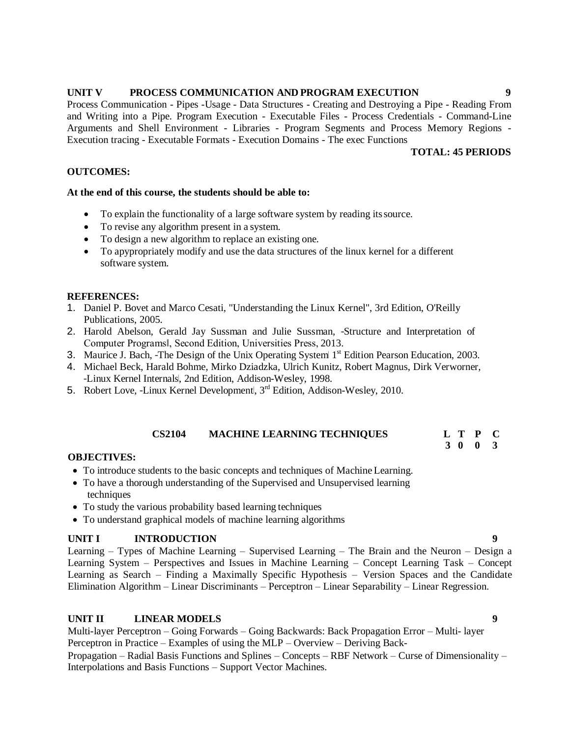**UNIT V PROCESS COMMUNICATION AND PROGRAM EXECUTION 9**

Process Communication - Pipes -Usage - Data Structures - Creating and Destroying a Pipe - Reading From and Writing into a Pipe. Program Execution - Executable Files - Process Credentials - Command-Line Arguments and Shell Environment - Libraries - Program Segments and Process Memory Regions - Execution tracing - Executable Formats - Execution Domains - The exec Functions

**TOTAL: 45 PERIODS**

**OUTCOMES:**

**At the end of this course, the students should be able to:**

- To explain the functionality of a large software system by reading its source.
- To revise any algorithm present in a system.
- To design a new algorithm to replace an existing one.
- To apypropriately modify and use the data structures of the linux kernel for a different software system.

**REFERENCES:**

1. Daniel P. Bovet and Marco Cesati, "Understanding the Linux Kernel", 3rd Edition, O'Reilly Publications, 2005.
2. Harold Abelson, Gerald Jay Sussman and Julie Sussman, -Structure and Interpretation of Computer Programs‖, Second Edition, Universities Press, 2013.
3. Maurice J. Bach, -The Design of the Unix Operating System‖ 1st Edition Pearson Education, 2003.
4. Michael Beck, Harald Bohme, Mirko Dziadzka, Ulrich Kunitz, Robert Magnus, Dirk Verworner, -Linux Kernel Internals‖, 2nd Edition, Addison-Wesley, 1998.
5. Robert Love, -Linux Kernel Development‖, 3rd Edition, Addison-Wesley, 2010.

## CS2104 MACHINE LEARNING TECHNIQUES

| L | T | P | C |
|---|---|---|---|
| 3 | 0 | 0 | 3 |

**OBJECTIVES:**

- To introduce students to the basic concepts and techniques of Machine Learning.
- To have a thorough understanding of the Supervised and Unsupervised learning techniques
- To study the various probability based learning techniques
- To understand graphical models of machine learning algorithms

**UNIT I INTRODUCTION 9**

Learning – Types of Machine Learning – Supervised Learning – The Brain and the Neuron – Design a Learning System – Perspectives and Issues in Machine Learning – Concept Learning Task – Concept Learning as Search – Finding a Maximally Specific Hypothesis – Version Spaces and the Candidate Elimination Algorithm – Linear Discriminants – Perceptron – Linear Separability – Linear Regression.

**UNIT II LINEAR MODELS 9**

Multi-layer Perceptron – Going Forwards – Going Backwards: Back Propagation Error – Multi- layer Perceptron in Practice – Examples of using the MLP – Overview – Deriving Back-Propagation – Radial Basis Functions and Splines – Concepts – RBF Network – Curse of Dimensionality – Interpolations and Basis Functions – Support Vector Machines.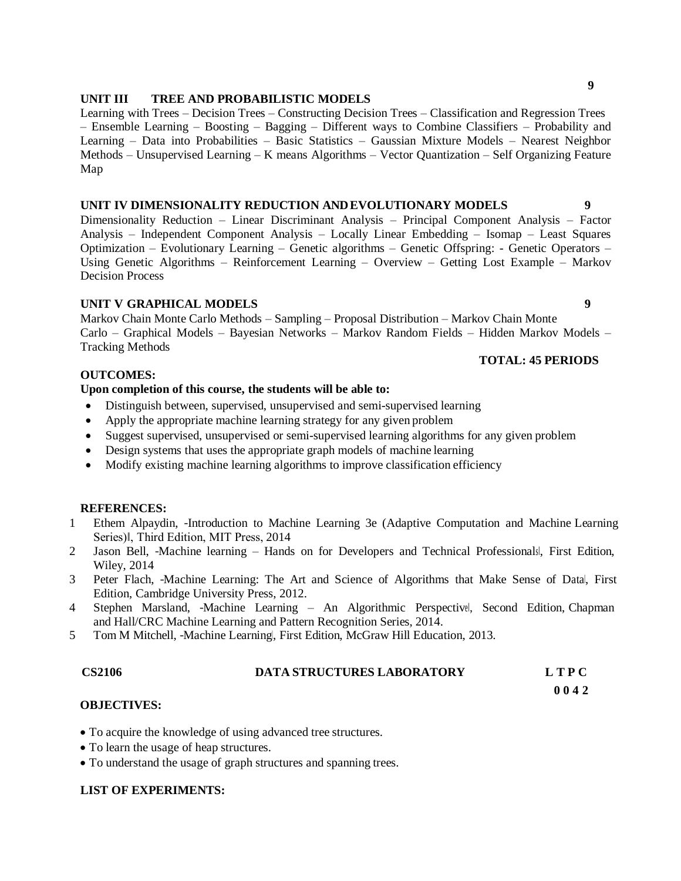### UNIT III TREE AND PROBABILISTIC MODELS 9

Learning with Trees – Decision Trees – Constructing Decision Trees – Classification and Regression Trees – Ensemble Learning – Boosting – Bagging – Different ways to Combine Classifiers – Probability and Learning – Data into Probabilities – Basic Statistics – Gaussian Mixture Models – Nearest Neighbor Methods – Unsupervised Learning – K means Algorithms – Vector Quantization – Self Organizing Feature Map

### UNIT IV DIMENSIONALITY REDUCTION AND EVOLUTIONARY MODELS 9

Dimensionality Reduction – Linear Discriminant Analysis – Principal Component Analysis – Factor Analysis – Independent Component Analysis – Locally Linear Embedding – Isomap – Least Squares Optimization – Evolutionary Learning – Genetic algorithms – Genetic Offspring: - Genetic Operators – Using Genetic Algorithms – Reinforcement Learning – Overview – Getting Lost Example – Markov Decision Process

### UNIT V GRAPHICAL MODELS 9

Markov Chain Monte Carlo Methods – Sampling – Proposal Distribution – Markov Chain Monte Carlo – Graphical Models – Bayesian Networks – Markov Random Fields – Hidden Markov Models – Tracking Methods

**TOTAL: 45 PERIODS**

**OUTCOMES:**

**Upon completion of this course, the students will be able to:**

- Distinguish between, supervised, unsupervised and semi-supervised learning
- Apply the appropriate machine learning strategy for any given problem
- Suggest supervised, unsupervised or semi-supervised learning algorithms for any given problem
- Design systems that uses the appropriate graph models of machine learning
- Modify existing machine learning algorithms to improve classification efficiency

**REFERENCES:**

1. Ethem Alpaydin, -Introduction to Machine Learning 3e (Adaptive Computation and Machine Learning Series)‖, Third Edition, MIT Press, 2014
2. Jason Bell, -Machine learning – Hands on for Developers and Technical Professionals‖, First Edition, Wiley, 2014
3. Peter Flach, -Machine Learning: The Art and Science of Algorithms that Make Sense of Data‖, First Edition, Cambridge University Press, 2012.
4. Stephen Marsland, -Machine Learning – An Algorithmic Perspective‖, Second Edition, Chapman and Hall/CRC Machine Learning and Pattern Recognition Series, 2014.
5. Tom M Mitchell, -Machine Learning‖, First Edition, McGraw Hill Education, 2013.

## CS2106 DATA STRUCTURES LABORATORY

**L T P C**
**0 0 4 2**

**OBJECTIVES:**

- To acquire the knowledge of using advanced tree structures.
- To learn the usage of heap structures.
- To understand the usage of graph structures and spanning trees.

**LIST OF EXPERIMENTS:**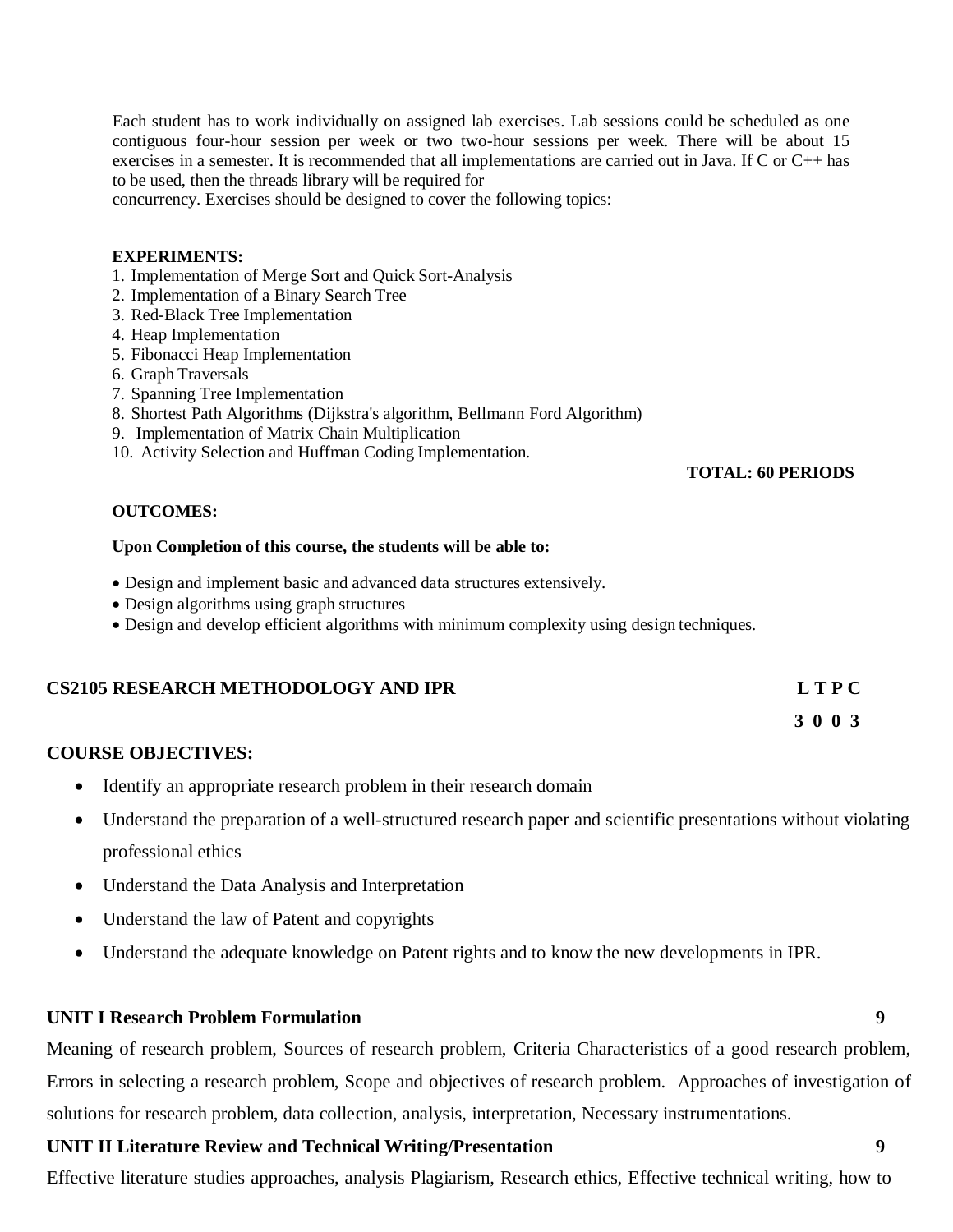Each student has to work individually on assigned lab exercises. Lab sessions could be scheduled as one contiguous four-hour session per week or two two-hour sessions per week. There will be about 15 exercises in a semester. It is recommended that all implementations are carried out in Java. If C or C++ has to be used, then the threads library will be required for
concurrency. Exercises should be designed to cover the following topics:

**EXPERIMENTS:**

1. Implementation of Merge Sort and Quick Sort-Analysis
2. Implementation of a Binary Search Tree
3. Red-Black Tree Implementation
4. Heap Implementation
5. Fibonacci Heap Implementation
6. Graph Traversals
7. Spanning Tree Implementation
8. Shortest Path Algorithms (Dijkstra's algorithm, Bellmann Ford Algorithm)
9. Implementation of Matrix Chain Multiplication
10. Activity Selection and Huffman Coding Implementation.

**TOTAL: 60 PERIODS**

**OUTCOMES:**

**Upon Completion of this course, the students will be able to:**

- Design and implement basic and advanced data structures extensively.
- Design algorithms using graph structures
- Design and develop efficient algorithms with minimum complexity using design techniques.

## CS2105 RESEARCH METHODOLOGY AND IPR

**L T P C**
**3 0 0 3**

**COURSE OBJECTIVES:**

- Identify an appropriate research problem in their research domain
- Understand the preparation of a well-structured research paper and scientific presentations without violating professional ethics
- Understand the Data Analysis and Interpretation
- Understand the law of Patent and copyrights
- Understand the adequate knowledge on Patent rights and to know the new developments in IPR.

**UNIT I Research Problem Formulation** **9**

Meaning of research problem, Sources of research problem, Criteria Characteristics of a good research problem, Errors in selecting a research problem, Scope and objectives of research problem. Approaches of investigation of solutions for research problem, data collection, analysis, interpretation, Necessary instrumentations.

**UNIT II Literature Review and Technical Writing/Presentation** **9**

Effective literature studies approaches, analysis Plagiarism, Research ethics, Effective technical writing, how to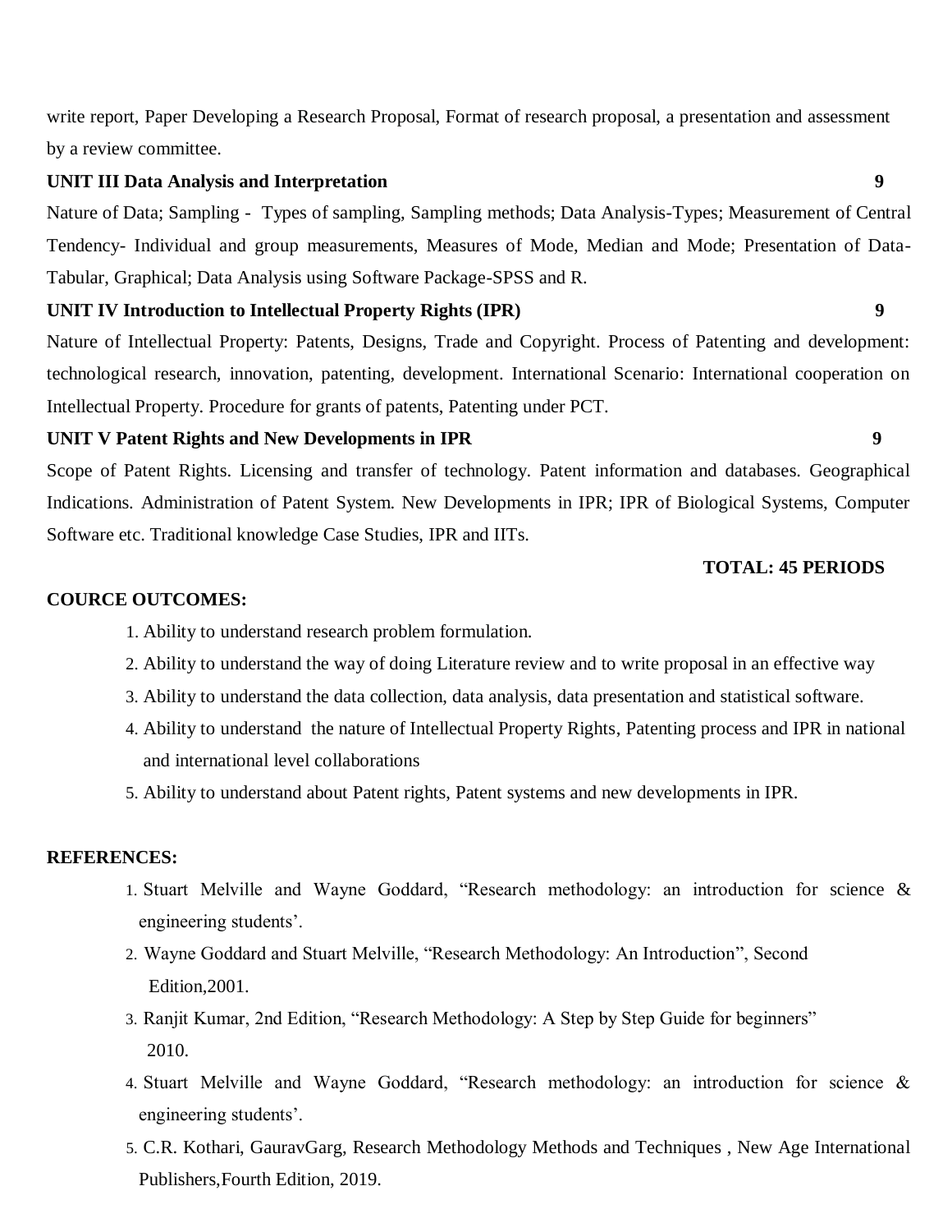write report, Paper Developing a Research Proposal, Format of research proposal, a presentation and assessment by a review committee.

**UNIT III Data Analysis and Interpretation** **9**

Nature of Data; Sampling - Types of sampling, Sampling methods; Data Analysis-Types; Measurement of Central Tendency- Individual and group measurements, Measures of Mode, Median and Mode; Presentation of Data-Tabular, Graphical; Data Analysis using Software Package-SPSS and R.

**UNIT IV Introduction to Intellectual Property Rights (IPR)** **9**

Nature of Intellectual Property: Patents, Designs, Trade and Copyright. Process of Patenting and development: technological research, innovation, patenting, development. International Scenario: International cooperation on Intellectual Property. Procedure for grants of patents, Patenting under PCT.

**UNIT V Patent Rights and New Developments in IPR** **9**

Scope of Patent Rights. Licensing and transfer of technology. Patent information and databases. Geographical Indications. Administration of Patent System. New Developments in IPR; IPR of Biological Systems, Computer Software etc. Traditional knowledge Case Studies, IPR and IITs.

**TOTAL: 45 PERIODS**

**COURCE OUTCOMES:**

1. Ability to understand research problem formulation.
2. Ability to understand the way of doing Literature review and to write proposal in an effective way
3. Ability to understand the data collection, data analysis, data presentation and statistical software.
4. Ability to understand the nature of Intellectual Property Rights, Patenting process and IPR in national and international level collaborations
5. Ability to understand about Patent rights, Patent systems and new developments in IPR.

**REFERENCES:**

1. Stuart Melville and Wayne Goddard, "Research methodology: an introduction for science & engineering students'.
2. Wayne Goddard and Stuart Melville, "Research Methodology: An Introduction", Second Edition,2001.
3. Ranjit Kumar, 2nd Edition, "Research Methodology: A Step by Step Guide for beginners" 2010.
4. Stuart Melville and Wayne Goddard, "Research methodology: an introduction for science & engineering students'.
5. C.R. Kothari, GauravGarg, Research Methodology Methods and Techniques , New Age International Publishers,Fourth Edition, 2019.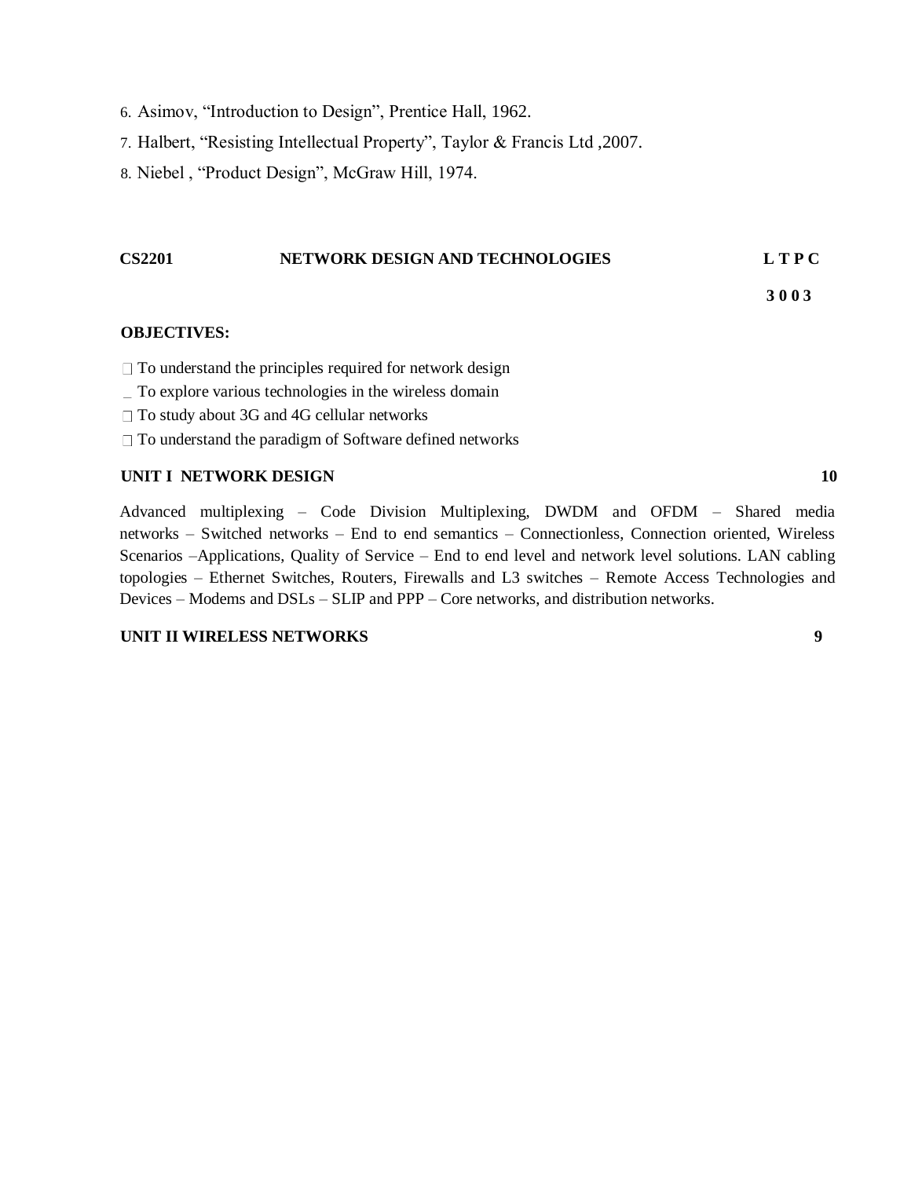6. Asimov, “Introduction to Design”, Prentice Hall, 1962.
7. Halbert, “Resisting Intellectual Property”, Taylor & Francis Ltd ,2007.
8. Niebel , “Product Design”, McGraw Hill, 1974.

**CS2201 NETWORK DESIGN AND TECHNOLOGIES L T P C**

**3 0 0 3**

**OBJECTIVES:**

- To understand the principles required for network design
- To explore various technologies in the wireless domain
- To study about 3G and 4G cellular networks
- To understand the paradigm of Software defined networks

**UNIT I NETWORK DESIGN 10**

Advanced multiplexing – Code Division Multiplexing, DWDM and OFDM – Shared media networks – Switched networks – End to end semantics – Connectionless, Connection oriented, Wireless Scenarios –Applications, Quality of Service – End to end level and network level solutions. LAN cabling topologies – Ethernet Switches, Routers, Firewalls and L3 switches – Remote Access Technologies and Devices – Modems and DSLs – SLIP and PPP – Core networks, and distribution networks.

**UNIT II WIRELESS NETWORKS 9**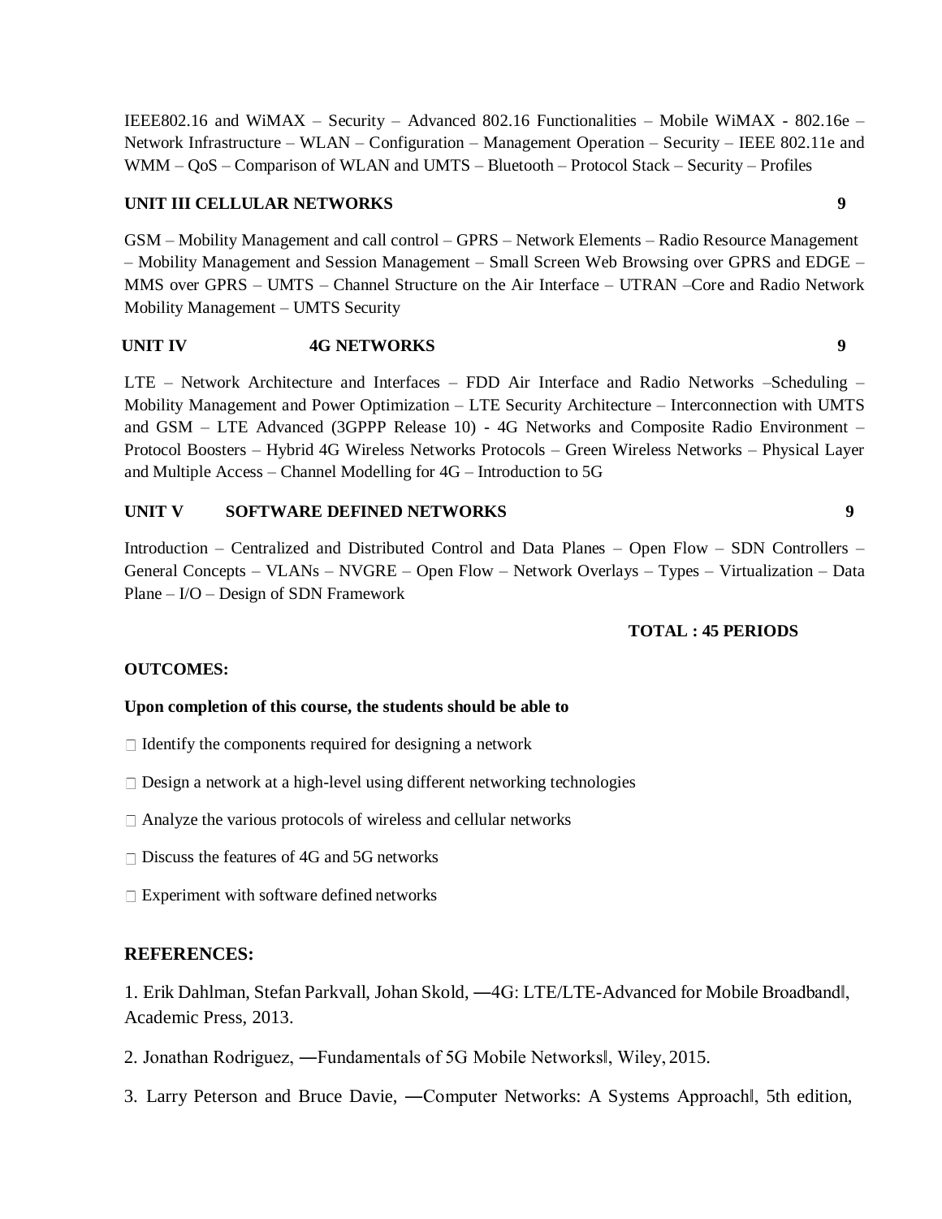IEEE802.16 and WiMAX – Security – Advanced 802.16 Functionalities – Mobile WiMAX - 802.16e – Network Infrastructure – WLAN – Configuration – Management Operation – Security – IEEE 802.11e and WMM – QoS – Comparison of WLAN and UMTS – Bluetooth – Protocol Stack – Security – Profiles

**UNIT III CELLULAR NETWORKS 9**

GSM – Mobility Management and call control – GPRS – Network Elements – Radio Resource Management – Mobility Management and Session Management – Small Screen Web Browsing over GPRS and EDGE – MMS over GPRS – UMTS – Channel Structure on the Air Interface – UTRAN –Core and Radio Network Mobility Management – UMTS Security

**UNIT IV 4G NETWORKS 9**

LTE – Network Architecture and Interfaces – FDD Air Interface and Radio Networks –Scheduling – Mobility Management and Power Optimization – LTE Security Architecture – Interconnection with UMTS and GSM – LTE Advanced (3GPPP Release 10) - 4G Networks and Composite Radio Environment – Protocol Boosters – Hybrid 4G Wireless Networks Protocols – Green Wireless Networks – Physical Layer and Multiple Access – Channel Modelling for 4G – Introduction to 5G

**UNIT V SOFTWARE DEFINED NETWORKS 9**

Introduction – Centralized and Distributed Control and Data Planes – Open Flow – SDN Controllers – General Concepts – VLANs – NVGRE – Open Flow – Network Overlays – Types – Virtualization – Data Plane – I/O – Design of SDN Framework

**TOTAL : 45 PERIODS**

**OUTCOMES:**

**Upon completion of this course, the students should be able to**

- Identify the components required for designing a network
- Design a network at a high-level using different networking technologies
- Analyze the various protocols of wireless and cellular networks
- Discuss the features of 4G and 5G networks
- Experiment with software defined networks

## REFERENCES:

1. Erik Dahlman, Stefan Parkvall, Johan Skold, ―4G: LTE/LTE-Advanced for Mobile Broadband‖, Academic Press, 2013.
2. Jonathan Rodriguez, ―Fundamentals of 5G Mobile Networks‖, Wiley, 2015.
3. Larry Peterson and Bruce Davie, ―Computer Networks: A Systems Approach‖, 5th edition,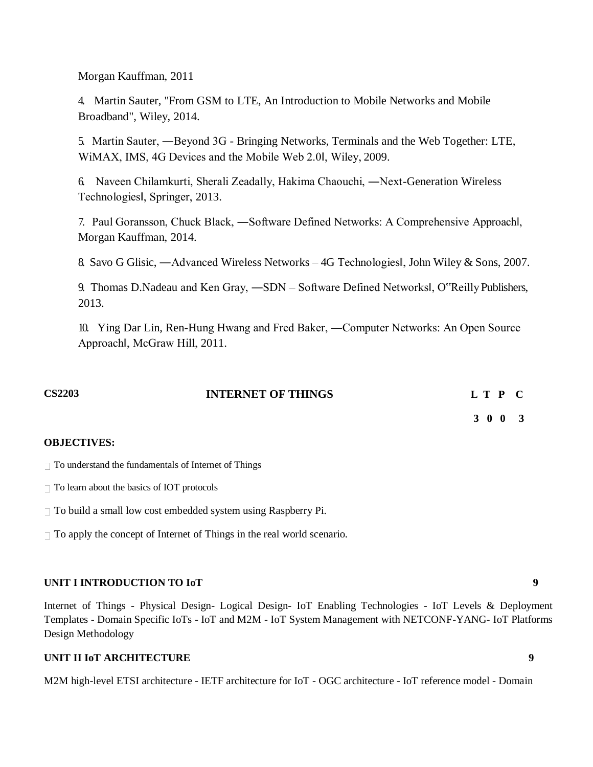Morgan Kauffman, 2011

4. Martin Sauter, "From GSM to LTE, An Introduction to Mobile Networks and Mobile Broadband", Wiley, 2014.

5. Martin Sauter, ―Beyond 3G - Bringing Networks, Terminals and the Web Together: LTE, WiMAX, IMS, 4G Devices and the Mobile Web 2.0‖, Wiley, 2009.

6. Naveen Chilamkurti, Sherali Zeadally, Hakima Chaouchi, ―Next-Generation Wireless Technologies‖, Springer, 2013.

7. Paul Goransson, Chuck Black, ―Software Defined Networks: A Comprehensive Approach‖, Morgan Kauffman, 2014.

8. Savo G Glisic, ―Advanced Wireless Networks – 4G Technologies‖, John Wiley & Sons, 2007.

9. Thomas D.Nadeau and Ken Gray, ―SDN – Software Defined Networks‖, O"Reilly Publishers, 2013.

10. Ying Dar Lin, Ren-Hung Hwang and Fred Baker, ―Computer Networks: An Open Source Approach‖, McGraw Hill, 2011.

| CS2203 | INTERNET OF THINGS | L | T | P | C |
|---|---|---|---|---|---|
| | | 3 | 0 | 0 | 3 |

**OBJECTIVES:**

- To understand the fundamentals of Internet of Things
- To learn about the basics of IOT protocols
- To build a small low cost embedded system using Raspberry Pi.
- To apply the concept of Internet of Things in the real world scenario.

**UNIT I INTRODUCTION TO IoT** **9**

Internet of Things - Physical Design- Logical Design- IoT Enabling Technologies - IoT Levels & Deployment Templates - Domain Specific IoTs - IoT and M2M - IoT System Management with NETCONF-YANG- IoT Platforms Design Methodology

**UNIT II IoT ARCHITECTURE** **9**

M2M high-level ETSI architecture - IETF architecture for IoT - OGC architecture - IoT reference model - Domain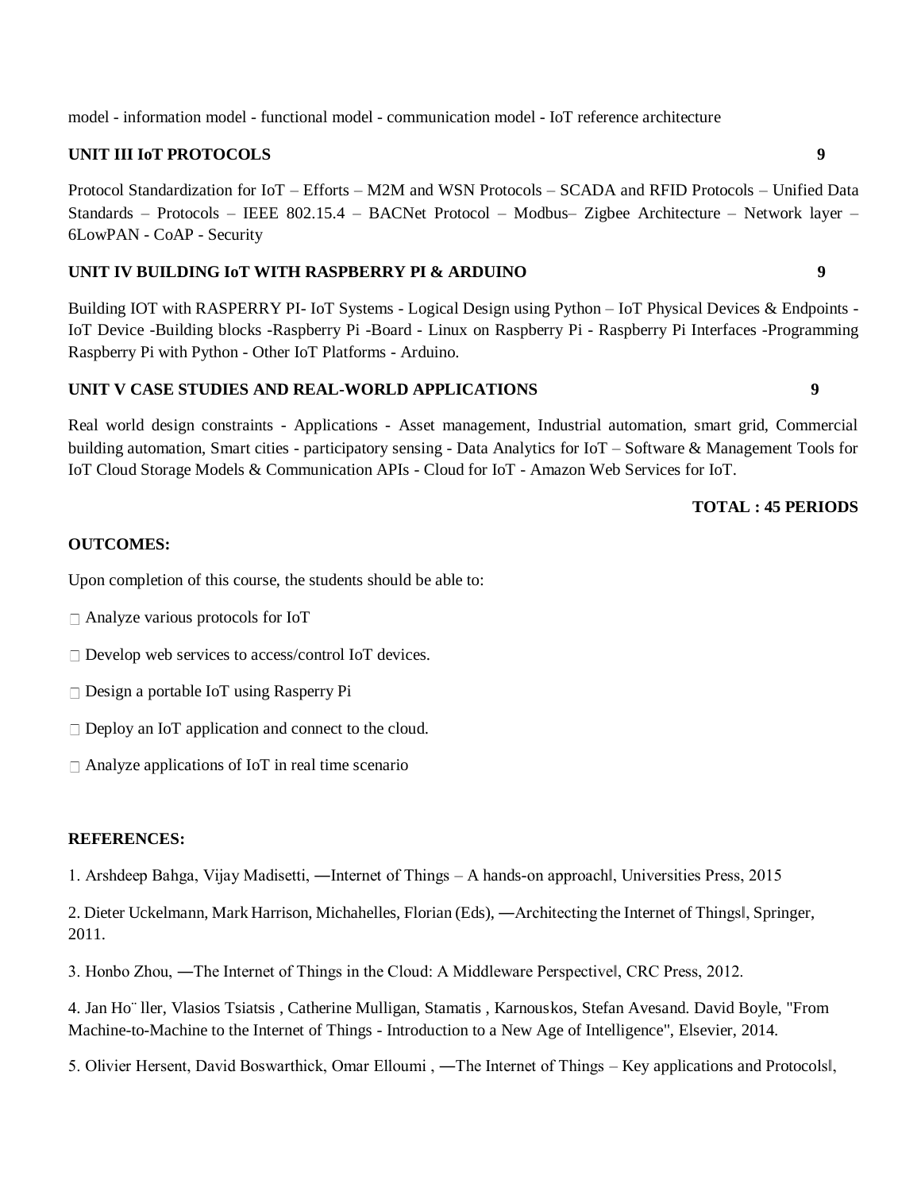model - information model - functional model - communication model - IoT reference architecture

**UNIT III IoT PROTOCOLS** **9**

Protocol Standardization for IoT – Efforts – M2M and WSN Protocols – SCADA and RFID Protocols – Unified Data Standards – Protocols – IEEE 802.15.4 – BACNet Protocol – Modbus– Zigbee Architecture – Network layer – 6LowPAN - CoAP - Security

**UNIT IV BUILDING IoT WITH RASPBERRY PI & ARDUINO** **9**

Building IOT with RASPERRY PI- IoT Systems - Logical Design using Python – IoT Physical Devices & Endpoints - IoT Device -Building blocks -Raspberry Pi -Board - Linux on Raspberry Pi - Raspberry Pi Interfaces -Programming Raspberry Pi with Python - Other IoT Platforms - Arduino.

**UNIT V CASE STUDIES AND REAL-WORLD APPLICATIONS** **9**

Real world design constraints - Applications - Asset management, Industrial automation, smart grid, Commercial building automation, Smart cities - participatory sensing - Data Analytics for IoT – Software & Management Tools for IoT Cloud Storage Models & Communication APIs - Cloud for IoT - Amazon Web Services for IoT.

**TOTAL : 45 PERIODS**

**OUTCOMES:**

Upon completion of this course, the students should be able to:

- Analyze various protocols for IoT
- Develop web services to access/control IoT devices.
- Design a portable IoT using Rasperry Pi
- Deploy an IoT application and connect to the cloud.
- Analyze applications of IoT in real time scenario

**REFERENCES:**

1. Arshdeep Bahga, Vijay Madisetti, ―Internet of Things – A hands-on approach‖, Universities Press, 2015

2. Dieter Uckelmann, Mark Harrison, Michahelles, Florian (Eds), ―Architecting the Internet of Things‖, Springer, 2011.

3. Honbo Zhou, ―The Internet of Things in the Cloud: A Middleware Perspective‖, CRC Press, 2012.

4. Jan Ho¨ ller, Vlasios Tsiatsis , Catherine Mulligan, Stamatis , Karnouskos, Stefan Avesand. David Boyle, "From Machine-to-Machine to the Internet of Things - Introduction to a New Age of Intelligence", Elsevier, 2014.

5. Olivier Hersent, David Boswarthick, Omar Elloumi , ―The Internet of Things – Key applications and Protocols‖,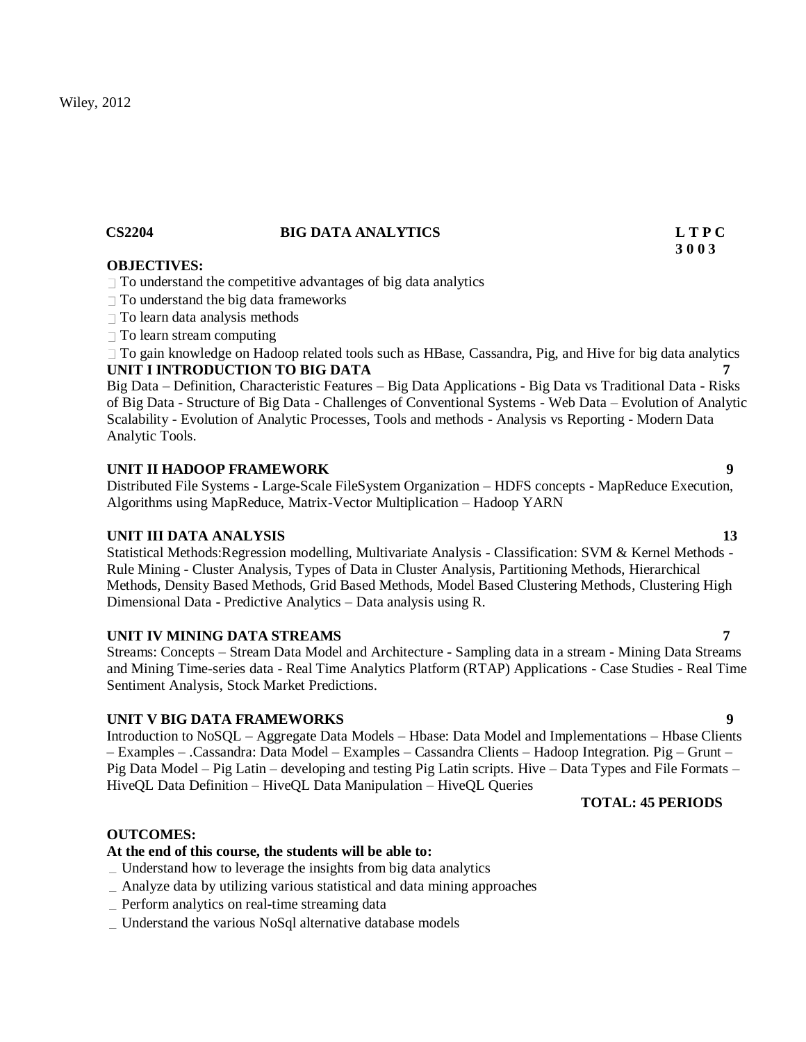Wiley, 2012

**CS2204 BIG DATA ANALYTICS L T P C**
**3 0 0 3**

**OBJECTIVES:**

- To understand the competitive advantages of big data analytics
- To understand the big data frameworks
- To learn data analysis methods
- To learn stream computing
- To gain knowledge on Hadoop related tools such as HBase, Cassandra, Pig, and Hive for big data analytics

**UNIT I INTRODUCTION TO BIG DATA 7**

Big Data – Definition, Characteristic Features – Big Data Applications - Big Data vs Traditional Data - Risks of Big Data - Structure of Big Data - Challenges of Conventional Systems - Web Data – Evolution of Analytic Scalability - Evolution of Analytic Processes, Tools and methods - Analysis vs Reporting - Modern Data Analytic Tools.

**UNIT II HADOOP FRAMEWORK 9**

Distributed File Systems - Large-Scale FileSystem Organization – HDFS concepts - MapReduce Execution, Algorithms using MapReduce, Matrix-Vector Multiplication – Hadoop YARN

**UNIT III DATA ANALYSIS 13**

Statistical Methods:Regression modelling, Multivariate Analysis - Classification: SVM & Kernel Methods - Rule Mining - Cluster Analysis, Types of Data in Cluster Analysis, Partitioning Methods, Hierarchical Methods, Density Based Methods, Grid Based Methods, Model Based Clustering Methods, Clustering High Dimensional Data - Predictive Analytics – Data analysis using R.

**UNIT IV MINING DATA STREAMS 7**

Streams: Concepts – Stream Data Model and Architecture - Sampling data in a stream - Mining Data Streams and Mining Time-series data - Real Time Analytics Platform (RTAP) Applications - Case Studies - Real Time Sentiment Analysis, Stock Market Predictions.

**UNIT V BIG DATA FRAMEWORKS 9**

Introduction to NoSQL – Aggregate Data Models – Hbase: Data Model and Implementations – Hbase Clients – Examples – .Cassandra: Data Model – Examples – Cassandra Clients – Hadoop Integration. Pig – Grunt – Pig Data Model – Pig Latin – developing and testing Pig Latin scripts. Hive – Data Types and File Formats – HiveQL Data Definition – HiveQL Data Manipulation – HiveQL Queries

**TOTAL: 45 PERIODS**

**OUTCOMES:**

**At the end of this course, the students will be able to:**

- Understand how to leverage the insights from big data analytics
- Analyze data by utilizing various statistical and data mining approaches
- Perform analytics on real-time streaming data
- Understand the various NoSql alternative database models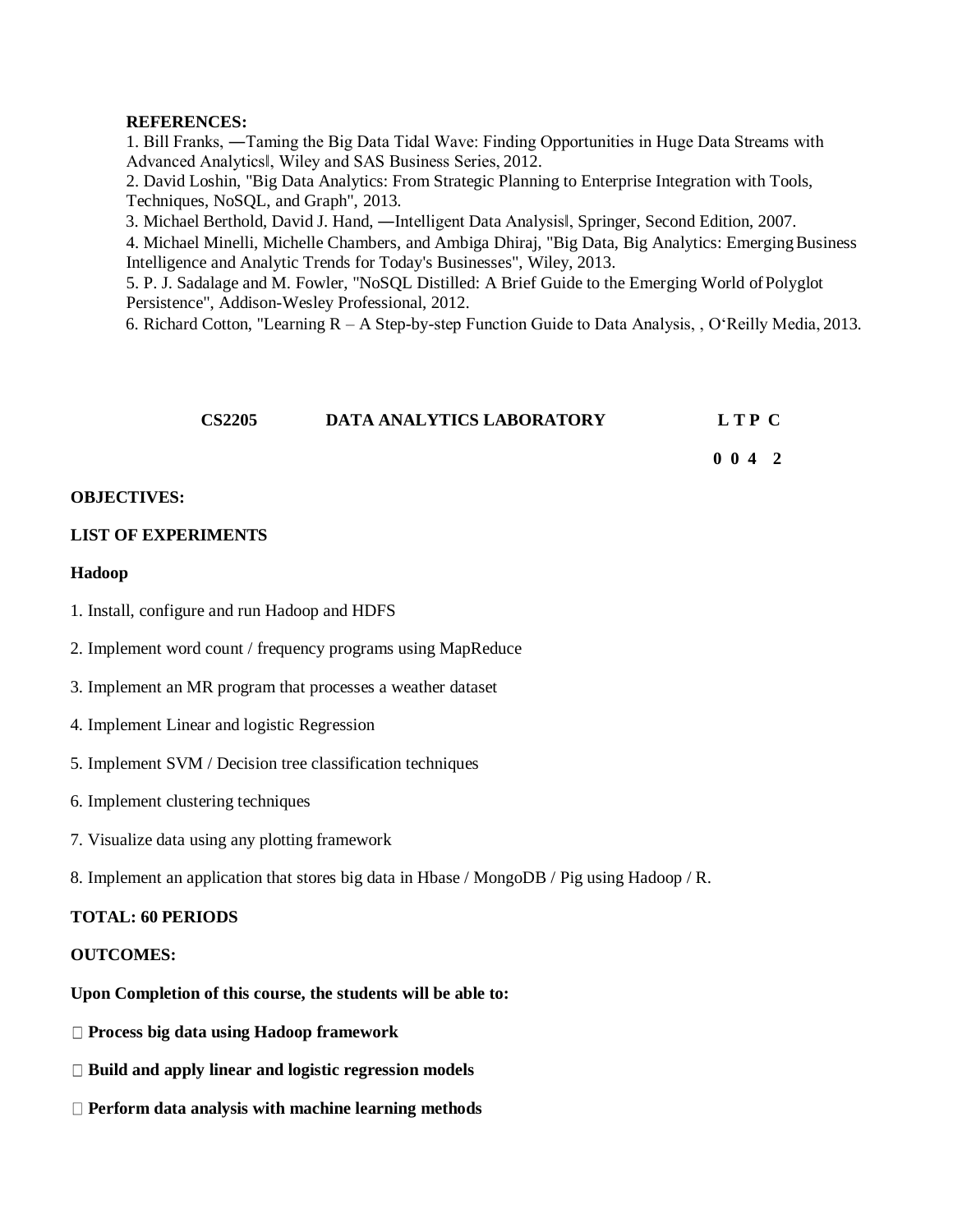**REFERENCES:**

1. Bill Franks, ―Taming the Big Data Tidal Wave: Finding Opportunities in Huge Data Streams with Advanced Analytics‖, Wiley and SAS Business Series, 2012.
2. David Loshin, "Big Data Analytics: From Strategic Planning to Enterprise Integration with Tools, Techniques, NoSQL, and Graph", 2013.
3. Michael Berthold, David J. Hand, ―Intelligent Data Analysis‖, Springer, Second Edition, 2007.
4. Michael Minelli, Michelle Chambers, and Ambiga Dhiraj, "Big Data, Big Analytics: Emerging Business Intelligence and Analytic Trends for Today's Businesses", Wiley, 2013.
5. P. J. Sadalage and M. Fowler, "NoSQL Distilled: A Brief Guide to the Emerging World of Polyglot Persistence", Addison-Wesley Professional, 2012.
6. Richard Cotton, "Learning R – A Step-by-step Function Guide to Data Analysis, , O'Reilly Media, 2013.

**CS2205 DATA ANALYTICS LABORATORY L T P C**

**0 0 4 2**

**OBJECTIVES:**

**LIST OF EXPERIMENTS**

**Hadoop**

1. Install, configure and run Hadoop and HDFS

2. Implement word count / frequency programs using MapReduce

3. Implement an MR program that processes a weather dataset

4. Implement Linear and logistic Regression

5. Implement SVM / Decision tree classification techniques

6. Implement clustering techniques

7. Visualize data using any plotting framework

8. Implement an application that stores big data in Hbase / MongoDB / Pig using Hadoop / R.

**TOTAL: 60 PERIODS**

**OUTCOMES:**

**Upon Completion of this course, the students will be able to:**

- **Process big data using Hadoop framework**
- **Build and apply linear and logistic regression models**
- **Perform data analysis with machine learning methods**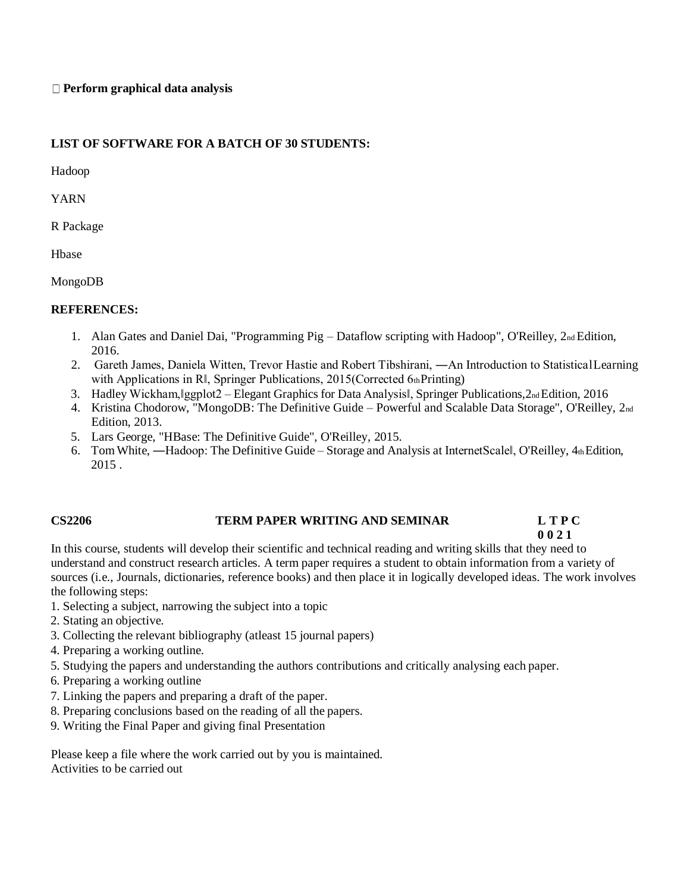- **Perform graphical data analysis**

**LIST OF SOFTWARE FOR A BATCH OF 30 STUDENTS:**

Hadoop

YARN

R Package

Hbase

MongoDB

**REFERENCES:**

1. Alan Gates and Daniel Dai, "Programming Pig – Dataflow scripting with Hadoop", O'Reilley, 2nd Edition, 2016.
2. Gareth James, Daniela Witten, Trevor Hastie and Robert Tibshirani, ―An Introduction to StatisticalLearning with Applications in R‖, Springer Publications, 2015(Corrected 6th Printing)
3. Hadley Wickham,‖ggplot2 – Elegant Graphics for Data Analysis‖, Springer Publications,2nd Edition, 2016
4. Kristina Chodorow, "MongoDB: The Definitive Guide – Powerful and Scalable Data Storage", O'Reilley, 2nd Edition, 2013.
5. Lars George, "HBase: The Definitive Guide", O'Reilley, 2015.
6. Tom White, ―Hadoop: The Definitive Guide – Storage and Analysis at InternetScale‖, O'Reilley, 4th Edition, 2015 .

**CS2206 TERM PAPER WRITING AND SEMINAR**

**L T P C**
**0 0 2 1**

In this course, students will develop their scientific and technical reading and writing skills that they need to understand and construct research articles. A term paper requires a student to obtain information from a variety of sources (i.e., Journals, dictionaries, reference books) and then place it in logically developed ideas. The work involves the following steps:

1. Selecting a subject, narrowing the subject into a topic
2. Stating an objective.
3. Collecting the relevant bibliography (atleast 15 journal papers)
4. Preparing a working outline.
5. Studying the papers and understanding the authors contributions and critically analysing each paper.
6. Preparing a working outline
7. Linking the papers and preparing a draft of the paper.
8. Preparing conclusions based on the reading of all the papers.
9. Writing the Final Paper and giving final Presentation

Please keep a file where the work carried out by you is maintained.
Activities to be carried out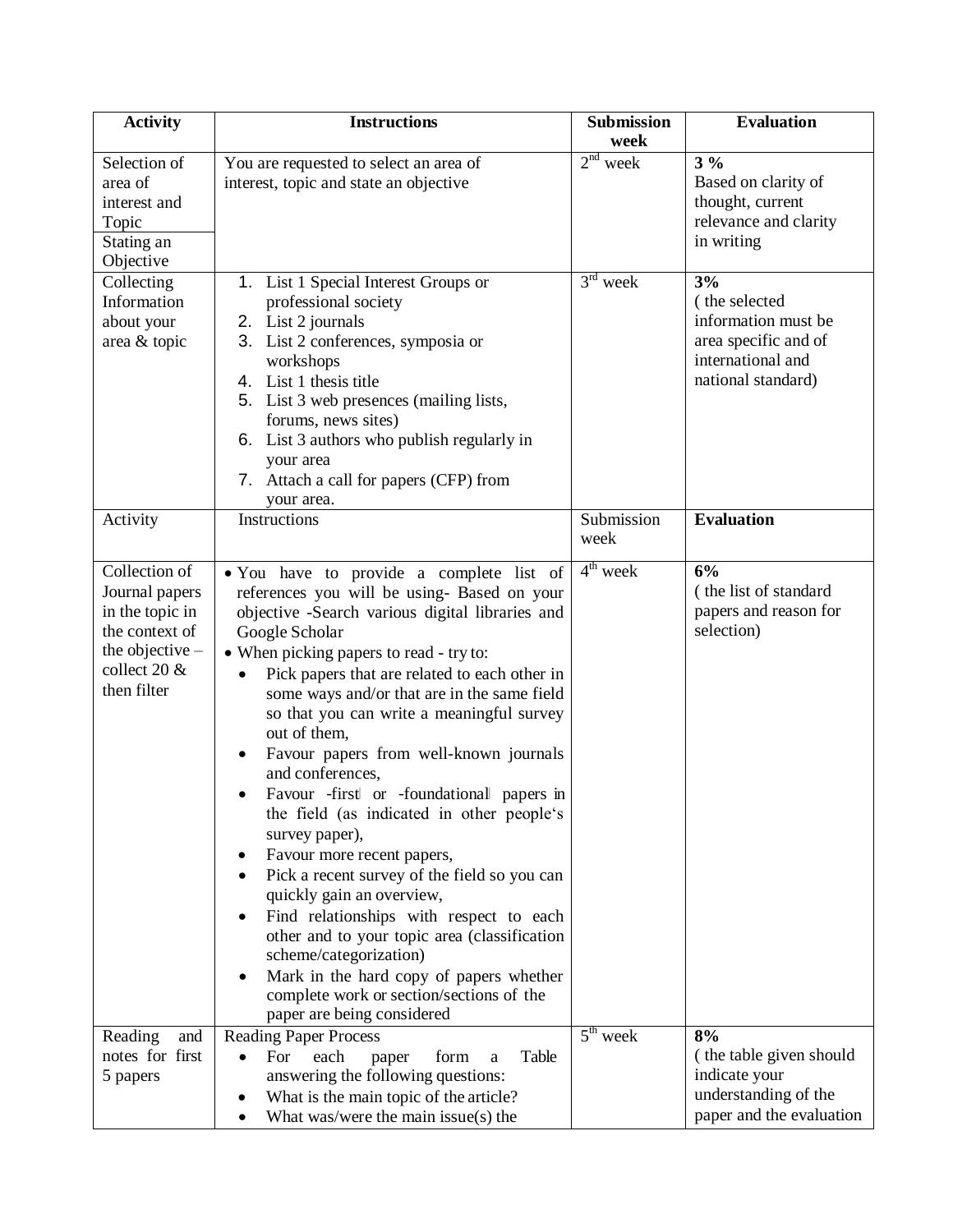| Activity | Instructions | Submission week | Evaluation |
|---|---|---|---|
| Selection of area of interest and Topic<br>Stating an Objective | You are requested to select an area of interest, topic and state an objective | 2nd week | **3 %**<br>Based on clarity of thought, current relevance and clarity in writing |
| Collecting Information about your area & topic | 1. List 1 Special Interest Groups or professional society<br>2. List 2 journals<br>3. List 2 conferences, symposia or workshops<br>4. List 1 thesis title<br>5. List 3 web presences (mailing lists, forums, news sites)<br>6. List 3 authors who publish regularly in your area<br>7. Attach a call for papers (CFP) from your area. | 3rd week | **3%**<br>( the selected information must be area specific and of international and national standard) |
| Activity | Instructions | Submission week | **Evaluation** |
| Collection of Journal papers in the topic in the context of the objective – collect 20 & then filter | • You have to provide a complete list of references you will be using- Based on your objective -Search various digital libraries and Google Scholar<br>• When picking papers to read - try to:<br>• Pick papers that are related to each other in some ways and/or that are in the same field so that you can write a meaningful survey out of them,<br>• Favour papers from well-known journals and conferences,<br>• Favour -first‖ or -foundational‖ papers in the field (as indicated in other people‗s survey paper),<br>• Favour more recent papers,<br>• Pick a recent survey of the field so you can quickly gain an overview,<br>• Find relationships with respect to each other and to your topic area (classification scheme/categorization)<br>• Mark in the hard copy of papers whether complete work or section/sections of the paper are being considered | 4th week | **6%**<br>( the list of standard papers and reason for selection) |
| Reading and notes for first 5 papers | Reading Paper Process<br>• For each paper form a Table answering the following questions:<br>• What is the main topic of the article?<br>• What was/were the main issue(s) the | 5th week | **8%**<br>( the table given should indicate your understanding of the paper and the evaluation |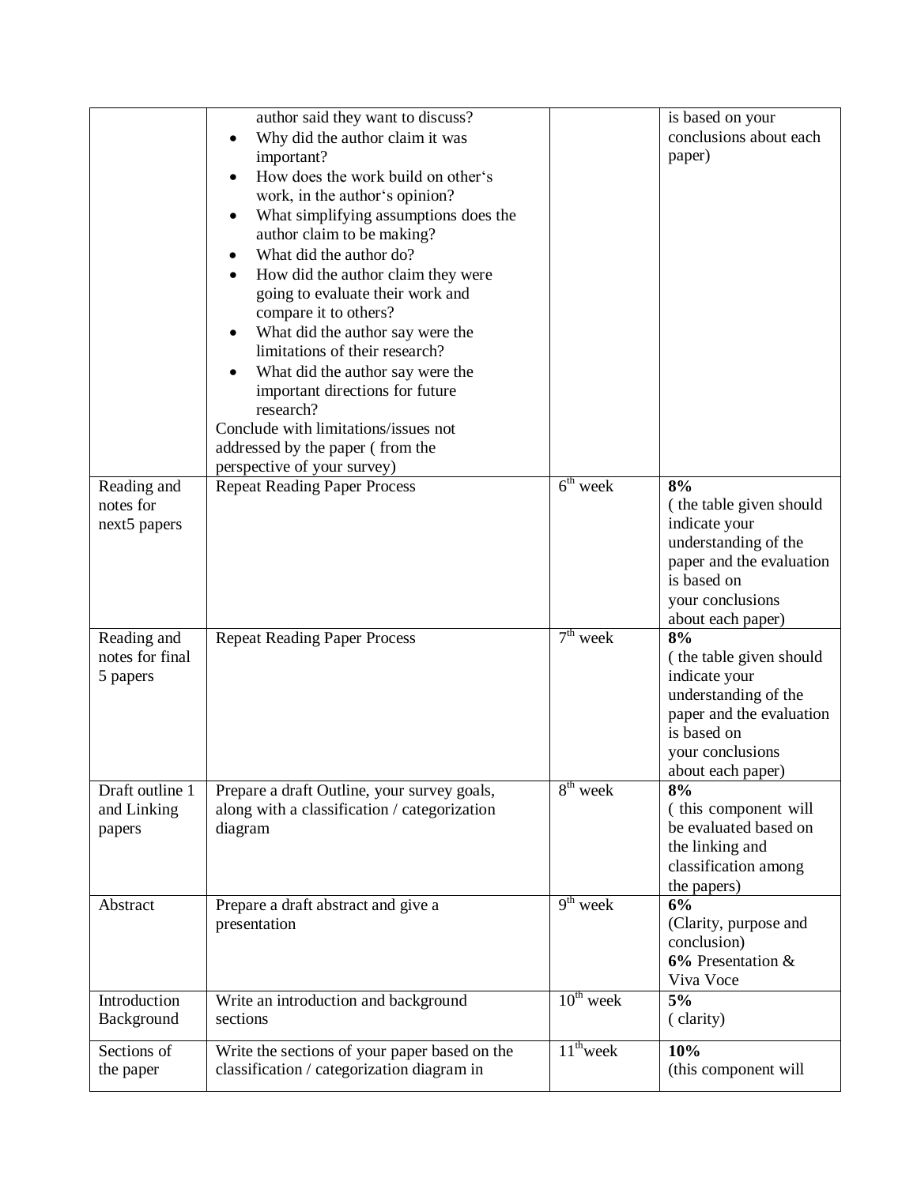| | | | |
|---|---|---|---|
| | author said they want to discuss?<br>• Why did the author claim it was important?<br>• How does the work build on other's work, in the author's opinion?<br>• What simplifying assumptions does the author claim to be making?<br>• What did the author do?<br>• How did the author claim they were going to evaluate their work and compare it to others?<br>• What did the author say were the limitations of their research?<br>• What did the author say were the important directions for future research?<br>Conclude with limitations/issues not addressed by the paper ( from the perspective of your survey) | | is based on your conclusions about each paper) |
| Reading and notes for next5 papers | Repeat Reading Paper Process | 6th week | **8%**<br>( the table given should indicate your understanding of the paper and the evaluation is based on your conclusions about each paper) |
| Reading and notes for final 5 papers | Repeat Reading Paper Process | 7th week | **8%**<br>( the table given should indicate your understanding of the paper and the evaluation is based on your conclusions about each paper) |
| Draft outline 1 and Linking papers | Prepare a draft Outline, your survey goals, along with a classification / categorization diagram | 8th week | **8%**<br>( this component will be evaluated based on the linking and classification among the papers) |
| Abstract | Prepare a draft abstract and give a presentation | 9th week | **6%**<br>(Clarity, purpose and conclusion)<br>**6%** Presentation & Viva Voce |
| Introduction Background | Write an introduction and background sections | 10th week | **5%**<br>( clarity) |
| Sections of the paper | Write the sections of your paper based on the classification / categorization diagram in | 11th week | **10%**<br>(this component will |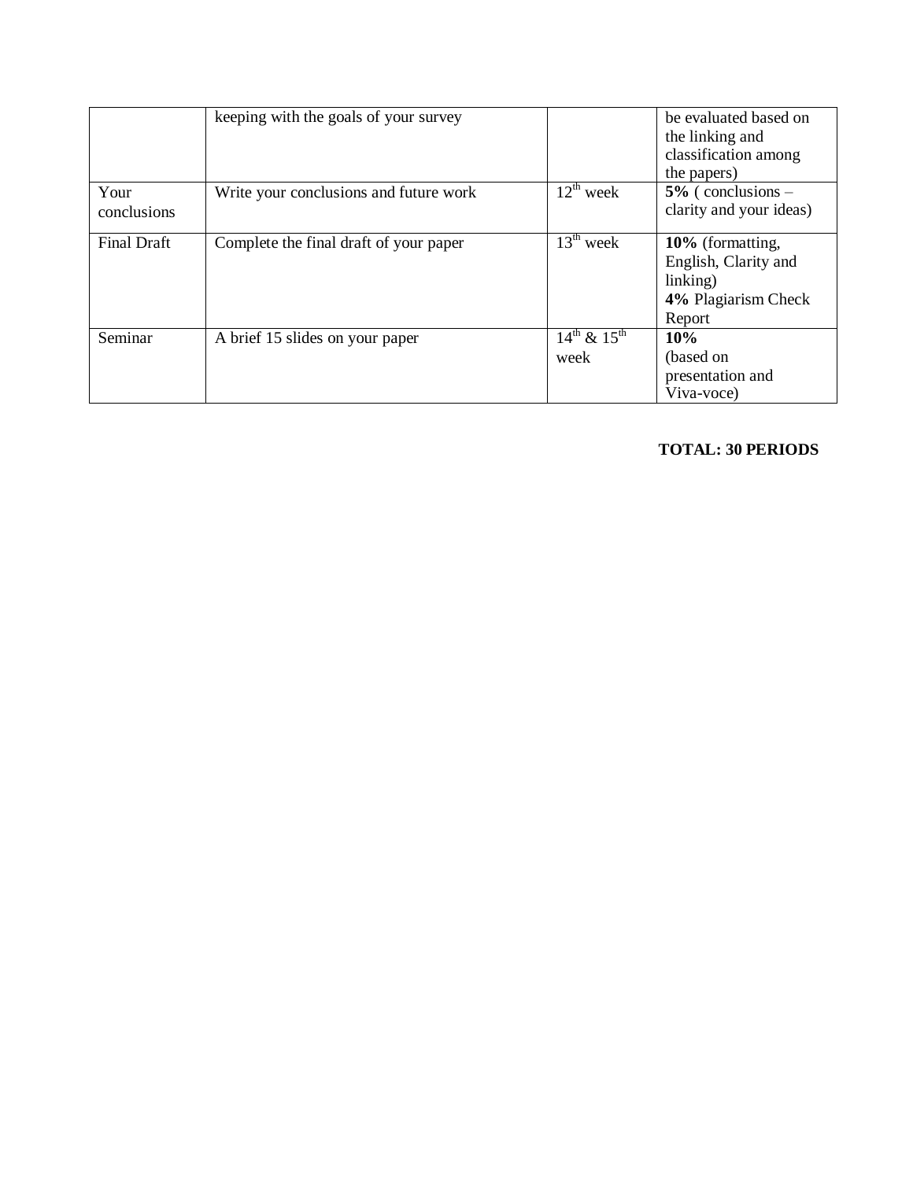| | | | |
|---|---|---|---|
| | keeping with the goals of your survey | | be evaluated based on the linking and classification among the papers) |
| Your conclusions | Write your conclusions and future work | $12^{th}$ week | **5%** ( conclusions – clarity and your ideas) |
| Final Draft | Complete the final draft of your paper | $13^{th}$ week | **10%** (formatting, English, Clarity and linking) **4%** Plagiarism Check Report |
| Seminar | A brief 15 slides on your paper | $14^{th}$ & $15^{th}$ week | **10%** (based on presentation and Viva-voce) |

**TOTAL: 30 PERIODS**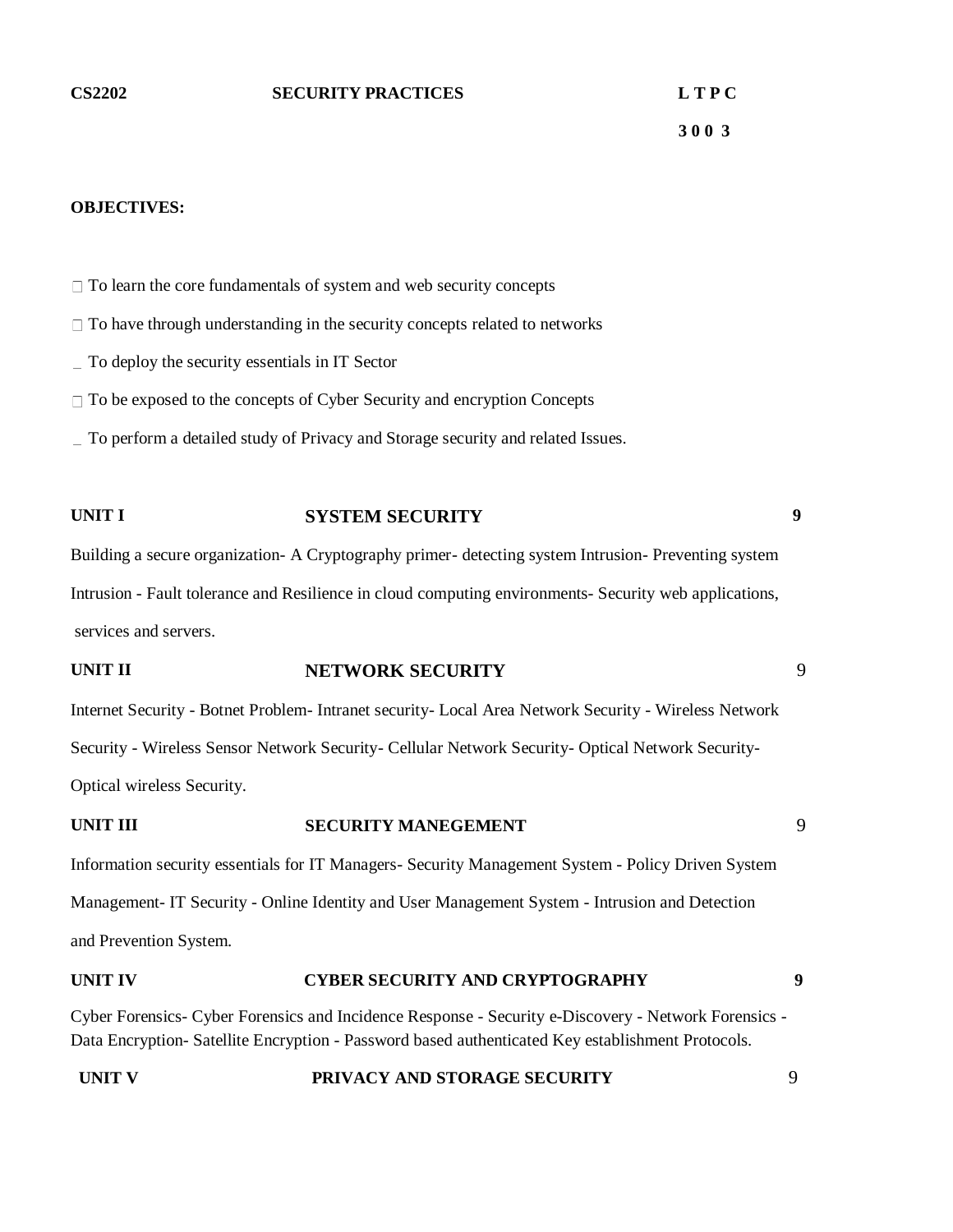**CS2202 SECURITY PRACTICES L T P C**

**3 0 0 3**

**OBJECTIVES:**

- To learn the core fundamentals of system and web security concepts
- To have through understanding in the security concepts related to networks
- To deploy the security essentials in IT Sector
- To be exposed to the concepts of Cyber Security and encryption Concepts
- To perform a detailed study of Privacy and Storage security and related Issues.

**UNIT I SYSTEM SECURITY 9**

Building a secure organization- A Cryptography primer- detecting system Intrusion- Preventing system Intrusion - Fault tolerance and Resilience in cloud computing environments- Security web applications, services and servers.

**UNIT II NETWORK SECURITY** 9

Internet Security - Botnet Problem- Intranet security- Local Area Network Security - Wireless Network Security - Wireless Sensor Network Security- Cellular Network Security- Optical Network Security- Optical wireless Security.

**UNIT III SECURITY MANEGEMENT** 9

Information security essentials for IT Managers- Security Management System - Policy Driven System Management- IT Security - Online Identity and User Management System - Intrusion and Detection and Prevention System.

**UNIT IV CYBER SECURITY AND CRYPTOGRAPHY 9**

Cyber Forensics- Cyber Forensics and Incidence Response - Security e-Discovery - Network Forensics - Data Encryption- Satellite Encryption - Password based authenticated Key establishment Protocols.

**UNIT V PRIVACY AND STORAGE SECURITY** 9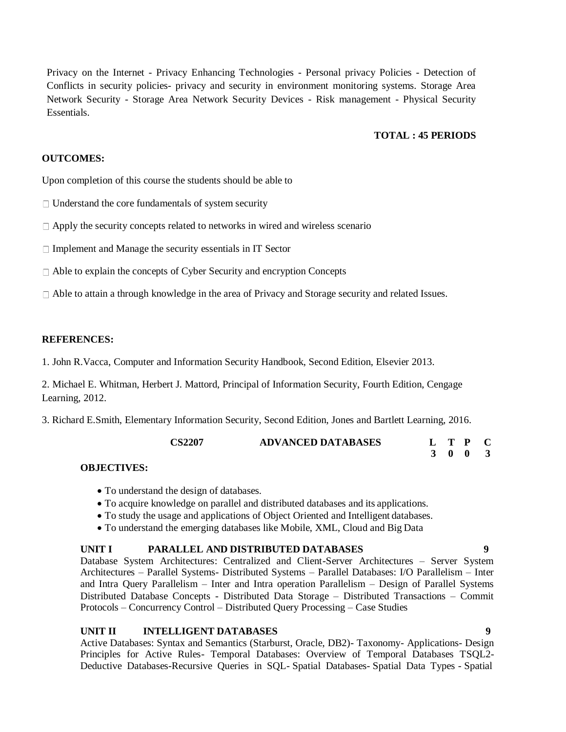Privacy on the Internet - Privacy Enhancing Technologies - Personal privacy Policies - Detection of Conflicts in security policies- privacy and security in environment monitoring systems. Storage Area Network Security - Storage Area Network Security Devices - Risk management - Physical Security Essentials.

**TOTAL : 45 PERIODS**

**OUTCOMES:**

Upon completion of this course the students should be able to

- Understand the core fundamentals of system security
- Apply the security concepts related to networks in wired and wireless scenario
- Implement and Manage the security essentials in IT Sector
- Able to explain the concepts of Cyber Security and encryption Concepts
- Able to attain a through knowledge in the area of Privacy and Storage security and related Issues.

**REFERENCES:**

1. John R.Vacca, Computer and Information Security Handbook, Second Edition, Elsevier 2013.

2. Michael E. Whitman, Herbert J. Mattord, Principal of Information Security, Fourth Edition, Cengage Learning, 2012.

3. Richard E.Smith, Elementary Information Security, Second Edition, Jones and Bartlett Learning, 2016.

| CS2207 | ADVANCED DATABASES | L | T | P | C |
|---|---|---|---|---|---|
| | | 3 | 0 | 0 | 3 |

**OBJECTIVES:**

- To understand the design of databases.
- To acquire knowledge on parallel and distributed databases and its applications.
- To study the usage and applications of Object Oriented and Intelligent databases.
- To understand the emerging databases like Mobile, XML, Cloud and Big Data

**UNIT I PARALLEL AND DISTRIBUTED DATABASES 9**

Database System Architectures: Centralized and Client-Server Architectures – Server System Architectures – Parallel Systems- Distributed Systems – Parallel Databases: I/O Parallelism – Inter and Intra Query Parallelism – Inter and Intra operation Parallelism – Design of Parallel Systems Distributed Database Concepts - Distributed Data Storage – Distributed Transactions – Commit Protocols – Concurrency Control – Distributed Query Processing – Case Studies

**UNIT II INTELLIGENT DATABASES 9**

Active Databases: Syntax and Semantics (Starburst, Oracle, DB2)- Taxonomy- Applications- Design Principles for Active Rules- Temporal Databases: Overview of Temporal Databases TSQL2- Deductive Databases-Recursive Queries in SQL- Spatial Databases- Spatial Data Types - Spatial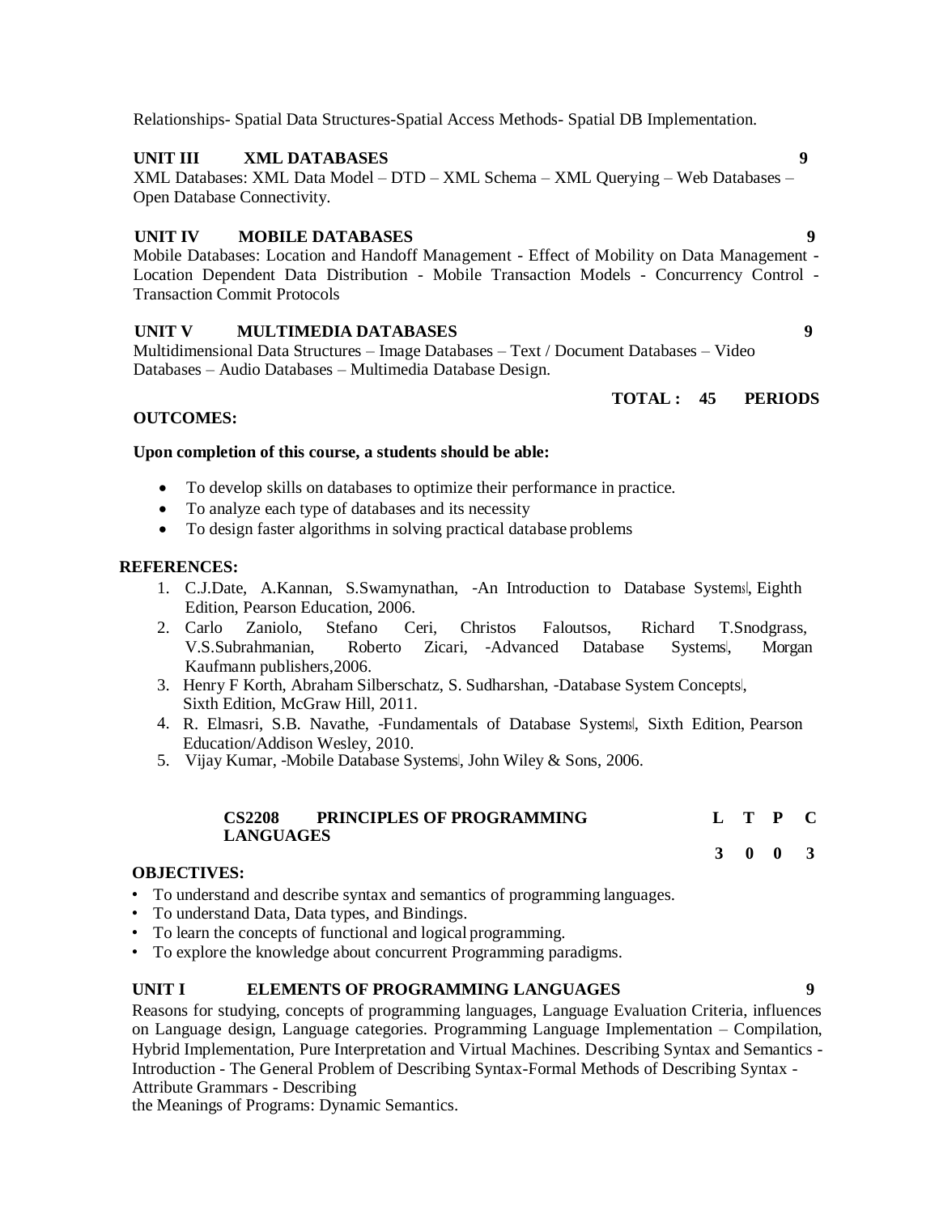Relationships- Spatial Data Structures-Spatial Access Methods- Spatial DB Implementation.

**UNIT III XML DATABASES 9**

XML Databases: XML Data Model – DTD – XML Schema – XML Querying – Web Databases – Open Database Connectivity.

**UNIT IV MOBILE DATABASES 9**

Mobile Databases: Location and Handoff Management - Effect of Mobility on Data Management - Location Dependent Data Distribution - Mobile Transaction Models - Concurrency Control - Transaction Commit Protocols

**UNIT V MULTIMEDIA DATABASES 9**

Multidimensional Data Structures – Image Databases – Text / Document Databases – Video Databases – Audio Databases – Multimedia Database Design.

**TOTAL : 45 PERIODS**

**OUTCOMES:**

**Upon completion of this course, a students should be able:**

- To develop skills on databases to optimize their performance in practice.
- To analyze each type of databases and its necessity
- To design faster algorithms in solving practical database problems

**REFERENCES:**

1. C.J.Date, A.Kannan, S.Swamynathan, -An Introduction to Database Systems‖, Eighth Edition, Pearson Education, 2006.
2. Carlo Zaniolo, Stefano Ceri, Christos Faloutsos, Richard T.Snodgrass, V.S.Subrahmanian, Roberto Zicari, -Advanced Database Systems‖, Morgan Kaufmann publishers,2006.
3. Henry F Korth, Abraham Silberschatz, S. Sudharshan, -Database System Concepts‖, Sixth Edition, McGraw Hill, 2011.
4. R. Elmasri, S.B. Navathe, -Fundamentals of Database Systems‖, Sixth Edition, Pearson Education/Addison Wesley, 2010.
5. Vijay Kumar, -Mobile Database Systems‖, John Wiley & Sons, 2006.

## CS2208 PRINCIPLES OF PROGRAMMING LANGUAGES

| L | T | P | C |
|---|---|---|---|
| 3 | 0 | 0 | 3 |

**OBJECTIVES:**

- To understand and describe syntax and semantics of programming languages.
- To understand Data, Data types, and Bindings.
- To learn the concepts of functional and logical programming.
- To explore the knowledge about concurrent Programming paradigms.

**UNIT I ELEMENTS OF PROGRAMMING LANGUAGES 9**

Reasons for studying, concepts of programming languages, Language Evaluation Criteria, influences on Language design, Language categories. Programming Language Implementation – Compilation, Hybrid Implementation, Pure Interpretation and Virtual Machines. Describing Syntax and Semantics - Introduction - The General Problem of Describing Syntax-Formal Methods of Describing Syntax - Attribute Grammars - Describing
the Meanings of Programs: Dynamic Semantics.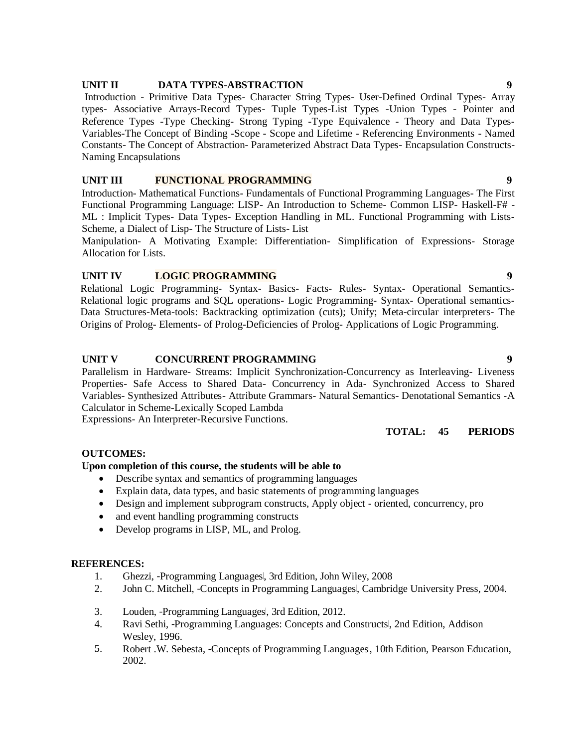**UNIT II DATA TYPES-ABSTRACTION 9**

Introduction - Primitive Data Types- Character String Types- User-Defined Ordinal Types- Array types- Associative Arrays-Record Types- Tuple Types-List Types -Union Types - Pointer and Reference Types -Type Checking- Strong Typing -Type Equivalence - Theory and Data Types-Variables-The Concept of Binding -Scope - Scope and Lifetime - Referencing Environments - Named Constants- The Concept of Abstraction- Parameterized Abstract Data Types- Encapsulation Constructs-Naming Encapsulations

**UNIT III FUNCTIONAL PROGRAMMING 9**

Introduction- Mathematical Functions- Fundamentals of Functional Programming Languages- The First Functional Programming Language: LISP- An Introduction to Scheme- Common LISP- Haskell-F# - ML : Implicit Types- Data Types- Exception Handling in ML. Functional Programming with Lists-Scheme, a Dialect of Lisp- The Structure of Lists- List

Manipulation- A Motivating Example: Differentiation- Simplification of Expressions- Storage Allocation for Lists.

**UNIT IV LOGIC PROGRAMMING 9**

Relational Logic Programming- Syntax- Basics- Facts- Rules- Syntax- Operational Semantics-Relational logic programs and SQL operations- Logic Programming- Syntax- Operational semantics-Data Structures-Meta-tools: Backtracking optimization (cuts); Unify; Meta-circular interpreters- The Origins of Prolog- Elements- of Prolog-Deficiencies of Prolog- Applications of Logic Programming.

**UNIT V CONCURRENT PROGRAMMING 9**

Parallelism in Hardware- Streams: Implicit Synchronization-Concurrency as Interleaving- Liveness Properties- Safe Access to Shared Data- Concurrency in Ada- Synchronized Access to Shared Variables- Synthesized Attributes- Attribute Grammars- Natural Semantics- Denotational Semantics -A Calculator in Scheme-Lexically Scoped Lambda

Expressions- An Interpreter-Recursive Functions.

**TOTAL: 45 PERIODS**

**OUTCOMES:**

**Upon completion of this course, the students will be able to**

- Describe syntax and semantics of programming languages
- Explain data, data types, and basic statements of programming languages
- Design and implement subprogram constructs, Apply object - oriented, concurrency, pro
- and event handling programming constructs
- Develop programs in LISP, ML, and Prolog.

**REFERENCES:**

1. Ghezzi, -Programming Languages‖, 3rd Edition, John Wiley, 2008
2. John C. Mitchell, -Concepts in Programming Languages‖, Cambridge University Press, 2004.
3. Louden, -Programming Languages‖, 3rd Edition, 2012.
4. Ravi Sethi, -Programming Languages: Concepts and Constructs‖, 2nd Edition, Addison Wesley, 1996.
5. Robert .W. Sebesta, -Concepts of Programming Languages‖, 10th Edition, Pearson Education, 2002.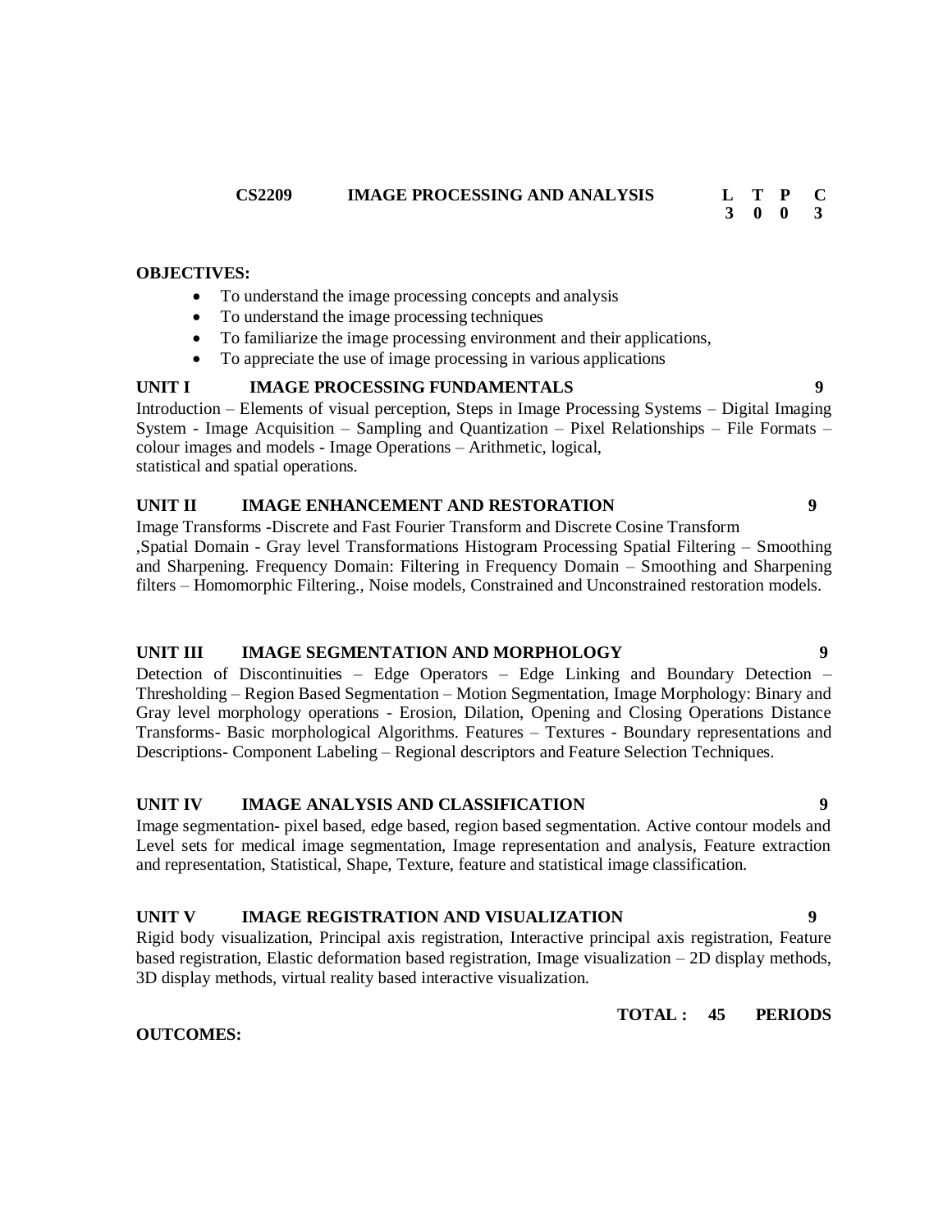**CS2209 IMAGE PROCESSING AND ANALYSIS**

| L | T | P | C |
|---|---|---|---|
| 3 | 0 | 0 | 3 |

**OBJECTIVES:**

- To understand the image processing concepts and analysis
- To understand the image processing techniques
- To familiarize the image processing environment and their applications,
- To appreciate the use of image processing in various applications

**UNIT I IMAGE PROCESSING FUNDAMENTALS 9**

Introduction – Elements of visual perception, Steps in Image Processing Systems – Digital Imaging System - Image Acquisition – Sampling and Quantization – Pixel Relationships – File Formats – colour images and models - Image Operations – Arithmetic, logical, statistical and spatial operations.

**UNIT II IMAGE ENHANCEMENT AND RESTORATION 9**

Image Transforms -Discrete and Fast Fourier Transform and Discrete Cosine Transform ,Spatial Domain - Gray level Transformations Histogram Processing Spatial Filtering – Smoothing and Sharpening. Frequency Domain: Filtering in Frequency Domain – Smoothing and Sharpening filters – Homomorphic Filtering., Noise models, Constrained and Unconstrained restoration models.

**UNIT III IMAGE SEGMENTATION AND MORPHOLOGY 9**

Detection of Discontinuities – Edge Operators – Edge Linking and Boundary Detection – Thresholding – Region Based Segmentation – Motion Segmentation, Image Morphology: Binary and Gray level morphology operations - Erosion, Dilation, Opening and Closing Operations Distance Transforms- Basic morphological Algorithms. Features – Textures - Boundary representations and Descriptions- Component Labeling – Regional descriptors and Feature Selection Techniques.

**UNIT IV IMAGE ANALYSIS AND CLASSIFICATION 9**

Image segmentation- pixel based, edge based, region based segmentation. Active contour models and Level sets for medical image segmentation, Image representation and analysis, Feature extraction and representation, Statistical, Shape, Texture, feature and statistical image classification.

**UNIT V IMAGE REGISTRATION AND VISUALIZATION 9**

Rigid body visualization, Principal axis registration, Interactive principal axis registration, Feature based registration, Elastic deformation based registration, Image visualization – 2D display methods, 3D display methods, virtual reality based interactive visualization.

**TOTAL : 45 PERIODS**

**OUTCOMES:**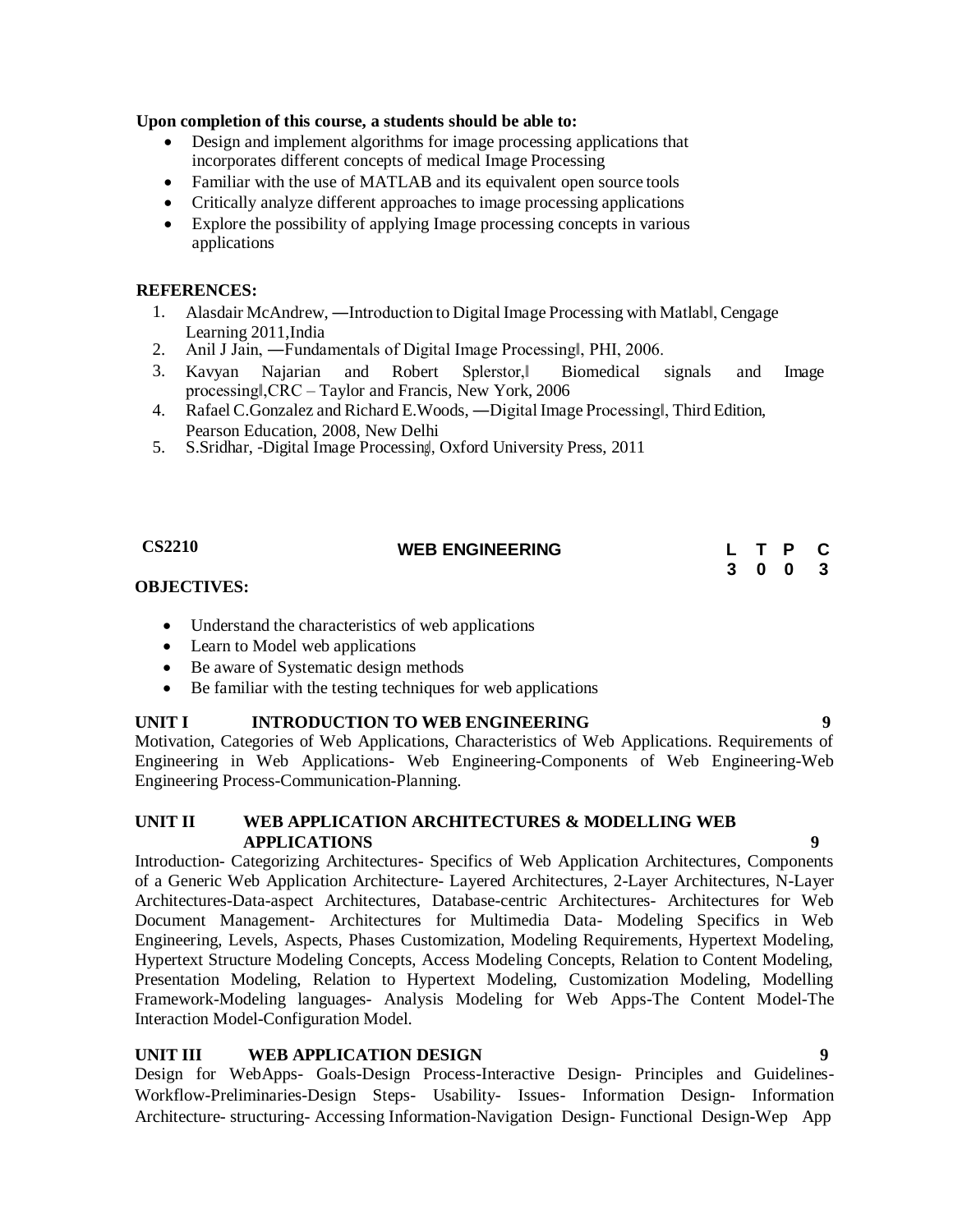**Upon completion of this course, a students should be able to:**

- Design and implement algorithms for image processing applications that incorporates different concepts of medical Image Processing
- Familiar with the use of MATLAB and its equivalent open source tools
- Critically analyze different approaches to image processing applications
- Explore the possibility of applying Image processing concepts in various applications

**REFERENCES:**

1. Alasdair McAndrew, ―Introduction to Digital Image Processing with Matlab‖, Cengage Learning 2011,India
2. Anil J Jain, ―Fundamentals of Digital Image Processing‖, PHI, 2006.
3. Kavyan Najarian and Robert Splerstor,‖ Biomedical signals and Image processing‖,CRC – Taylor and Francis, New York, 2006
4. Rafael C.Gonzalez and Richard E.Woods, ―Digital Image Processing‖, Third Edition, Pearson Education, 2008, New Delhi
5. S.Sridhar, -Digital Image Processing‖, Oxford University Press, 2011

## CS2210 WEB ENGINEERING

| L | T | P | C |
|---|---|---|---|
| 3 | 0 | 0 | 3 |

**OBJECTIVES:**

- Understand the characteristics of web applications
- Learn to Model web applications
- Be aware of Systematic design methods
- Be familiar with the testing techniques for web applications

**UNIT I INTRODUCTION TO WEB ENGINEERING 9**

Motivation, Categories of Web Applications, Characteristics of Web Applications. Requirements of Engineering in Web Applications- Web Engineering-Components of Web Engineering-Web Engineering Process-Communication-Planning.

**UNIT II WEB APPLICATION ARCHITECTURES & MODELLING WEB APPLICATIONS 9**

Introduction- Categorizing Architectures- Specifics of Web Application Architectures, Components of a Generic Web Application Architecture- Layered Architectures, 2-Layer Architectures, N-Layer Architectures-Data-aspect Architectures, Database-centric Architectures- Architectures for Web Document Management- Architectures for Multimedia Data- Modeling Specifics in Web Engineering, Levels, Aspects, Phases Customization, Modeling Requirements, Hypertext Modeling, Hypertext Structure Modeling Concepts, Access Modeling Concepts, Relation to Content Modeling, Presentation Modeling, Relation to Hypertext Modeling, Customization Modeling, Modelling Framework-Modeling languages- Analysis Modeling for Web Apps-The Content Model-The Interaction Model-Configuration Model.

**UNIT III WEB APPLICATION DESIGN 9**

Design for WebApps- Goals-Design Process-Interactive Design- Principles and Guidelines-Workflow-Preliminaries-Design Steps- Usability- Issues- Information Design- Information Architecture- structuring- Accessing Information-Navigation Design- Functional Design-Wep App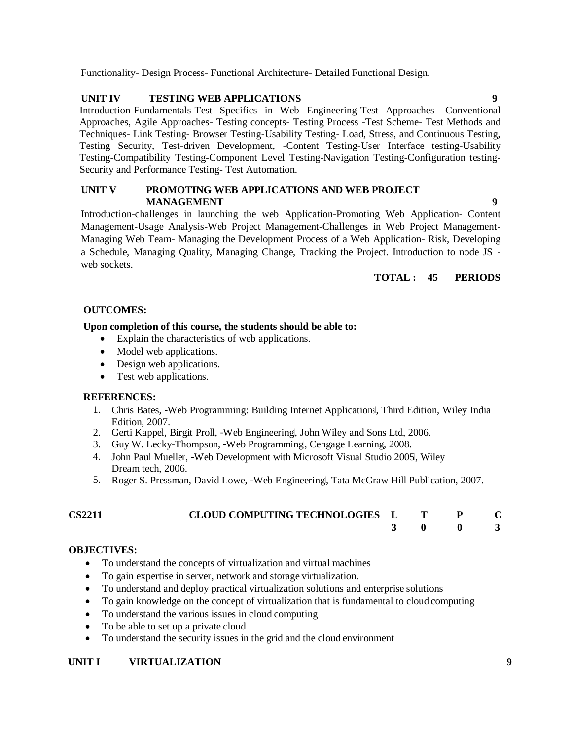Functionality- Design Process- Functional Architecture- Detailed Functional Design.

**UNIT IV TESTING WEB APPLICATIONS 9**

Introduction-Fundamentals-Test Specifics in Web Engineering-Test Approaches- Conventional Approaches, Agile Approaches- Testing concepts- Testing Process -Test Scheme- Test Methods and Techniques- Link Testing- Browser Testing-Usability Testing- Load, Stress, and Continuous Testing, Testing Security, Test-driven Development, -Content Testing-User Interface testing-Usability Testing-Compatibility Testing-Component Level Testing-Navigation Testing-Configuration testing-Security and Performance Testing- Test Automation.

**UNIT V PROMOTING WEB APPLICATIONS AND WEB PROJECT MANAGEMENT 9**

Introduction-challenges in launching the web Application-Promoting Web Application- Content Management-Usage Analysis-Web Project Management-Challenges in Web Project Management-Managing Web Team- Managing the Development Process of a Web Application- Risk, Developing a Schedule, Managing Quality, Managing Change, Tracking the Project. Introduction to node JS - web sockets.

**TOTAL : 45 PERIODS**

**OUTCOMES:**

**Upon completion of this course, the students should be able to:**

- Explain the characteristics of web applications.
- Model web applications.
- Design web applications.
- Test web applications.

**REFERENCES:**

1. Chris Bates, -Web Programming: Building Internet Applications‖, Third Edition, Wiley India Edition, 2007.
2. Gerti Kappel, Birgit Proll, -Web Engineering‖, John Wiley and Sons Ltd, 2006.
3. Guy W. Lecky-Thompson, -Web Programming‖, Cengage Learning, 2008.
4. John Paul Mueller, -Web Development with Microsoft Visual Studio 2005‖, Wiley Dream tech, 2006.
5. Roger S. Pressman, David Lowe, -Web Engineering‖, Tata McGraw Hill Publication, 2007.

| | | L | T | P | C |
|---|---|---|---|---|---|
| **CS2211** | **CLOUD COMPUTING TECHNOLOGIES** | **3** | **0** | **0** | **3** |

**OBJECTIVES:**

- To understand the concepts of virtualization and virtual machines
- To gain expertise in server, network and storage virtualization.
- To understand and deploy practical virtualization solutions and enterprise solutions
- To gain knowledge on the concept of virtualization that is fundamental to cloud computing
- To understand the various issues in cloud computing
- To be able to set up a private cloud
- To understand the security issues in the grid and the cloud environment

**UNIT I VIRTUALIZATION 9**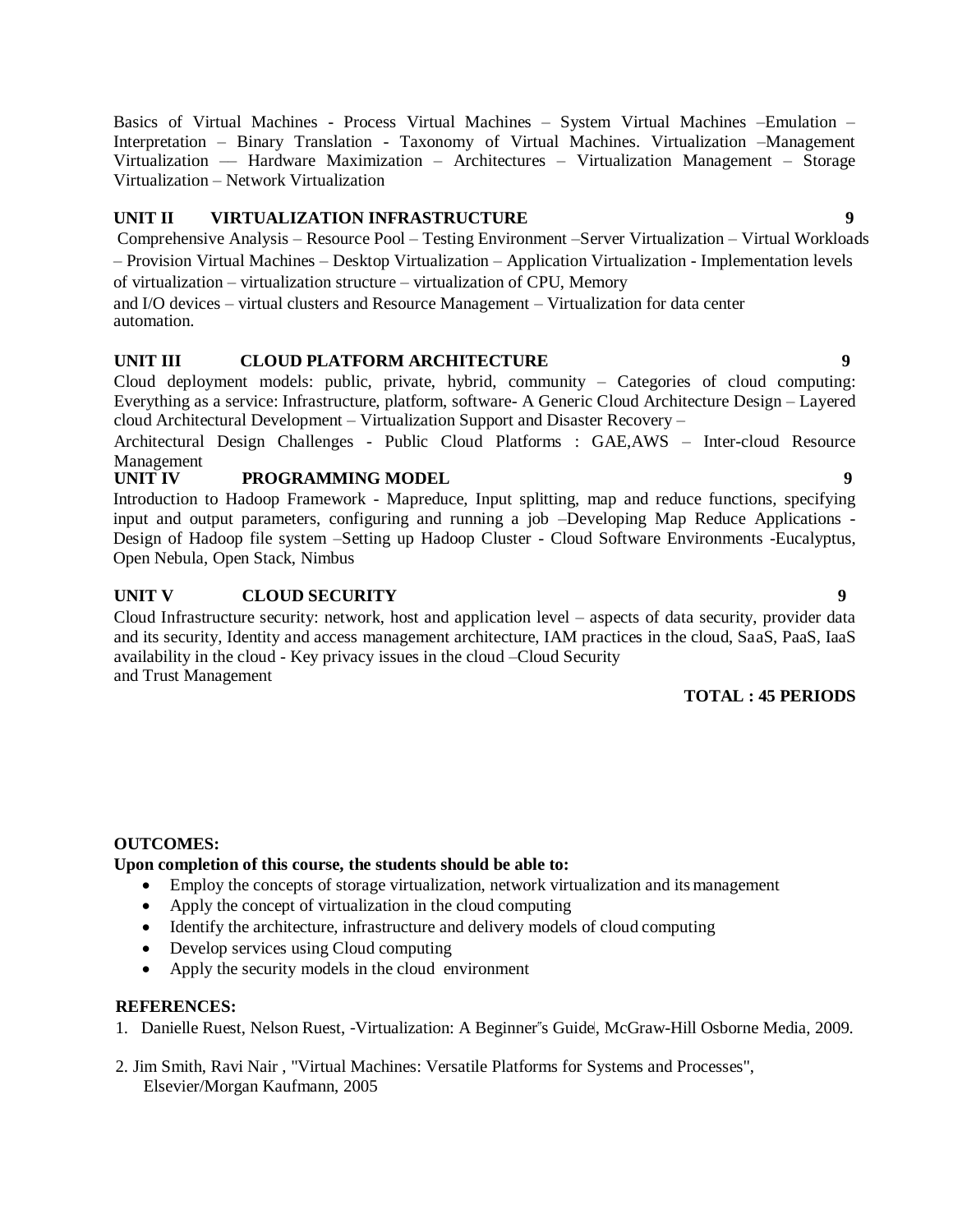Basics of Virtual Machines - Process Virtual Machines – System Virtual Machines –Emulation – Interpretation – Binary Translation - Taxonomy of Virtual Machines. Virtualization –Management Virtualization –– Hardware Maximization – Architectures – Virtualization Management – Storage Virtualization – Network Virtualization

**UNIT II VIRTUALIZATION INFRASTRUCTURE 9**

Comprehensive Analysis – Resource Pool – Testing Environment –Server Virtualization – Virtual Workloads – Provision Virtual Machines – Desktop Virtualization – Application Virtualization - Implementation levels of virtualization – virtualization structure – virtualization of CPU, Memory and I/O devices – virtual clusters and Resource Management – Virtualization for data center automation.

**UNIT III CLOUD PLATFORM ARCHITECTURE 9**

Cloud deployment models: public, private, hybrid, community – Categories of cloud computing: Everything as a service: Infrastructure, platform, software- A Generic Cloud Architecture Design – Layered cloud Architectural Development – Virtualization Support and Disaster Recovery – Architectural Design Challenges - Public Cloud Platforms : GAE,AWS – Inter-cloud Resource Management

**UNIT IV PROGRAMMING MODEL 9**

Introduction to Hadoop Framework - Mapreduce, Input splitting, map and reduce functions, specifying input and output parameters, configuring and running a job –Developing Map Reduce Applications - Design of Hadoop file system –Setting up Hadoop Cluster - Cloud Software Environments -Eucalyptus, Open Nebula, Open Stack, Nimbus

**UNIT V CLOUD SECURITY 9**

Cloud Infrastructure security: network, host and application level – aspects of data security, provider data and its security, Identity and access management architecture, IAM practices in the cloud, SaaS, PaaS, IaaS availability in the cloud - Key privacy issues in the cloud –Cloud Security and Trust Management

**TOTAL : 45 PERIODS**

**OUTCOMES:**

**Upon completion of this course, the students should be able to:**

- Employ the concepts of storage virtualization, network virtualization and its management
- Apply the concept of virtualization in the cloud computing
- Identify the architecture, infrastructure and delivery models of cloud computing
- Develop services using Cloud computing
- Apply the security models in the cloud environment

**REFERENCES:**

1. Danielle Ruest, Nelson Ruest, -Virtualization: A Beginner"s Guide|, McGraw-Hill Osborne Media, 2009.
2. Jim Smith, Ravi Nair , "Virtual Machines: Versatile Platforms for Systems and Processes", Elsevier/Morgan Kaufmann, 2005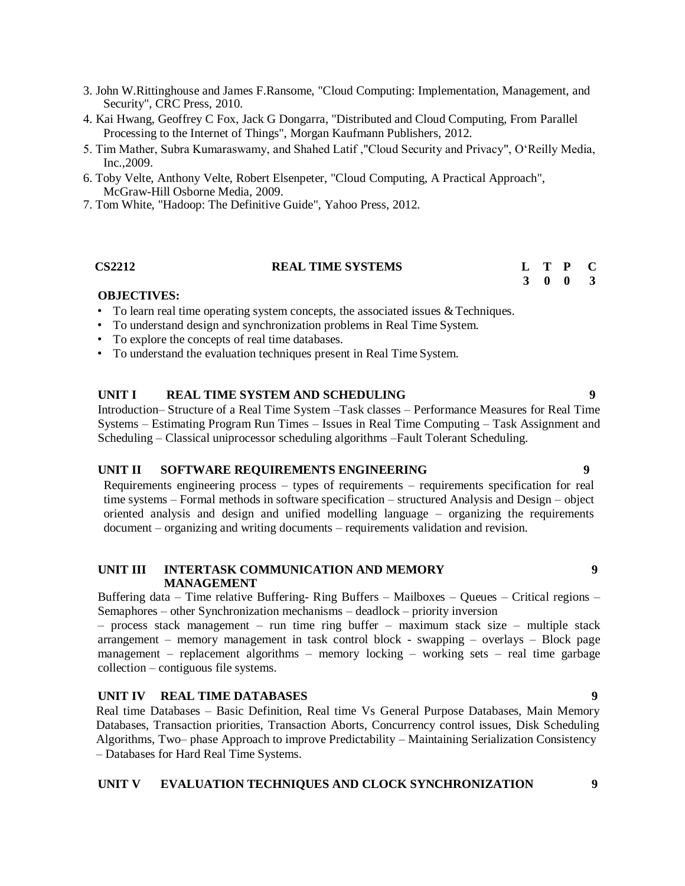3. John W.Rittinghouse and James F.Ransome, "Cloud Computing: Implementation, Management, and Security", CRC Press, 2010.
4. Kai Hwang, Geoffrey C Fox, Jack G Dongarra, "Distributed and Cloud Computing, From Parallel Processing to the Internet of Things", Morgan Kaufmann Publishers, 2012.
5. Tim Mather, Subra Kumaraswamy, and Shahed Latif ,"Cloud Security and Privacy", O'Reilly Media, Inc.,2009.
6. Toby Velte, Anthony Velte, Robert Elsenpeter, "Cloud Computing, A Practical Approach", McGraw-Hill Osborne Media, 2009.
7. Tom White, "Hadoop: The Definitive Guide", Yahoo Press, 2012.

| CS2212 | REAL TIME SYSTEMS | L | T | P | C |
|---|---|---|---|---|---|
| | | 3 | 0 | 0 | 3 |

**OBJECTIVES:**

- To learn real time operating system concepts, the associated issues & Techniques.
- To understand design and synchronization problems in Real Time System.
- To explore the concepts of real time databases.
- To understand the evaluation techniques present in Real Time System.

**UNIT I REAL TIME SYSTEM AND SCHEDULING 9**

Introduction– Structure of a Real Time System –Task classes – Performance Measures for Real Time Systems – Estimating Program Run Times – Issues in Real Time Computing – Task Assignment and Scheduling – Classical uniprocessor scheduling algorithms –Fault Tolerant Scheduling.

**UNIT II SOFTWARE REQUIREMENTS ENGINEERING 9**

Requirements engineering process – types of requirements – requirements specification for real time systems – Formal methods in software specification – structured Analysis and Design – object oriented analysis and design and unified modelling language – organizing the requirements document – organizing and writing documents – requirements validation and revision.

**UNIT III INTERTASK COMMUNICATION AND MEMORY MANAGEMENT 9**

Buffering data – Time relative Buffering- Ring Buffers – Mailboxes – Queues – Critical regions – Semaphores – other Synchronization mechanisms – deadlock – priority inversion – process stack management – run time ring buffer – maximum stack size – multiple stack arrangement – memory management in task control block - swapping – overlays – Block page management – replacement algorithms – memory locking – working sets – real time garbage collection – contiguous file systems.

**UNIT IV REAL TIME DATABASES 9**

Real time Databases – Basic Definition, Real time Vs General Purpose Databases, Main Memory Databases, Transaction priorities, Transaction Aborts, Concurrency control issues, Disk Scheduling Algorithms, Two– phase Approach to improve Predictability – Maintaining Serialization Consistency – Databases for Hard Real Time Systems.

**UNIT V EVALUATION TECHNIQUES AND CLOCK SYNCHRONIZATION 9**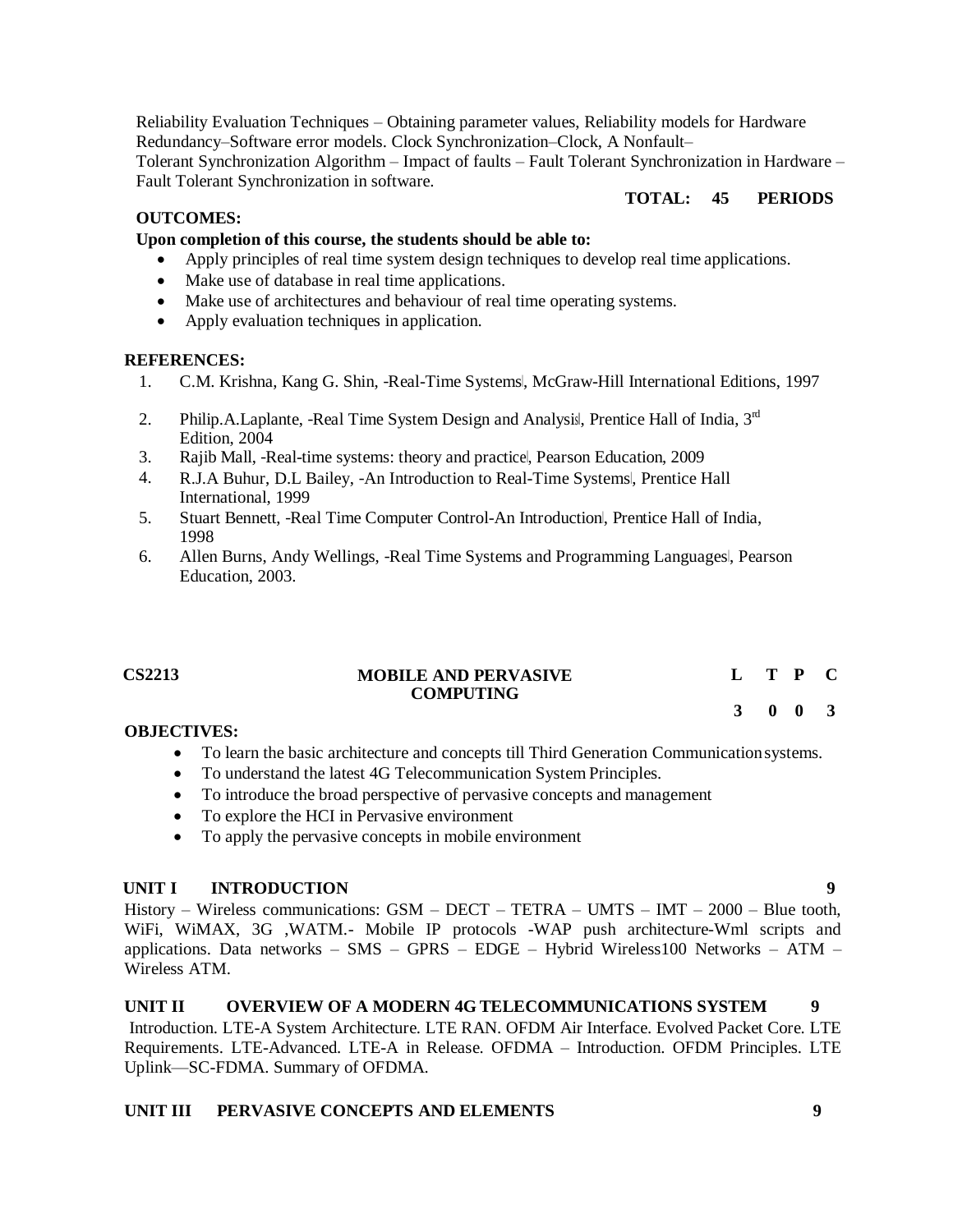Reliability Evaluation Techniques – Obtaining parameter values, Reliability models for Hardware Redundancy–Software error models. Clock Synchronization–Clock, A Nonfault–
Tolerant Synchronization Algorithm – Impact of faults – Fault Tolerant Synchronization in Hardware – Fault Tolerant Synchronization in software.

**TOTAL: 45 PERIODS**

**OUTCOMES:**

**Upon completion of this course, the students should be able to:**

- Apply principles of real time system design techniques to develop real time applications.
- Make use of database in real time applications.
- Make use of architectures and behaviour of real time operating systems.
- Apply evaluation techniques in application.

**REFERENCES:**

1. C.M. Krishna, Kang G. Shin, -Real-Time Systems‖, McGraw-Hill International Editions, 1997
2. Philip.A.Laplante, -Real Time System Design and Analysis‖, Prentice Hall of India, 3rd Edition, 2004
3. Rajib Mall, -Real-time systems: theory and practice‖, Pearson Education, 2009
4. R.J.A Buhur, D.L Bailey, -An Introduction to Real-Time Systems‖, Prentice Hall International, 1999
5. Stuart Bennett, -Real Time Computer Control-An Introduction‖, Prentice Hall of India, 1998
6. Allen Burns, Andy Wellings, -Real Time Systems and Programming Languages‖, Pearson Education, 2003.

| CS2213 | MOBILE AND PERVASIVE COMPUTING | L | T | P | C |
|---|---|---|---|---|---|
| | | 3 | 0 | 0 | 3 |

**OBJECTIVES:**

- To learn the basic architecture and concepts till Third Generation Communication systems.
- To understand the latest 4G Telecommunication System Principles.
- To introduce the broad perspective of pervasive concepts and management
- To explore the HCI in Pervasive environment
- To apply the pervasive concepts in mobile environment

**UNIT I INTRODUCTION 9**

History – Wireless communications: GSM – DECT – TETRA – UMTS – IMT – 2000 – Blue tooth, WiFi, WiMAX, 3G ,WATM.- Mobile IP protocols -WAP push architecture-Wml scripts and applications. Data networks – SMS – GPRS – EDGE – Hybrid Wireless100 Networks – ATM – Wireless ATM.

**UNIT II OVERVIEW OF A MODERN 4G TELECOMMUNICATIONS SYSTEM 9**

Introduction. LTE-A System Architecture. LTE RAN. OFDM Air Interface. Evolved Packet Core. LTE Requirements. LTE-Advanced. LTE-A in Release. OFDMA – Introduction. OFDM Principles. LTE Uplink—SC-FDMA. Summary of OFDMA.

**UNIT III PERVASIVE CONCEPTS AND ELEMENTS 9**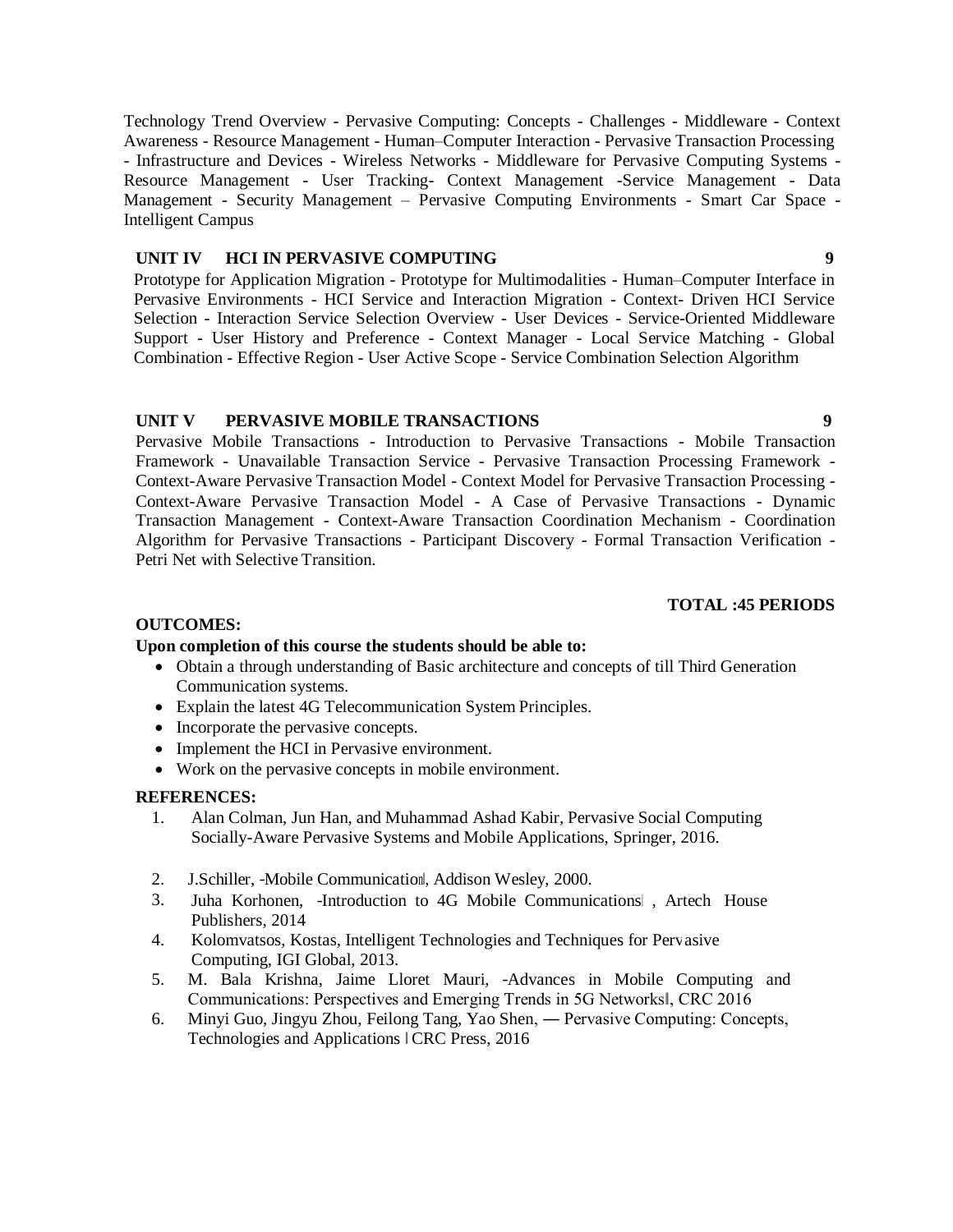Technology Trend Overview - Pervasive Computing: Concepts - Challenges - Middleware - Context Awareness - Resource Management - Human–Computer Interaction - Pervasive Transaction Processing - Infrastructure and Devices - Wireless Networks - Middleware for Pervasive Computing Systems - Resource Management - User Tracking- Context Management -Service Management - Data Management - Security Management – Pervasive Computing Environments - Smart Car Space - Intelligent Campus

**UNIT IV HCI IN PERVASIVE COMPUTING 9**

Prototype for Application Migration - Prototype for Multimodalities - Human–Computer Interface in Pervasive Environments - HCI Service and Interaction Migration - Context- Driven HCI Service Selection - Interaction Service Selection Overview - User Devices - Service-Oriented Middleware Support - User History and Preference - Context Manager - Local Service Matching - Global Combination - Effective Region - User Active Scope - Service Combination Selection Algorithm

**UNIT V PERVASIVE MOBILE TRANSACTIONS 9**

Pervasive Mobile Transactions - Introduction to Pervasive Transactions - Mobile Transaction Framework - Unavailable Transaction Service - Pervasive Transaction Processing Framework - Context-Aware Pervasive Transaction Model - Context Model for Pervasive Transaction Processing - Context-Aware Pervasive Transaction Model - A Case of Pervasive Transactions - Dynamic Transaction Management - Context-Aware Transaction Coordination Mechanism - Coordination Algorithm for Pervasive Transactions - Participant Discovery - Formal Transaction Verification - Petri Net with Selective Transition.

**TOTAL :45 PERIODS**

**OUTCOMES:**

**Upon completion of this course the students should be able to:**

- Obtain a through understanding of Basic architecture and concepts of till Third Generation Communication systems.
- Explain the latest 4G Telecommunication System Principles.
- Incorporate the pervasive concepts.
- Implement the HCI in Pervasive environment.
- Work on the pervasive concepts in mobile environment.

**REFERENCES:**

1. Alan Colman, Jun Han, and Muhammad Ashad Kabir, Pervasive Social Computing Socially-Aware Pervasive Systems and Mobile Applications, Springer, 2016.
2. J.Schiller, -Mobile Communication‖, Addison Wesley, 2000.
3. Juha Korhonen, -Introduction to 4G Mobile Communications‖ , Artech House Publishers, 2014
4. Kolomvatsos, Kostas, Intelligent Technologies and Techniques for Pervasive Computing, IGI Global, 2013.
5. M. Bala Krishna, Jaime Lloret Mauri, -Advances in Mobile Computing and Communications: Perspectives and Emerging Trends in 5G Networks‖, CRC 2016
6. Minyi Guo, Jingyu Zhou, Feilong Tang, Yao Shen, ― Pervasive Computing: Concepts, Technologies and Applications ‖ CRC Press, 2016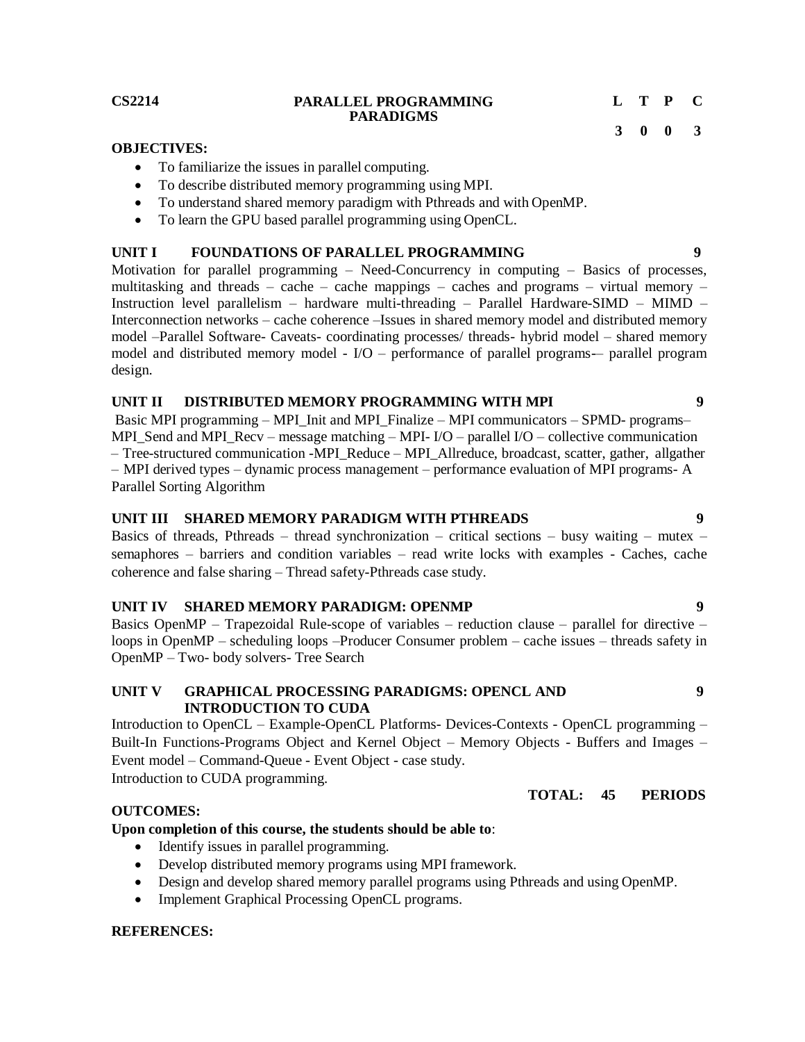**CS2214** **PARALLEL PROGRAMMING PARADIGMS**

| L | T | P | C |
|---|---|---|---|
| 3 | 0 | 0 | 3 |

**OBJECTIVES:**

- To familiarize the issues in parallel computing.
- To describe distributed memory programming using MPI.
- To understand shared memory paradigm with Pthreads and with OpenMP.
- To learn the GPU based parallel programming using OpenCL.

**UNIT I FOUNDATIONS OF PARALLEL PROGRAMMING 9**

Motivation for parallel programming – Need-Concurrency in computing – Basics of processes, multitasking and threads – cache – cache mappings – caches and programs – virtual memory – Instruction level parallelism – hardware multi-threading – Parallel Hardware-SIMD – MIMD – Interconnection networks – cache coherence –Issues in shared memory model and distributed memory model –Parallel Software- Caveats- coordinating processes/ threads- hybrid model – shared memory model and distributed memory model - I/O – performance of parallel programs-– parallel program design.

**UNIT II DISTRIBUTED MEMORY PROGRAMMING WITH MPI 9**

Basic MPI programming – MPI_Init and MPI_Finalize – MPI communicators – SPMD- programs– MPI_Send and MPI_Recv – message matching – MPI- I/O – parallel I/O – collective communication – Tree-structured communication -MPI_Reduce – MPI_Allreduce, broadcast, scatter, gather, allgather – MPI derived types – dynamic process management – performance evaluation of MPI programs- A Parallel Sorting Algorithm

**UNIT III SHARED MEMORY PARADIGM WITH PTHREADS 9**

Basics of threads, Pthreads – thread synchronization – critical sections – busy waiting – mutex – semaphores – barriers and condition variables – read write locks with examples - Caches, cache coherence and false sharing – Thread safety-Pthreads case study.

**UNIT IV SHARED MEMORY PARADIGM: OPENMP 9**

Basics OpenMP – Trapezoidal Rule-scope of variables – reduction clause – parallel for directive – loops in OpenMP – scheduling loops –Producer Consumer problem – cache issues – threads safety in OpenMP – Two- body solvers- Tree Search

**UNIT V GRAPHICAL PROCESSING PARADIGMS: OPENCL AND INTRODUCTION TO CUDA 9**

Introduction to OpenCL – Example-OpenCL Platforms- Devices-Contexts - OpenCL programming – Built-In Functions-Programs Object and Kernel Object – Memory Objects - Buffers and Images – Event model – Command-Queue - Event Object - case study.
Introduction to CUDA programming.

**TOTAL: 45 PERIODS**

**OUTCOMES:**

**Upon completion of this course, the students should be able to**:

- Identify issues in parallel programming.
- Develop distributed memory programs using MPI framework.
- Design and develop shared memory parallel programs using Pthreads and using OpenMP.
- Implement Graphical Processing OpenCL programs.

**REFERENCES:**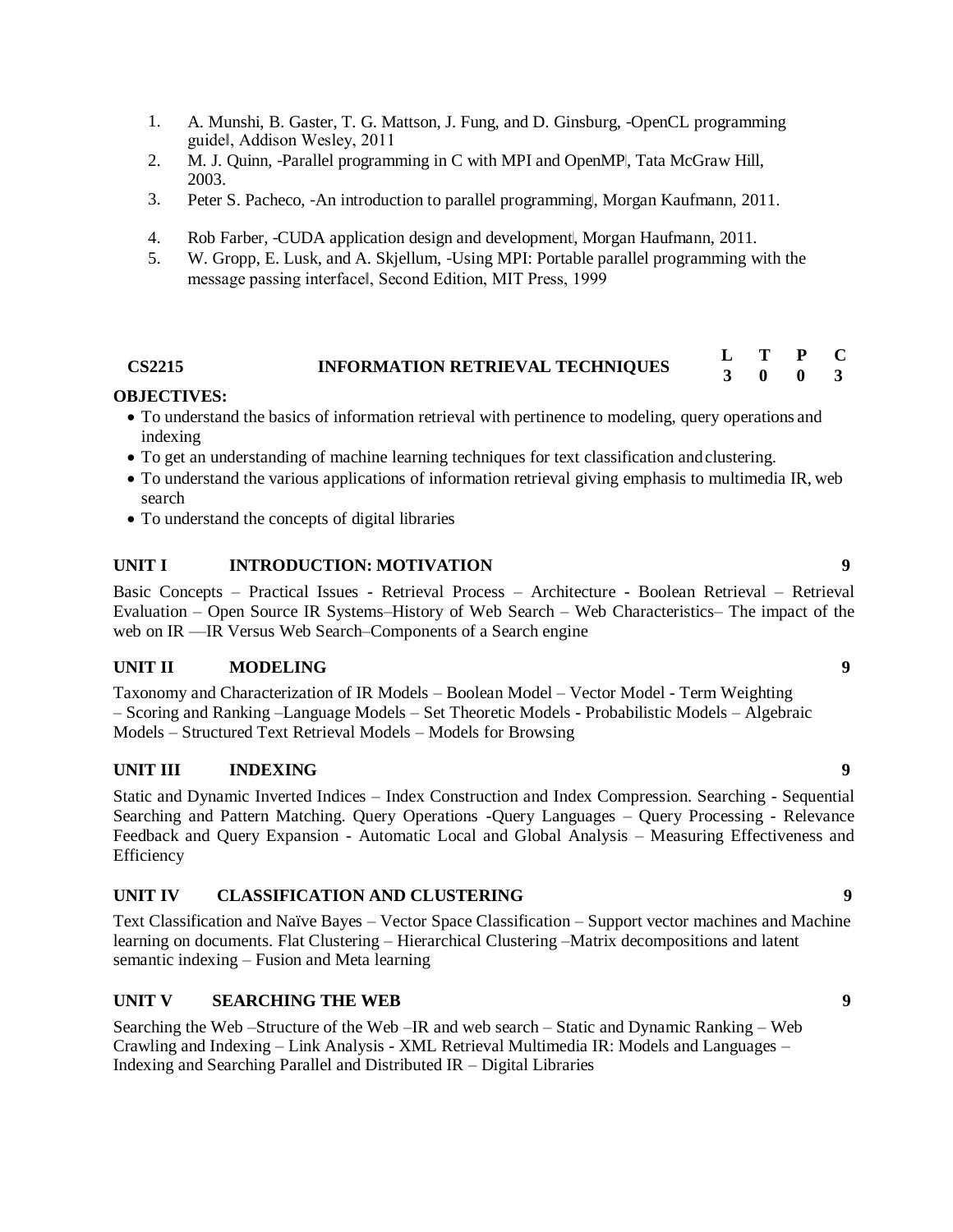1. A. Munshi, B. Gaster, T. G. Mattson, J. Fung, and D. Ginsburg, -OpenCL programming guide‖, Addison Wesley, 2011
2. M. J. Quinn, -Parallel programming in C with MPI and OpenMP‖, Tata McGraw Hill, 2003.
3. Peter S. Pacheco, -An introduction to parallel programming‖, Morgan Kaufmann, 2011.
4. Rob Farber, -CUDA application design and development‖, Morgan Haufmann, 2011.
5. W. Gropp, E. Lusk, and A. Skjellum, -Using MPI: Portable parallel programming with the message passing interface‖, Second Edition, MIT Press, 1999

| CS2215 | INFORMATION RETRIEVAL TECHNIQUES | L | T | P | C |
|---|---|---|---|---|---|
| | | 3 | 0 | 0 | 3 |

**OBJECTIVES:**

- To understand the basics of information retrieval with pertinence to modeling, query operations and indexing
- To get an understanding of machine learning techniques for text classification and clustering.
- To understand the various applications of information retrieval giving emphasis to multimedia IR, web search
- To understand the concepts of digital libraries

**UNIT I INTRODUCTION: MOTIVATION** **9**

Basic Concepts – Practical Issues - Retrieval Process – Architecture - Boolean Retrieval – Retrieval Evaluation – Open Source IR Systems–History of Web Search – Web Characteristics– The impact of the web on IR —IR Versus Web Search–Components of a Search engine

**UNIT II MODELING** **9**

Taxonomy and Characterization of IR Models – Boolean Model – Vector Model - Term Weighting – Scoring and Ranking –Language Models – Set Theoretic Models - Probabilistic Models – Algebraic Models – Structured Text Retrieval Models – Models for Browsing

**UNIT III INDEXING** **9**

Static and Dynamic Inverted Indices – Index Construction and Index Compression. Searching - Sequential Searching and Pattern Matching. Query Operations -Query Languages – Query Processing - Relevance Feedback and Query Expansion - Automatic Local and Global Analysis – Measuring Effectiveness and Efficiency

**UNIT IV CLASSIFICATION AND CLUSTERING** **9**

Text Classification and Naïve Bayes – Vector Space Classification – Support vector machines and Machine learning on documents. Flat Clustering – Hierarchical Clustering –Matrix decompositions and latent semantic indexing – Fusion and Meta learning

**UNIT V SEARCHING THE WEB** **9**

Searching the Web –Structure of the Web –IR and web search – Static and Dynamic Ranking – Web Crawling and Indexing – Link Analysis - XML Retrieval Multimedia IR: Models and Languages – Indexing and Searching Parallel and Distributed IR – Digital Libraries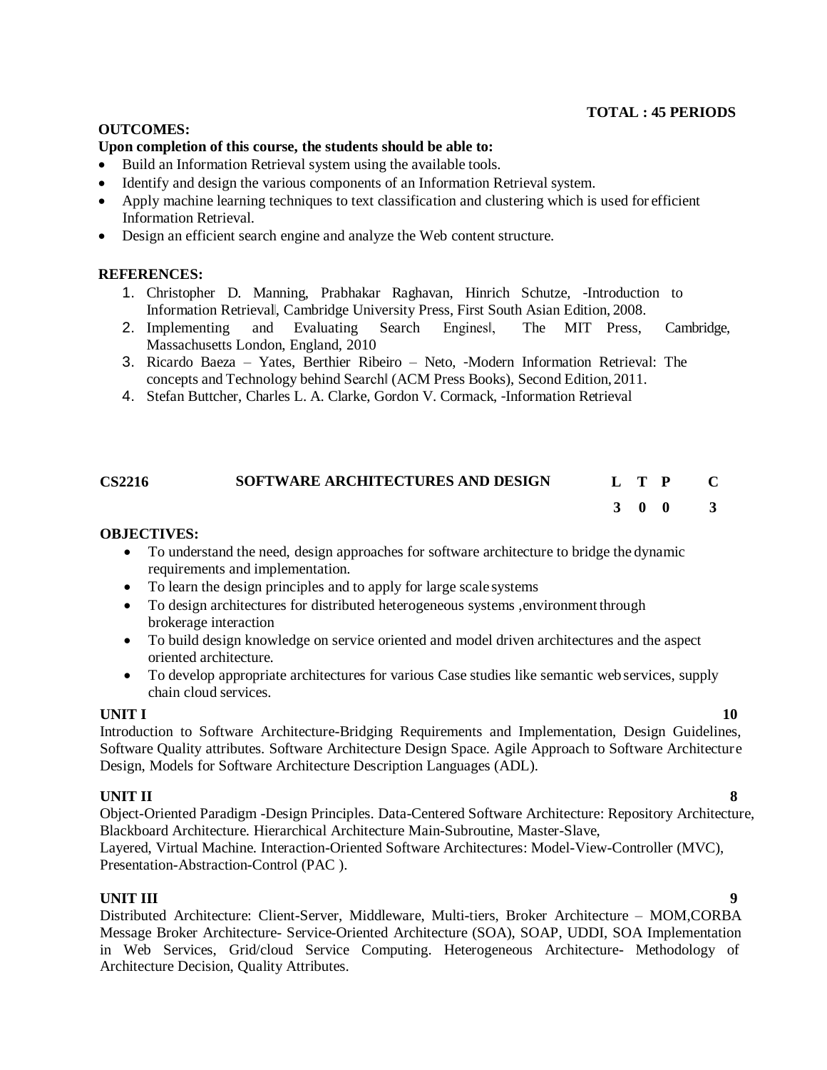**TOTAL : 45 PERIODS**

**OUTCOMES:**

**Upon completion of this course, the students should be able to:**

- Build an Information Retrieval system using the available tools.
- Identify and design the various components of an Information Retrieval system.
- Apply machine learning techniques to text classification and clustering which is used for efficient Information Retrieval.
- Design an efficient search engine and analyze the Web content structure.

**REFERENCES:**

1. Christopher D. Manning, Prabhakar Raghavan, Hinrich Schutze, -Introduction to Information Retrieval‖, Cambridge University Press, First South Asian Edition, 2008.
2. Implementing and Evaluating Search Engines‖, The MIT Press, Cambridge, Massachusetts London, England, 2010
3. Ricardo Baeza – Yates, Berthier Ribeiro – Neto, -Modern Information Retrieval: The concepts and Technology behind Search‖ (ACM Press Books), Second Edition, 2011.
4. Stefan Buttcher, Charles L. A. Clarke, Gordon V. Cormack, -Information Retrieval

| **CS2216** | **SOFTWARE ARCHITECTURES AND DESIGN** | **L** | **T** | **P** | **C** |
|---|---|---|---|---|---|
| | | **3** | **0** | **0** | **3** |

**OBJECTIVES:**

- To understand the need, design approaches for software architecture to bridge the dynamic requirements and implementation.
- To learn the design principles and to apply for large scale systems
- To design architectures for distributed heterogeneous systems ,environment through brokerage interaction
- To build design knowledge on service oriented and model driven architectures and the aspect oriented architecture.
- To develop appropriate architectures for various Case studies like semantic web services, supply chain cloud services.

**UNIT I** **10**

Introduction to Software Architecture-Bridging Requirements and Implementation, Design Guidelines, Software Quality attributes. Software Architecture Design Space. Agile Approach to Software Architecture Design, Models for Software Architecture Description Languages (ADL).

**UNIT II** **8**

Object-Oriented Paradigm -Design Principles. Data-Centered Software Architecture: Repository Architecture, Blackboard Architecture. Hierarchical Architecture Main-Subroutine, Master-Slave, Layered, Virtual Machine. Interaction-Oriented Software Architectures: Model-View-Controller (MVC), Presentation-Abstraction-Control (PAC ).

**UNIT III** **9**

Distributed Architecture: Client-Server, Middleware, Multi-tiers, Broker Architecture – MOM,CORBA Message Broker Architecture- Service-Oriented Architecture (SOA), SOAP, UDDI, SOA Implementation in Web Services, Grid/cloud Service Computing. Heterogeneous Architecture- Methodology of Architecture Decision, Quality Attributes.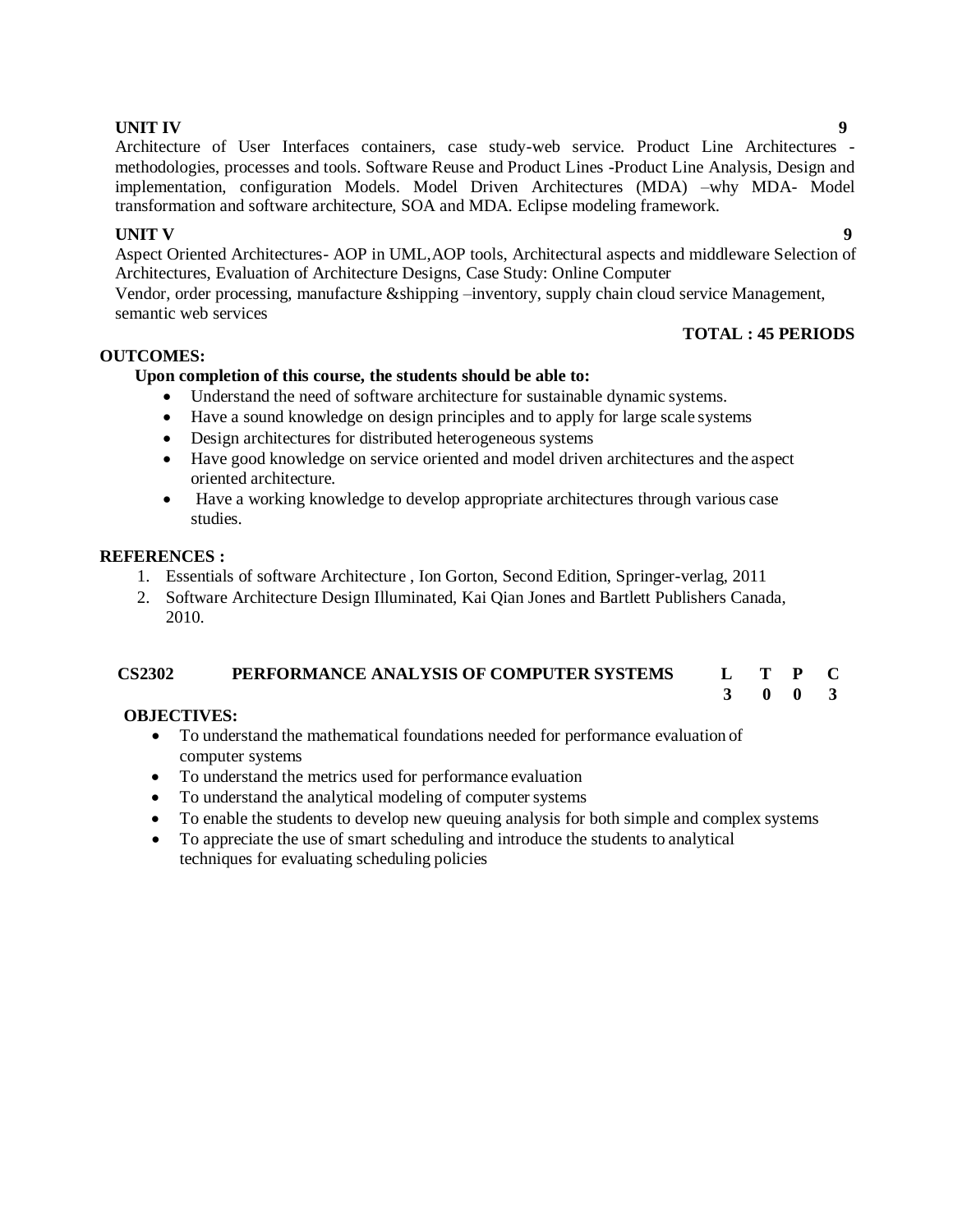**UNIT IV** **9**

Architecture of User Interfaces containers, case study-web service. Product Line Architectures - methodologies, processes and tools. Software Reuse and Product Lines -Product Line Analysis, Design and implementation, configuration Models. Model Driven Architectures (MDA) –why MDA- Model transformation and software architecture, SOA and MDA. Eclipse modeling framework.

**UNIT V** **9**

Aspect Oriented Architectures- AOP in UML,AOP tools, Architectural aspects and middleware Selection of Architectures, Evaluation of Architecture Designs, Case Study: Online Computer Vendor, order processing, manufacture &shipping –inventory, supply chain cloud service Management, semantic web services

**TOTAL : 45 PERIODS**

**OUTCOMES:**

**Upon completion of this course, the students should be able to:**

- Understand the need of software architecture for sustainable dynamic systems.
- Have a sound knowledge on design principles and to apply for large scale systems
- Design architectures for distributed heterogeneous systems
- Have good knowledge on service oriented and model driven architectures and the aspect oriented architecture.
- Have a working knowledge to develop appropriate architectures through various case studies.

**REFERENCES :**

1. Essentials of software Architecture , Ion Gorton, Second Edition, Springer-verlag, 2011
2. Software Architecture Design Illuminated, Kai Qian Jones and Bartlett Publishers Canada, 2010.

| | | L | T | P | C |
|---|---|---|---|---|---|
| **CS2302** | **PERFORMANCE ANALYSIS OF COMPUTER SYSTEMS** | **3** | **0** | **0** | **3** |

**OBJECTIVES:**

- To understand the mathematical foundations needed for performance evaluation of computer systems
- To understand the metrics used for performance evaluation
- To understand the analytical modeling of computer systems
- To enable the students to develop new queuing analysis for both simple and complex systems
- To appreciate the use of smart scheduling and introduce the students to analytical techniques for evaluating scheduling policies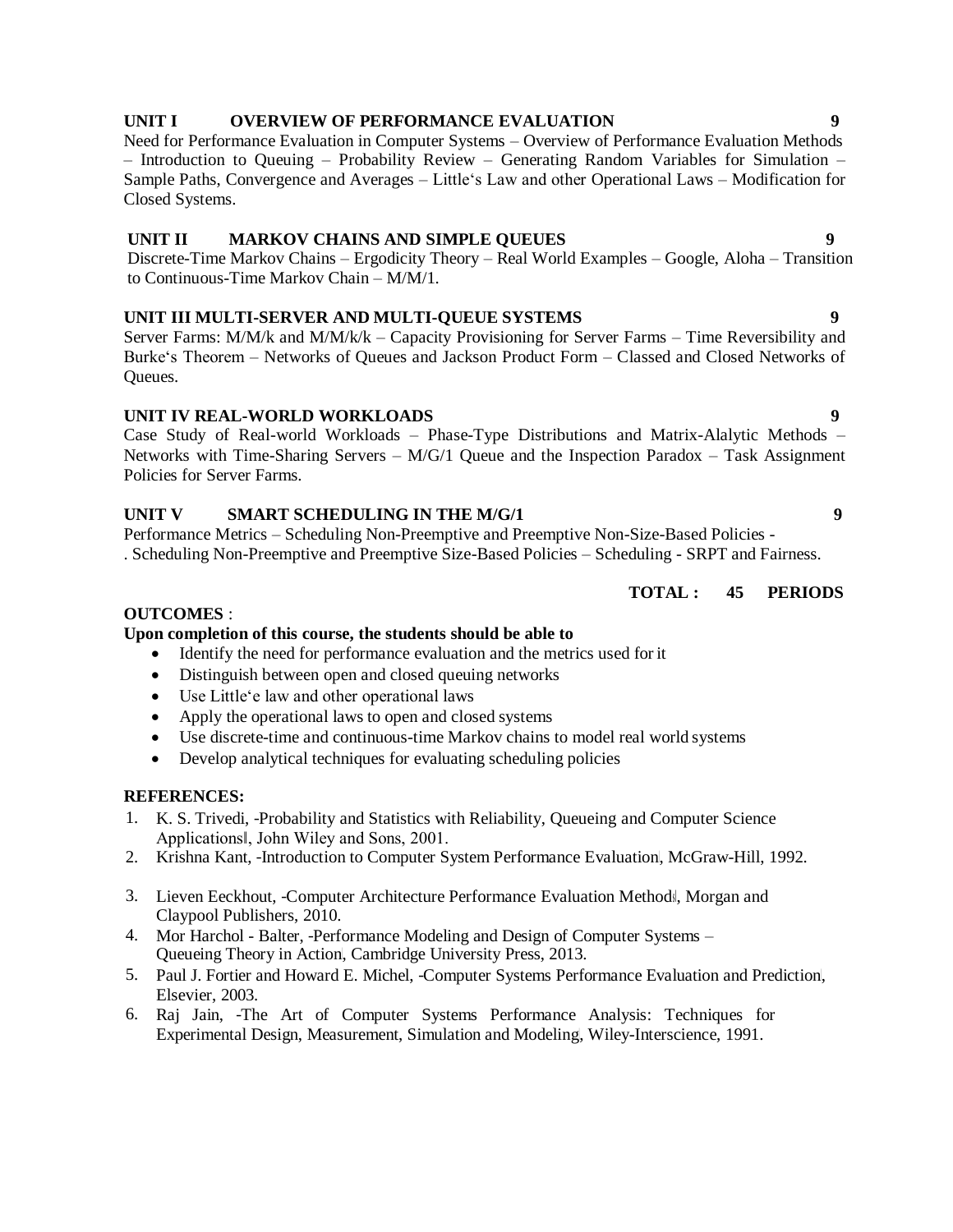**UNIT I OVERVIEW OF PERFORMANCE EVALUATION** **9**

Need for Performance Evaluation in Computer Systems – Overview of Performance Evaluation Methods – Introduction to Queuing – Probability Review – Generating Random Variables for Simulation – Sample Paths, Convergence and Averages – Little's Law and other Operational Laws – Modification for Closed Systems.

**UNIT II MARKOV CHAINS AND SIMPLE QUEUES** **9**

Discrete-Time Markov Chains – Ergodicity Theory – Real World Examples – Google, Aloha – Transition to Continuous-Time Markov Chain – M/M/1.

**UNIT III MULTI-SERVER AND MULTI-QUEUE SYSTEMS** **9**

Server Farms: M/M/k and M/M/k/k – Capacity Provisioning for Server Farms – Time Reversibility and Burke's Theorem – Networks of Queues and Jackson Product Form – Classed and Closed Networks of Queues.

**UNIT IV REAL-WORLD WORKLOADS** **9**

Case Study of Real-world Workloads – Phase-Type Distributions and Matrix-Alalytic Methods – Networks with Time-Sharing Servers – M/G/1 Queue and the Inspection Paradox – Task Assignment Policies for Server Farms.

**UNIT V SMART SCHEDULING IN THE M/G/1** **9**

Performance Metrics – Scheduling Non-Preemptive and Preemptive Non-Size-Based Policies - . Scheduling Non-Preemptive and Preemptive Size-Based Policies – Scheduling - SRPT and Fairness.

**TOTAL : 45 PERIODS**

**OUTCOMES** :

**Upon completion of this course, the students should be able to**

- Identify the need for performance evaluation and the metrics used for it
- Distinguish between open and closed queuing networks
- Use Little'e law and other operational laws
- Apply the operational laws to open and closed systems
- Use discrete-time and continuous-time Markov chains to model real world systems
- Develop analytical techniques for evaluating scheduling policies

**REFERENCES:**

1. K. S. Trivedi, -Probability and Statistics with Reliability, Queueing and Computer Science Applications‖, John Wiley and Sons, 2001.
2. Krishna Kant, -Introduction to Computer System Performance Evaluation‖, McGraw-Hill, 1992.
3. Lieven Eeckhout, -Computer Architecture Performance Evaluation Method‖, Morgan and Claypool Publishers, 2010.
4. Mor Harchol - Balter, -Performance Modeling and Design of Computer Systems – Queueing Theory in Action‖, Cambridge University Press, 2013.
5. Paul J. Fortier and Howard E. Michel, -Computer Systems Performance Evaluation and Prediction‖, Elsevier, 2003.
6. Raj Jain, -The Art of Computer Systems Performance Analysis: Techniques for Experimental Design, Measurement, Simulation and Modeling‖, Wiley-Interscience, 1991.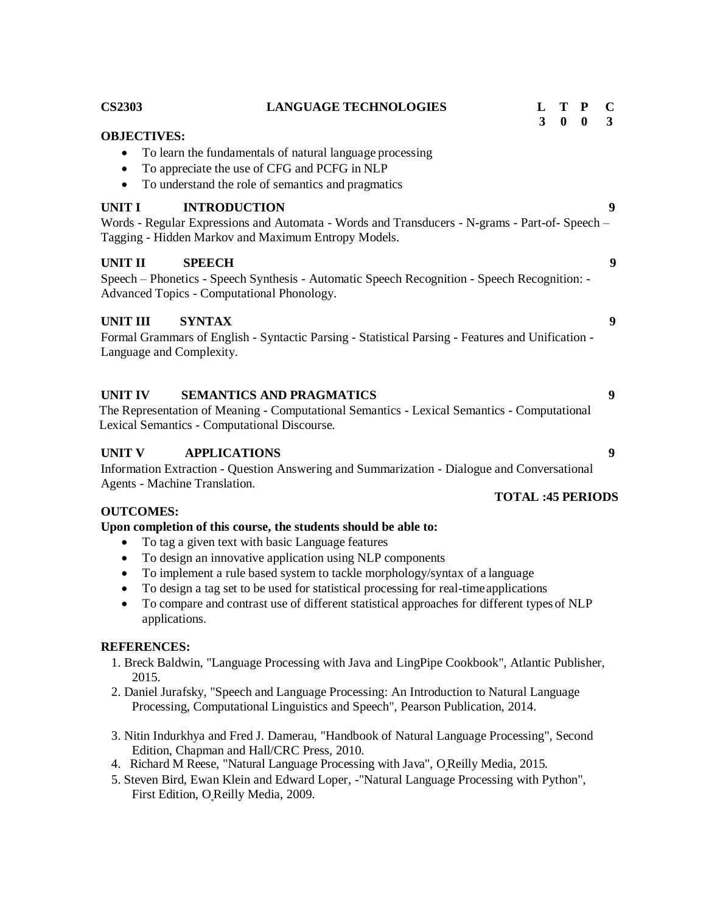**CS2303** **LANGUAGE TECHNOLOGIES**

| L | T | P | C |
|---|---|---|---|
| 3 | 0 | 0 | 3 |

**OBJECTIVES:**

- To learn the fundamentals of natural language processing
- To appreciate the use of CFG and PCFG in NLP
- To understand the role of semantics and pragmatics

**UNIT I INTRODUCTION** **9**

Words - Regular Expressions and Automata - Words and Transducers - N-grams - Part-of- Speech – Tagging - Hidden Markov and Maximum Entropy Models.

**UNIT II SPEECH** **9**

Speech – Phonetics - Speech Synthesis - Automatic Speech Recognition - Speech Recognition: - Advanced Topics - Computational Phonology.

**UNIT III SYNTAX** **9**

Formal Grammars of English - Syntactic Parsing - Statistical Parsing - Features and Unification - Language and Complexity.

**UNIT IV SEMANTICS AND PRAGMATICS** **9**

The Representation of Meaning - Computational Semantics - Lexical Semantics - Computational Lexical Semantics - Computational Discourse.

**UNIT V APPLICATIONS** **9**

Information Extraction - Question Answering and Summarization - Dialogue and Conversational Agents - Machine Translation.

**TOTAL :45 PERIODS**

**OUTCOMES:**

**Upon completion of this course, the students should be able to:**

- To tag a given text with basic Language features
- To design an innovative application using NLP components
- To implement a rule based system to tackle morphology/syntax of a language
- To design a tag set to be used for statistical processing for real-time applications
- To compare and contrast use of different statistical approaches for different types of NLP applications.

**REFERENCES:**

1. Breck Baldwin, "Language Processing with Java and LingPipe Cookbook", Atlantic Publisher, 2015.
2. Daniel Jurafsky, "Speech and Language Processing: An Introduction to Natural Language Processing, Computational Linguistics and Speech", Pearson Publication, 2014.
3. Nitin Indurkhya and Fred J. Damerau, "Handbook of Natural Language Processing", Second Edition, Chapman and Hall/CRC Press, 2010.
4. Richard M Reese, "Natural Language Processing with Java", O_Reilly Media, 2015.
5. Steven Bird, Ewan Klein and Edward Loper, -"Natural Language Processing with Python", First Edition, O_Reilly Media, 2009.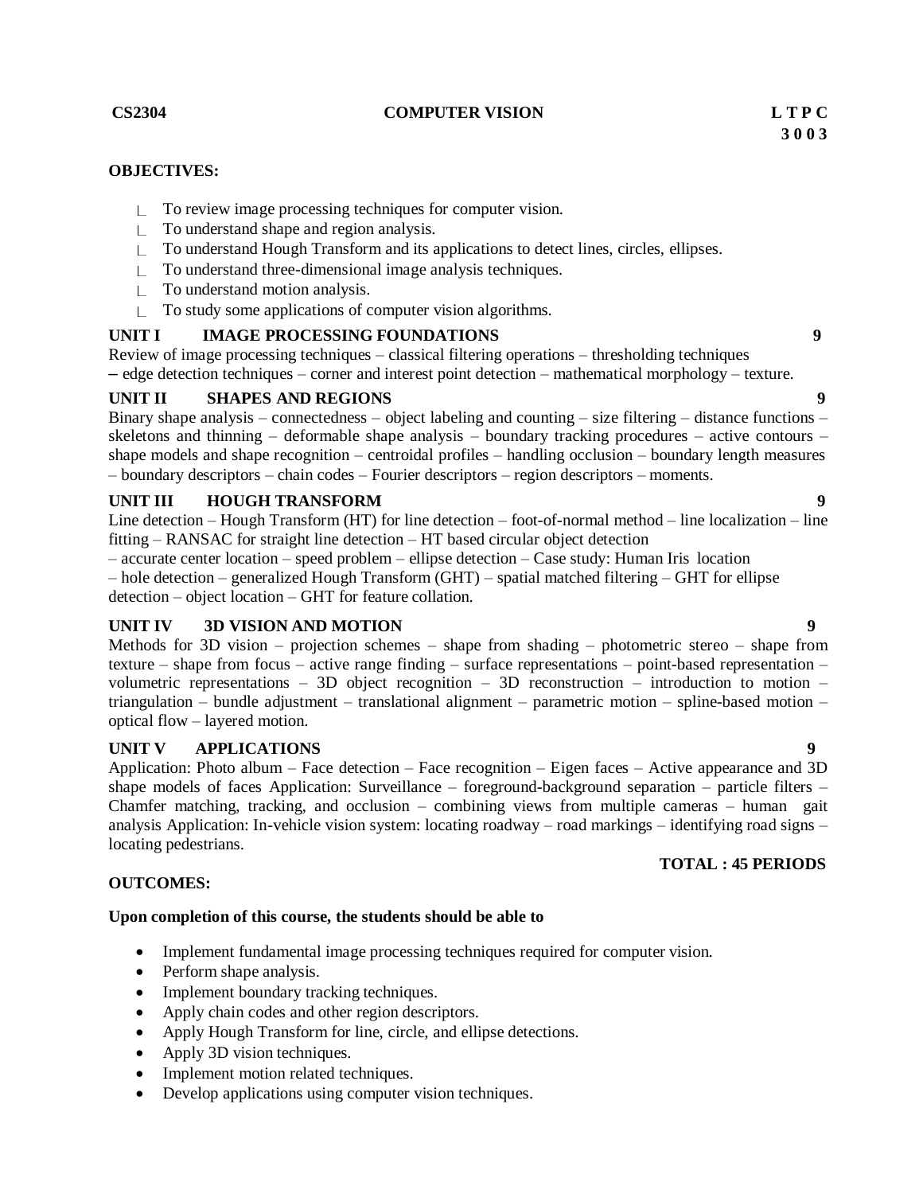**CS2304 COMPUTER VISION L T P C**
**3 0 0 3**

**OBJECTIVES:**

- To review image processing techniques for computer vision.
- To understand shape and region analysis.
- To understand Hough Transform and its applications to detect lines, circles, ellipses.
- To understand three-dimensional image analysis techniques.
- To understand motion analysis.
- To study some applications of computer vision algorithms.

**UNIT I IMAGE PROCESSING FOUNDATIONS 9**

Review of image processing techniques – classical filtering operations – thresholding techniques – edge detection techniques – corner and interest point detection – mathematical morphology – texture.

**UNIT II SHAPES AND REGIONS 9**

Binary shape analysis – connectedness – object labeling and counting – size filtering – distance functions – skeletons and thinning – deformable shape analysis – boundary tracking procedures – active contours – shape models and shape recognition – centroidal profiles – handling occlusion – boundary length measures – boundary descriptors – chain codes – Fourier descriptors – region descriptors – moments.

**UNIT III HOUGH TRANSFORM 9**

Line detection – Hough Transform (HT) for line detection – foot-of-normal method – line localization – line fitting – RANSAC for straight line detection – HT based circular object detection – accurate center location – speed problem – ellipse detection – Case study: Human Iris location – hole detection – generalized Hough Transform (GHT) – spatial matched filtering – GHT for ellipse detection – object location – GHT for feature collation.

**UNIT IV 3D VISION AND MOTION 9**

Methods for 3D vision – projection schemes – shape from shading – photometric stereo – shape from texture – shape from focus – active range finding – surface representations – point-based representation – volumetric representations – 3D object recognition – 3D reconstruction – introduction to motion – triangulation – bundle adjustment – translational alignment – parametric motion – spline-based motion – optical flow – layered motion.

**UNIT V APPLICATIONS 9**

Application: Photo album – Face detection – Face recognition – Eigen faces – Active appearance and 3D shape models of faces Application: Surveillance – foreground-background separation – particle filters – Chamfer matching, tracking, and occlusion – combining views from multiple cameras – human gait analysis Application: In-vehicle vision system: locating roadway – road markings – identifying road signs – locating pedestrians.

**TOTAL : 45 PERIODS**

**OUTCOMES:**

**Upon completion of this course, the students should be able to**

- Implement fundamental image processing techniques required for computer vision.
- Perform shape analysis.
- Implement boundary tracking techniques.
- Apply chain codes and other region descriptors.
- Apply Hough Transform for line, circle, and ellipse detections.
- Apply 3D vision techniques.
- Implement motion related techniques.
- Develop applications using computer vision techniques.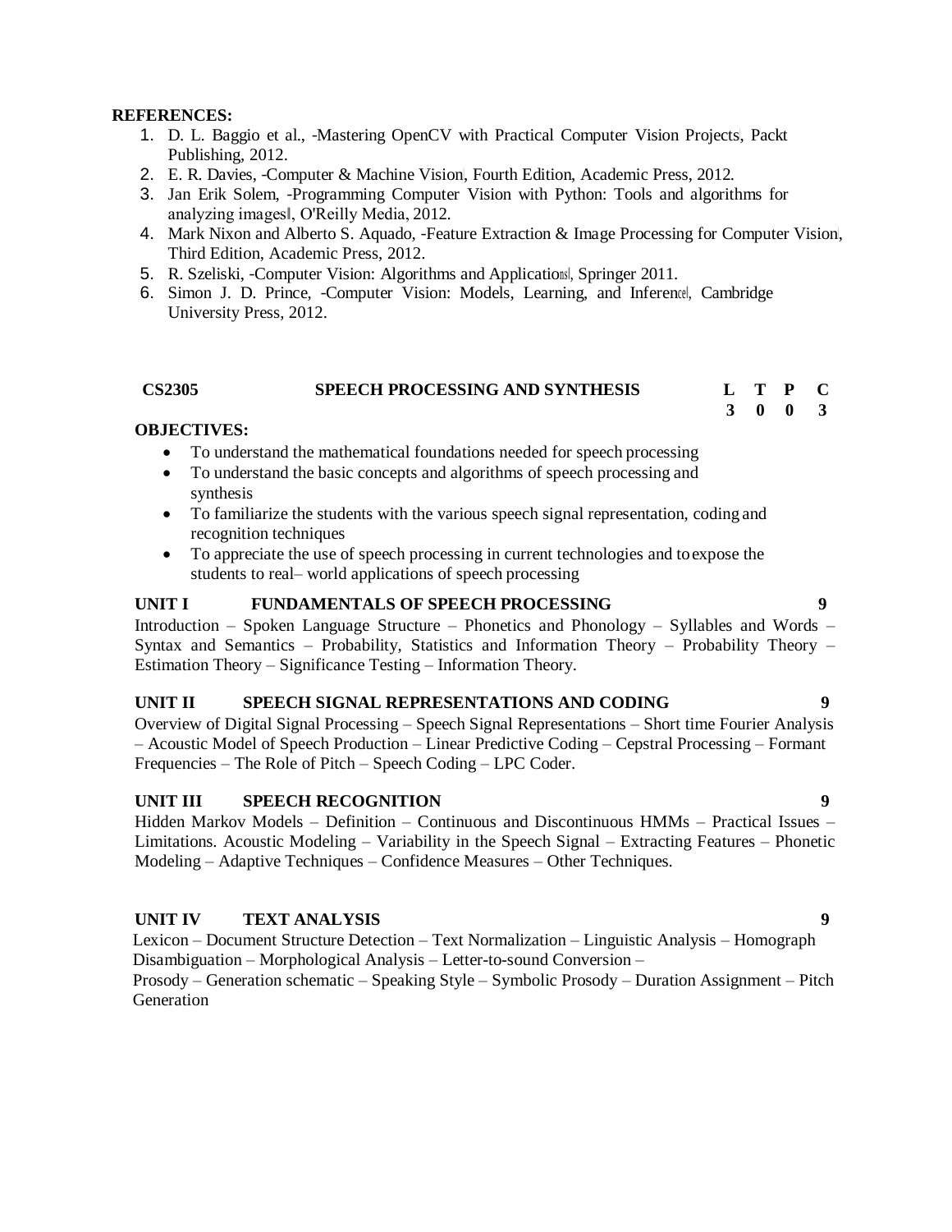**REFERENCES:**

1. D. L. Baggio et al., -Mastering OpenCV with Practical Computer Vision Projects|, Packt Publishing, 2012.
2. E. R. Davies, -Computer & Machine Vision|, Fourth Edition, Academic Press, 2012.
3. Jan Erik Solem, -Programming Computer Vision with Python: Tools and algorithms for analyzing images‖, O'Reilly Media, 2012.
4. Mark Nixon and Alberto S. Aquado, -Feature Extraction & Image Processing for Computer Vision|, Third Edition, Academic Press, 2012.
5. R. Szeliski, -Computer Vision: Algorithms and Applications|, Springer 2011.
6. Simon J. D. Prince, -Computer Vision: Models, Learning, and Inference|, Cambridge University Press, 2012.

| CS2305 | SPEECH PROCESSING AND SYNTHESIS | L | T | P | C |
|---|---|---|---|---|---|
| | | 3 | 0 | 0 | 3 |

**OBJECTIVES:**

- To understand the mathematical foundations needed for speech processing
- To understand the basic concepts and algorithms of speech processing and synthesis
- To familiarize the students with the various speech signal representation, coding and recognition techniques
- To appreciate the use of speech processing in current technologies and to expose the students to real– world applications of speech processing

**UNIT I FUNDAMENTALS OF SPEECH PROCESSING 9**

Introduction – Spoken Language Structure – Phonetics and Phonology – Syllables and Words – Syntax and Semantics – Probability, Statistics and Information Theory – Probability Theory – Estimation Theory – Significance Testing – Information Theory.

**UNIT II SPEECH SIGNAL REPRESENTATIONS AND CODING 9**

Overview of Digital Signal Processing – Speech Signal Representations – Short time Fourier Analysis – Acoustic Model of Speech Production – Linear Predictive Coding – Cepstral Processing – Formant Frequencies – The Role of Pitch – Speech Coding – LPC Coder.

**UNIT III SPEECH RECOGNITION 9**

Hidden Markov Models – Definition – Continuous and Discontinuous HMMs – Practical Issues – Limitations. Acoustic Modeling – Variability in the Speech Signal – Extracting Features – Phonetic Modeling – Adaptive Techniques – Confidence Measures – Other Techniques.

**UNIT IV TEXT ANALYSIS 9**

Lexicon – Document Structure Detection – Text Normalization – Linguistic Analysis – Homograph Disambiguation – Morphological Analysis – Letter-to-sound Conversion –
Prosody – Generation schematic – Speaking Style – Symbolic Prosody – Duration Assignment – Pitch Generation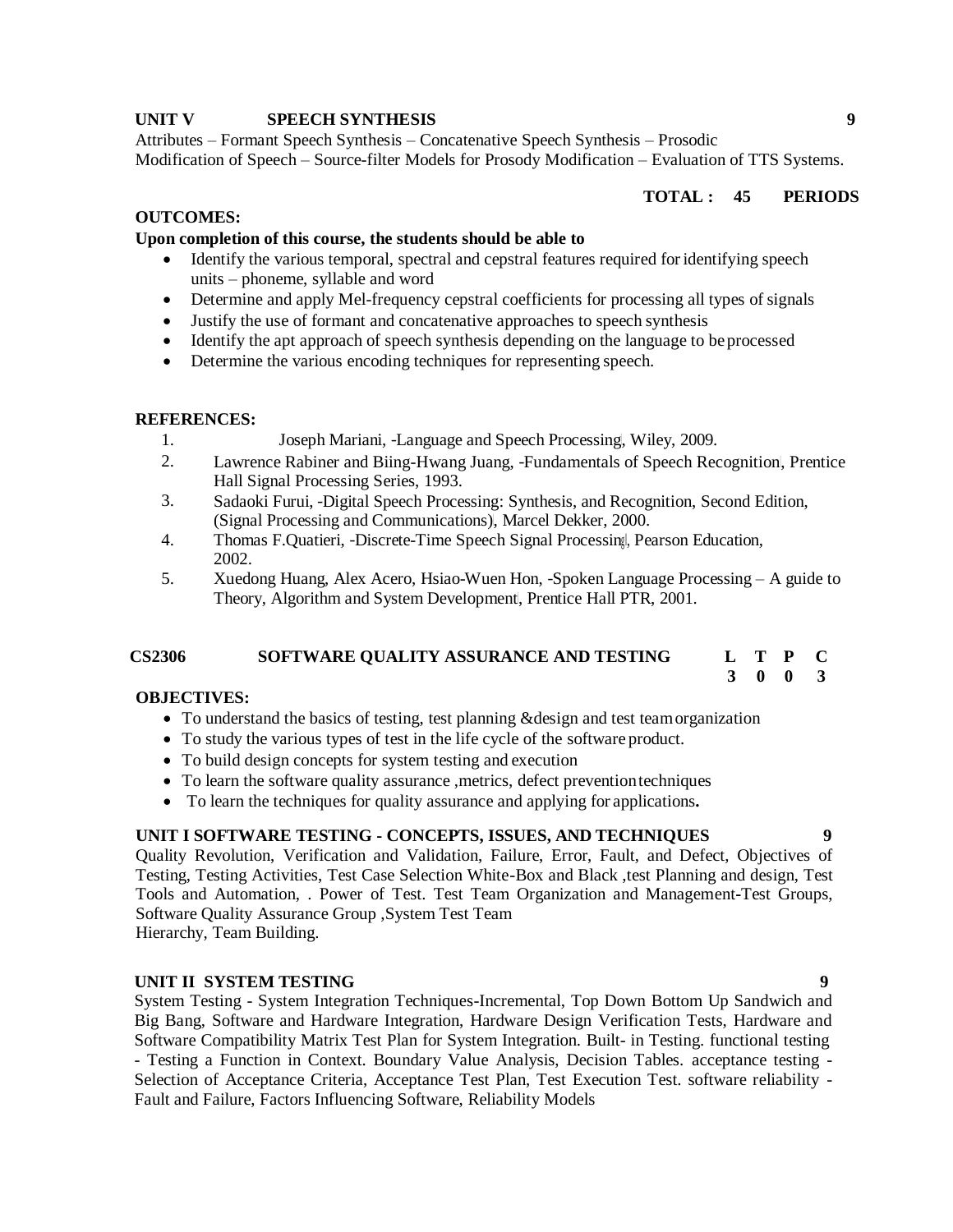**UNIT V SPEECH SYNTHESIS 9**

Attributes – Formant Speech Synthesis – Concatenative Speech Synthesis – Prosodic Modification of Speech – Source-filter Models for Prosody Modification – Evaluation of TTS Systems.

**TOTAL : 45 PERIODS**

**OUTCOMES:**

**Upon completion of this course, the students should be able to**

- Identify the various temporal, spectral and cepstral features required for identifying speech units – phoneme, syllable and word
- Determine and apply Mel-frequency cepstral coefficients for processing all types of signals
- Justify the use of formant and concatenative approaches to speech synthesis
- Identify the apt approach of speech synthesis depending on the language to be processed
- Determine the various encoding techniques for representing speech.

**REFERENCES:**

1. Joseph Mariani, -Language and Speech Processing, Wiley, 2009.
2. Lawrence Rabiner and Biing-Hwang Juang, -Fundamentals of Speech Recognition, Prentice Hall Signal Processing Series, 1993.
3. Sadaoki Furui, -Digital Speech Processing: Synthesis, and Recognition, Second Edition, (Signal Processing and Communications), Marcel Dekker, 2000.
4. Thomas F.Quatieri, -Discrete-Time Speech Signal Processing, Pearson Education, 2002.
5. Xuedong Huang, Alex Acero, Hsiao-Wuen Hon, -Spoken Language Processing – A guide to Theory, Algorithm and System Development, Prentice Hall PTR, 2001.

## CS2306 SOFTWARE QUALITY ASSURANCE AND TESTING

| L | T | P | C |
|---|---|---|---|
| 3 | 0 | 0 | 3 |

**OBJECTIVES:**

- To understand the basics of testing, test planning &design and test team organization
- To study the various types of test in the life cycle of the software product.
- To build design concepts for system testing and execution
- To learn the software quality assurance ,metrics, defect prevention techniques
- To learn the techniques for quality assurance and applying for applications**.**

**UNIT I SOFTWARE TESTING - CONCEPTS, ISSUES, AND TECHNIQUES 9**

Quality Revolution, Verification and Validation, Failure, Error, Fault, and Defect, Objectives of Testing, Testing Activities, Test Case Selection White-Box and Black ,test Planning and design, Test Tools and Automation, . Power of Test. Test Team Organization and Management-Test Groups, Software Quality Assurance Group ,System Test Team Hierarchy, Team Building.

**UNIT II SYSTEM TESTING 9**

System Testing - System Integration Techniques-Incremental, Top Down Bottom Up Sandwich and Big Bang, Software and Hardware Integration, Hardware Design Verification Tests, Hardware and Software Compatibility Matrix Test Plan for System Integration. Built- in Testing. functional testing - Testing a Function in Context. Boundary Value Analysis, Decision Tables. acceptance testing - Selection of Acceptance Criteria, Acceptance Test Plan, Test Execution Test. software reliability - Fault and Failure, Factors Influencing Software, Reliability Models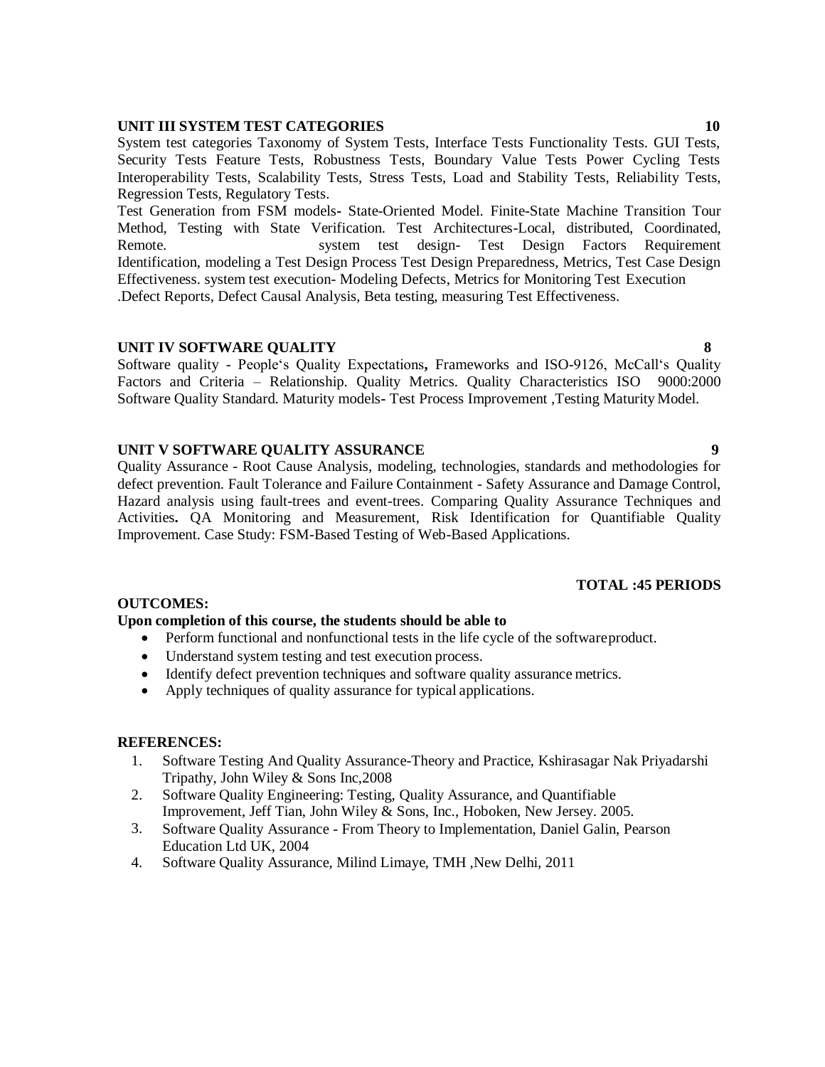**UNIT III SYSTEM TEST CATEGORIES 10**

System test categories Taxonomy of System Tests, Interface Tests Functionality Tests. GUI Tests, Security Tests Feature Tests, Robustness Tests, Boundary Value Tests Power Cycling Tests Interoperability Tests, Scalability Tests, Stress Tests, Load and Stability Tests, Reliability Tests, Regression Tests, Regulatory Tests.

Test Generation from FSM models- State-Oriented Model. Finite-State Machine Transition Tour Method, Testing with State Verification. Test Architectures-Local, distributed, Coordinated, Remote. system test design- Test Design Factors Requirement Identification, modeling a Test Design Process Test Design Preparedness, Metrics, Test Case Design Effectiveness. system test execution- Modeling Defects, Metrics for Monitoring Test Execution .Defect Reports, Defect Causal Analysis, Beta testing, measuring Test Effectiveness.

**UNIT IV SOFTWARE QUALITY 8**

Software quality - People's Quality Expectations**,** Frameworks and ISO-9126, McCall's Quality Factors and Criteria – Relationship. Quality Metrics. Quality Characteristics ISO 9000:2000 Software Quality Standard. Maturity models**-** Test Process Improvement ,Testing Maturity Model.

**UNIT V SOFTWARE QUALITY ASSURANCE 9**

Quality Assurance - Root Cause Analysis, modeling, technologies, standards and methodologies for defect prevention. Fault Tolerance and Failure Containment - Safety Assurance and Damage Control, Hazard analysis using fault-trees and event-trees. Comparing Quality Assurance Techniques and Activities**.** QA Monitoring and Measurement, Risk Identification for Quantifiable Quality Improvement. Case Study: FSM-Based Testing of Web-Based Applications.

**TOTAL :45 PERIODS**

**OUTCOMES:**

**Upon completion of this course, the students should be able to**

- Perform functional and nonfunctional tests in the life cycle of the software product.
- Understand system testing and test execution process.
- Identify defect prevention techniques and software quality assurance metrics.
- Apply techniques of quality assurance for typical applications.

**REFERENCES:**

1. Software Testing And Quality Assurance-Theory and Practice, Kshirasagar Nak Priyadarshi Tripathy, John Wiley & Sons Inc,2008
2. Software Quality Engineering: Testing, Quality Assurance, and Quantifiable Improvement, Jeff Tian, John Wiley & Sons, Inc., Hoboken, New Jersey. 2005.
3. Software Quality Assurance - From Theory to Implementation, Daniel Galin, Pearson Education Ltd UK, 2004
4. Software Quality Assurance, Milind Limaye, TMH ,New Delhi, 2011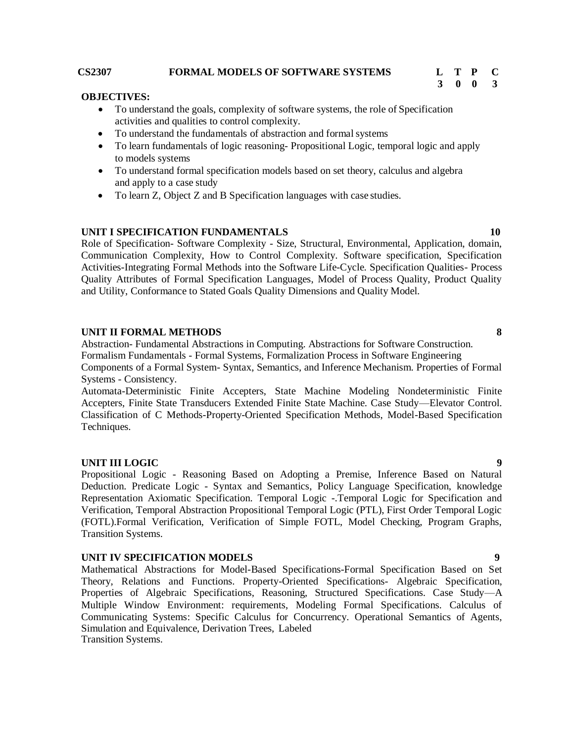**CS2307 FORMAL MODELS OF SOFTWARE SYSTEMS**

| L | T | P | C |
|---|---|---|---|
| 3 | 0 | 0 | 3 |

**OBJECTIVES:**

- To understand the goals, complexity of software systems, the role of Specification activities and qualities to control complexity.
- To understand the fundamentals of abstraction and formal systems
- To learn fundamentals of logic reasoning- Propositional Logic, temporal logic and apply to models systems
- To understand formal specification models based on set theory, calculus and algebra and apply to a case study
- To learn Z, Object Z and B Specification languages with case studies.

**UNIT I SPECIFICATION FUNDAMENTALS 10**

Role of Specification- Software Complexity - Size, Structural, Environmental, Application, domain, Communication Complexity, How to Control Complexity. Software specification, Specification Activities-Integrating Formal Methods into the Software Life-Cycle. Specification Qualities- Process Quality Attributes of Formal Specification Languages, Model of Process Quality, Product Quality and Utility, Conformance to Stated Goals Quality Dimensions and Quality Model.

**UNIT II FORMAL METHODS 8**

Abstraction- Fundamental Abstractions in Computing. Abstractions for Software Construction. Formalism Fundamentals - Formal Systems, Formalization Process in Software Engineering Components of a Formal System- Syntax, Semantics, and Inference Mechanism. Properties of Formal Systems - Consistency.

Automata-Deterministic Finite Accepters, State Machine Modeling Nondeterministic Finite Accepters, Finite State Transducers Extended Finite State Machine. Case Study—Elevator Control. Classification of C Methods-Property-Oriented Specification Methods, Model-Based Specification Techniques.

**UNIT III LOGIC 9**

Propositional Logic - Reasoning Based on Adopting a Premise, Inference Based on Natural Deduction. Predicate Logic - Syntax and Semantics, Policy Language Specification, knowledge Representation Axiomatic Specification. Temporal Logic -.Temporal Logic for Specification and Verification, Temporal Abstraction Propositional Temporal Logic (PTL), First Order Temporal Logic (FOTL).Formal Verification, Verification of Simple FOTL, Model Checking, Program Graphs, Transition Systems.

**UNIT IV SPECIFICATION MODELS 9**

Mathematical Abstractions for Model-Based Specifications-Formal Specification Based on Set Theory, Relations and Functions. Property-Oriented Specifications- Algebraic Specification, Properties of Algebraic Specifications, Reasoning, Structured Specifications. Case Study—A Multiple Window Environment: requirements, Modeling Formal Specifications. Calculus of Communicating Systems: Specific Calculus for Concurrency. Operational Semantics of Agents, Simulation and Equivalence, Derivation Trees, Labeled
Transition Systems.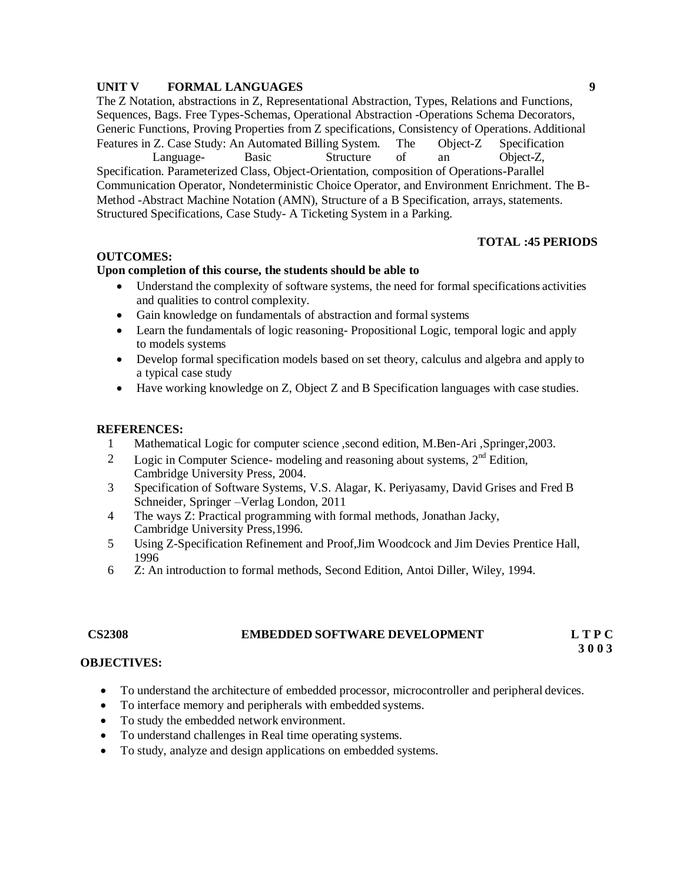**UNIT V FORMAL LANGUAGES 9**

The Z Notation, abstractions in Z, Representational Abstraction, Types, Relations and Functions, Sequences, Bags. Free Types-Schemas, Operational Abstraction -Operations Schema Decorators, Generic Functions, Proving Properties from Z specifications, Consistency of Operations. Additional Features in Z. Case Study: An Automated Billing System. The Object-Z Specification Language- Basic Structure of an Object-Z, Specification. Parameterized Class, Object-Orientation, composition of Operations-Parallel Communication Operator, Nondeterministic Choice Operator, and Environment Enrichment. The B-Method -Abstract Machine Notation (AMN), Structure of a B Specification, arrays, statements. Structured Specifications, Case Study- A Ticketing System in a Parking.

**TOTAL :45 PERIODS**

**OUTCOMES:**

**Upon completion of this course, the students should be able to**

- Understand the complexity of software systems, the need for formal specifications activities and qualities to control complexity.
- Gain knowledge on fundamentals of abstraction and formal systems
- Learn the fundamentals of logic reasoning- Propositional Logic, temporal logic and apply to models systems
- Develop formal specification models based on set theory, calculus and algebra and apply to a typical case study
- Have working knowledge on Z, Object Z and B Specification languages with case studies.

**REFERENCES:**

1. Mathematical Logic for computer science ,second edition, M.Ben-Ari ,Springer,2003.
2. Logic in Computer Science- modeling and reasoning about systems, 2nd Edition, Cambridge University Press, 2004.
3. Specification of Software Systems, V.S. Alagar, K. Periyasamy, David Grises and Fred B Schneider, Springer –Verlag London, 2011
4. The ways Z: Practical programming with formal methods, Jonathan Jacky, Cambridge University Press,1996.
5. Using Z-Specification Refinement and Proof,Jim Woodcock and Jim Devies Prentice Hall, 1996
6. Z: An introduction to formal methods, Second Edition, Antoi Diller, Wiley, 1994.

**CS2308 EMBEDDED SOFTWARE DEVELOPMENT L T P C**
**3 0 0 3**

**OBJECTIVES:**

- To understand the architecture of embedded processor, microcontroller and peripheral devices.
- To interface memory and peripherals with embedded systems.
- To study the embedded network environment.
- To understand challenges in Real time operating systems.
- To study, analyze and design applications on embedded systems.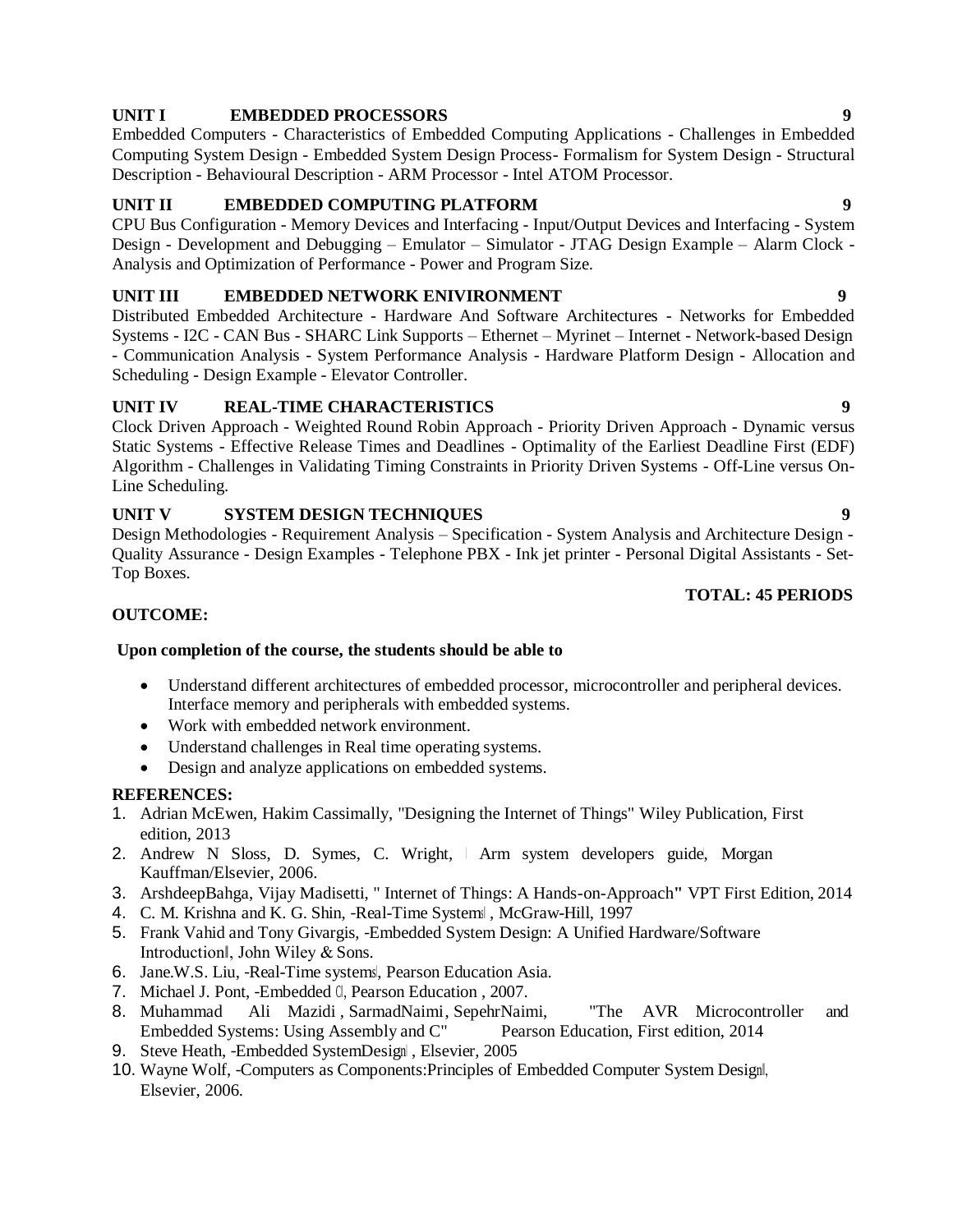**UNIT I EMBEDDED PROCESSORS 9**

Embedded Computers - Characteristics of Embedded Computing Applications - Challenges in Embedded Computing System Design - Embedded System Design Process- Formalism for System Design - Structural Description - Behavioural Description - ARM Processor - Intel ATOM Processor.

**UNIT II EMBEDDED COMPUTING PLATFORM 9**

CPU Bus Configuration - Memory Devices and Interfacing - Input/Output Devices and Interfacing - System Design - Development and Debugging – Emulator – Simulator - JTAG Design Example – Alarm Clock - Analysis and Optimization of Performance - Power and Program Size.

**UNIT III EMBEDDED NETWORK ENIVIRONMENT 9**

Distributed Embedded Architecture - Hardware And Software Architectures - Networks for Embedded Systems - I2C - CAN Bus - SHARC Link Supports – Ethernet – Myrinet – Internet - Network-based Design - Communication Analysis - System Performance Analysis - Hardware Platform Design - Allocation and Scheduling - Design Example - Elevator Controller.

**UNIT IV REAL-TIME CHARACTERISTICS 9**

Clock Driven Approach - Weighted Round Robin Approach - Priority Driven Approach - Dynamic versus Static Systems - Effective Release Times and Deadlines - Optimality of the Earliest Deadline First (EDF) Algorithm - Challenges in Validating Timing Constraints in Priority Driven Systems - Off-Line versus On-Line Scheduling.

**UNIT V SYSTEM DESIGN TECHNIQUES 9**

Design Methodologies - Requirement Analysis – Specification - System Analysis and Architecture Design - Quality Assurance - Design Examples - Telephone PBX - Ink jet printer - Personal Digital Assistants - Set-Top Boxes.

**TOTAL: 45 PERIODS**

**OUTCOME:**

**Upon completion of the course, the students should be able to**

- Understand different architectures of embedded processor, microcontroller and peripheral devices. Interface memory and peripherals with embedded systems.
- Work with embedded network environment.
- Understand challenges in Real time operating systems.
- Design and analyze applications on embedded systems.

**REFERENCES:**

1. Adrian McEwen, Hakim Cassimally, "Designing the Internet of Things" Wiley Publication, First edition, 2013
2. Andrew N Sloss, D. Symes, C. Wright, Arm system developers guide, Morgan Kauffman/Elsevier, 2006.
3. ArshdeepBahga, Vijay Madisetti, " Internet of Things: A Hands-on-Approach" VPT First Edition, 2014
4. C. M. Krishna and K. G. Shin, -Real-Time Systems, McGraw-Hill, 1997
5. Frank Vahid and Tony Givargis, -Embedded System Design: A Unified Hardware/Software Introduction, John Wiley & Sons.
6. Jane.W.S. Liu, -Real-Time systems, Pearson Education Asia.
7. Michael J. Pont, -Embedded C, Pearson Education , 2007.
8. Muhammad Ali Mazidi , SarmadNaimi, SepehrNaimi, "The AVR Microcontroller and Embedded Systems: Using Assembly and C" Pearson Education, First edition, 2014
9. Steve Heath, -Embedded SystemDesign, Elsevier, 2005
10. Wayne Wolf, -Computers as Components:Principles of Embedded Computer System Design, Elsevier, 2006.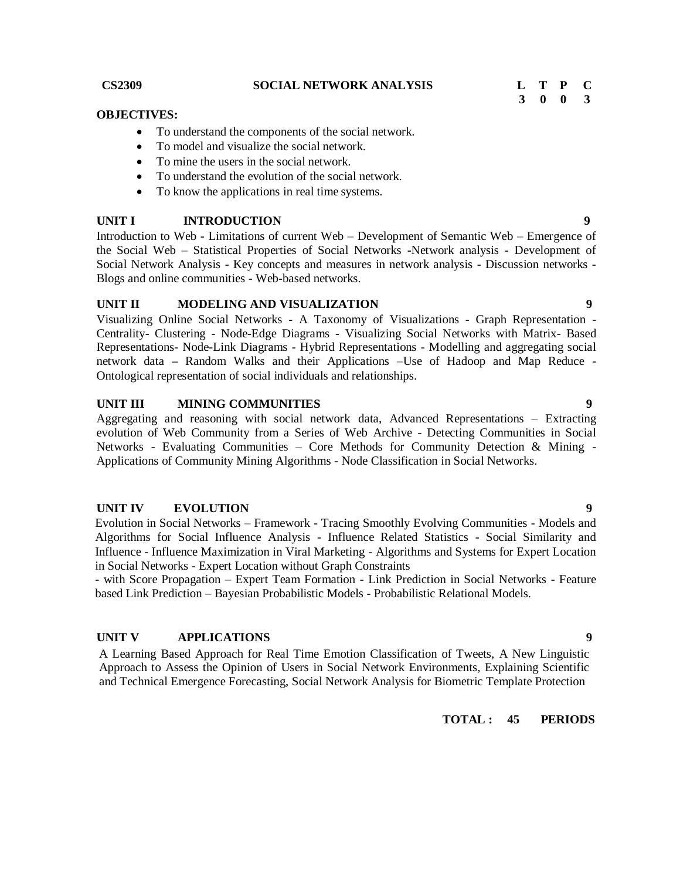**CS2309 SOCIAL NETWORK ANALYSIS**

| L | T | P | C |
|---|---|---|---|
| 3 | 0 | 0 | 3 |

**OBJECTIVES:**

- To understand the components of the social network.
- To model and visualize the social network.
- To mine the users in the social network.
- To understand the evolution of the social network.
- To know the applications in real time systems.

**UNIT I INTRODUCTION 9**

Introduction to Web - Limitations of current Web – Development of Semantic Web – Emergence of the Social Web – Statistical Properties of Social Networks -Network analysis - Development of Social Network Analysis - Key concepts and measures in network analysis - Discussion networks - Blogs and online communities - Web-based networks.

**UNIT II MODELING AND VISUALIZATION 9**

Visualizing Online Social Networks - A Taxonomy of Visualizations - Graph Representation - Centrality- Clustering - Node-Edge Diagrams - Visualizing Social Networks with Matrix- Based Representations- Node-Link Diagrams - Hybrid Representations - Modelling and aggregating social network data – Random Walks and their Applications –Use of Hadoop and Map Reduce - Ontological representation of social individuals and relationships.

**UNIT III MINING COMMUNITIES 9**

Aggregating and reasoning with social network data, Advanced Representations – Extracting evolution of Web Community from a Series of Web Archive - Detecting Communities in Social Networks - Evaluating Communities – Core Methods for Community Detection & Mining - Applications of Community Mining Algorithms - Node Classification in Social Networks.

**UNIT IV EVOLUTION 9**

Evolution in Social Networks – Framework - Tracing Smoothly Evolving Communities - Models and Algorithms for Social Influence Analysis - Influence Related Statistics - Social Similarity and Influence - Influence Maximization in Viral Marketing - Algorithms and Systems for Expert Location in Social Networks - Expert Location without Graph Constraints
- with Score Propagation – Expert Team Formation - Link Prediction in Social Networks - Feature based Link Prediction – Bayesian Probabilistic Models - Probabilistic Relational Models.

**UNIT V APPLICATIONS 9**

A Learning Based Approach for Real Time Emotion Classification of Tweets, A New Linguistic Approach to Assess the Opinion of Users in Social Network Environments, Explaining Scientific and Technical Emergence Forecasting, Social Network Analysis for Biometric Template Protection

**TOTAL : 45 PERIODS**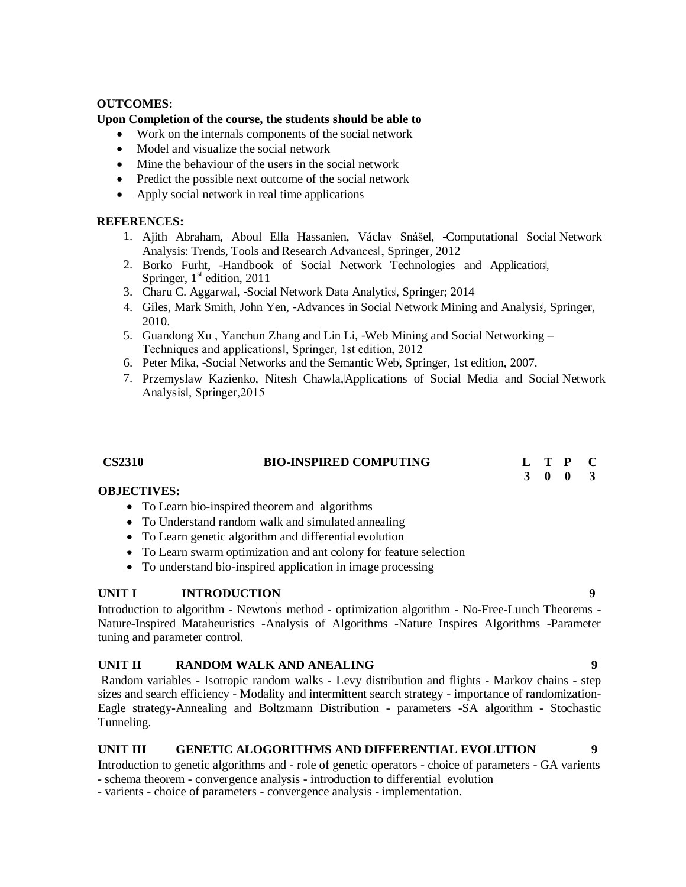**OUTCOMES:**

**Upon Completion of the course, the students should be able to**

- Work on the internals components of the social network
- Model and visualize the social network
- Mine the behaviour of the users in the social network
- Predict the possible next outcome of the social network
- Apply social network in real time applications

**REFERENCES:**

1. Ajith Abraham, Aboul Ella Hassanien, Václav Snášel, -Computational Social Network Analysis: Trends, Tools and Research Advances‖, Springer, 2012
2. Borko Furht, -Handbook of Social Network Technologies and Applications‖, Springer, 1st edition, 2011
3. Charu C. Aggarwal, -Social Network Data Analytics‖, Springer; 2014
4. Giles, Mark Smith, John Yen, -Advances in Social Network Mining and Analysis‖, Springer, 2010.
5. Guandong Xu , Yanchun Zhang and Lin Li, -Web Mining and Social Networking – Techniques and applications‖, Springer, 1st edition, 2012
6. Peter Mika, -Social Networks and the Semantic Web‖, Springer, 1st edition, 2007.
7. Przemyslaw Kazienko, Nitesh Chawla,‖Applications of Social Media and Social Network Analysis‖, Springer,2015

| CS2310 | BIO-INSPIRED COMPUTING | L | T | P | C |
|---|---|---|---|---|---|
| | | 3 | 0 | 0 | 3 |

**OBJECTIVES:**

- To Learn bio-inspired theorem and algorithms
- To Understand random walk and simulated annealing
- To Learn genetic algorithm and differential evolution
- To Learn swarm optimization and ant colony for feature selection
- To understand bio-inspired application in image processing

**UNIT I INTRODUCTION 9**

Introduction to algorithm - Newton's method - optimization algorithm - No-Free-Lunch Theorems - Nature-Inspired Mataheuristics -Analysis of Algorithms -Nature Inspires Algorithms -Parameter tuning and parameter control.

**UNIT II RANDOM WALK AND ANEALING 9**

Random variables - Isotropic random walks - Levy distribution and flights - Markov chains - step sizes and search efficiency - Modality and intermittent search strategy - importance of randomization-Eagle strategy-Annealing and Boltzmann Distribution - parameters -SA algorithm - Stochastic Tunneling.

**UNIT III GENETIC ALOGORITHMS AND DIFFERENTIAL EVOLUTION 9**

Introduction to genetic algorithms and - role of genetic operators - choice of parameters - GA varients - schema theorem - convergence analysis - introduction to differential evolution - varients - choice of parameters - convergence analysis - implementation.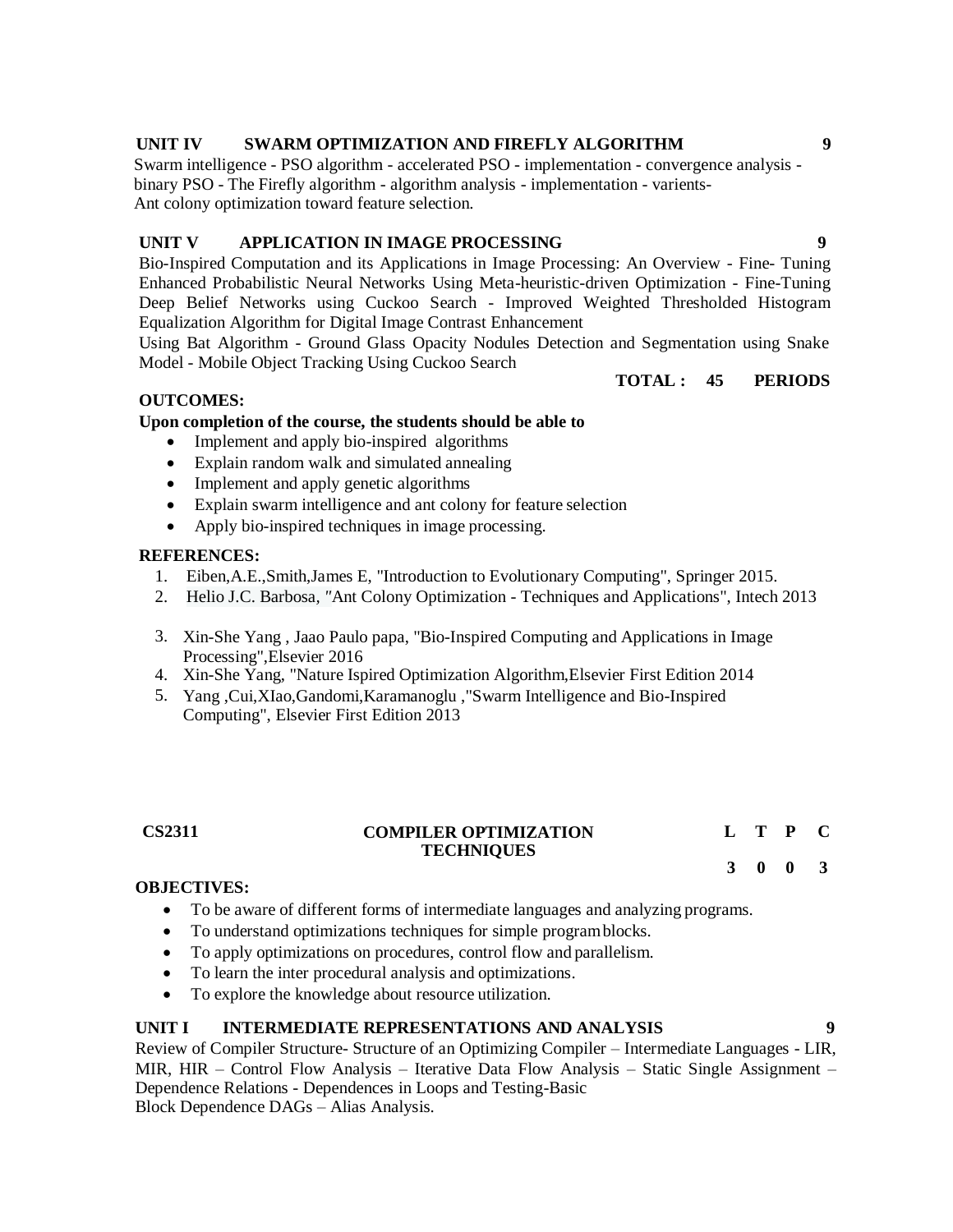**UNIT IV SWARM OPTIMIZATION AND FIREFLY ALGORITHM 9**

Swarm intelligence - PSO algorithm - accelerated PSO - implementation - convergence analysis - binary PSO - The Firefly algorithm - algorithm analysis - implementation - varients- Ant colony optimization toward feature selection.

**UNIT V APPLICATION IN IMAGE PROCESSING 9**

Bio-Inspired Computation and its Applications in Image Processing: An Overview - Fine- Tuning Enhanced Probabilistic Neural Networks Using Meta-heuristic-driven Optimization - Fine-Tuning Deep Belief Networks using Cuckoo Search - Improved Weighted Thresholded Histogram Equalization Algorithm for Digital Image Contrast Enhancement
Using Bat Algorithm - Ground Glass Opacity Nodules Detection and Segmentation using Snake Model - Mobile Object Tracking Using Cuckoo Search

**TOTAL : 45 PERIODS**

**OUTCOMES:**

**Upon completion of the course, the students should be able to**

- Implement and apply bio-inspired algorithms
- Explain random walk and simulated annealing
- Implement and apply genetic algorithms
- Explain swarm intelligence and ant colony for feature selection
- Apply bio-inspired techniques in image processing.

**REFERENCES:**

1. Eiben,A.E.,Smith,James E, "Introduction to Evolutionary Computing", Springer 2015.
2. Helio J.C. Barbosa, "Ant Colony Optimization - Techniques and Applications", Intech 2013
3. Xin-She Yang , Jaao Paulo papa, "Bio-Inspired Computing and Applications in Image Processing",Elsevier 2016
4. Xin-She Yang, "Nature Ispired Optimization Algorithm,Elsevier First Edition 2014
5. Yang ,Cui,XIao,Gandomi,Karamanoglu ,"Swarm Intelligence and Bio-Inspired Computing", Elsevier First Edition 2013

| CS2311 | COMPILER OPTIMIZATION TECHNIQUES | L | T | P | C |
|---|---|---|---|---|---|
| | | 3 | 0 | 0 | 3 |

**OBJECTIVES:**

- To be aware of different forms of intermediate languages and analyzing programs.
- To understand optimizations techniques for simple program blocks.
- To apply optimizations on procedures, control flow and parallelism.
- To learn the inter procedural analysis and optimizations.
- To explore the knowledge about resource utilization.

**UNIT I INTERMEDIATE REPRESENTATIONS AND ANALYSIS 9**

Review of Compiler Structure- Structure of an Optimizing Compiler – Intermediate Languages - LIR, MIR, HIR – Control Flow Analysis – Iterative Data Flow Analysis – Static Single Assignment – Dependence Relations - Dependences in Loops and Testing-Basic
Block Dependence DAGs – Alias Analysis.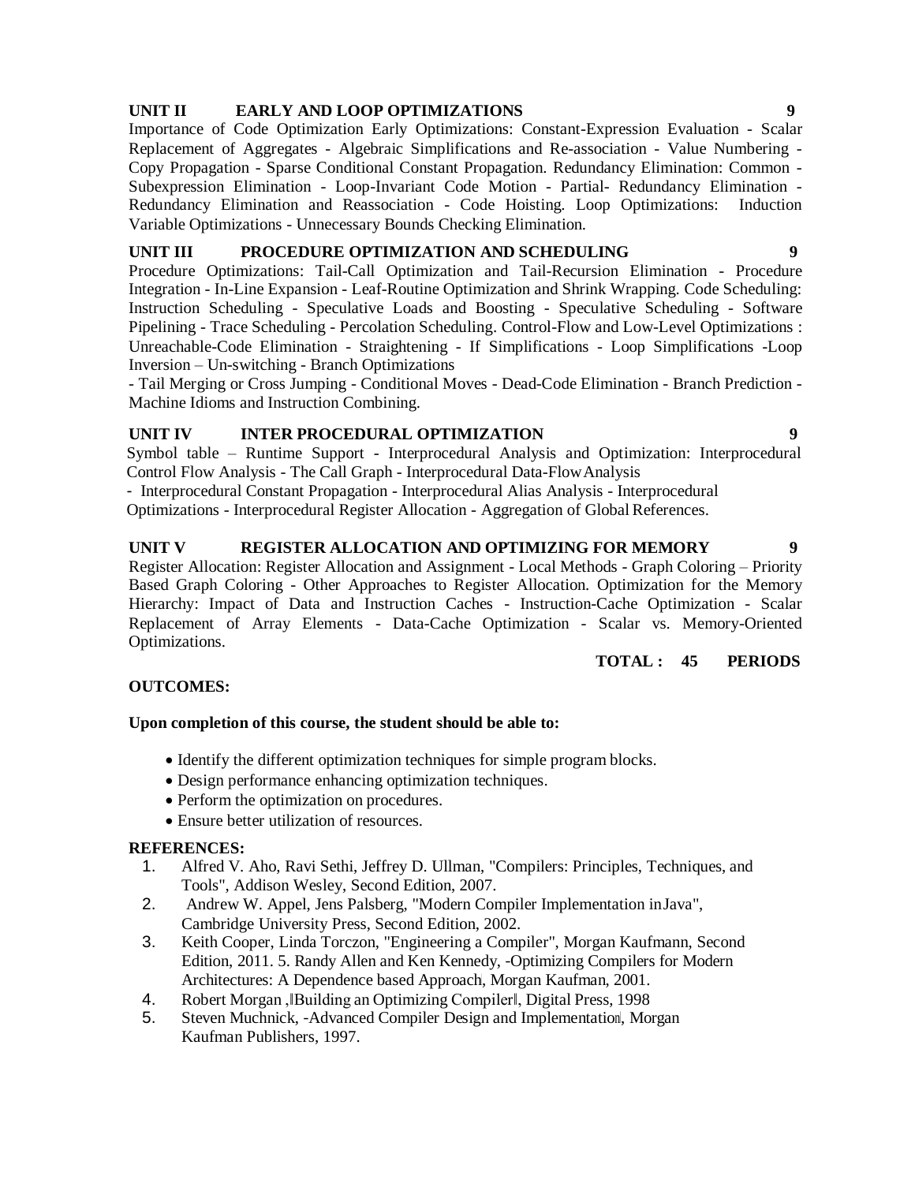**UNIT II EARLY AND LOOP OPTIMIZATIONS 9**

Importance of Code Optimization Early Optimizations: Constant-Expression Evaluation - Scalar Replacement of Aggregates - Algebraic Simplifications and Re-association - Value Numbering - Copy Propagation - Sparse Conditional Constant Propagation. Redundancy Elimination: Common - Subexpression Elimination - Loop-Invariant Code Motion - Partial- Redundancy Elimination - Redundancy Elimination and Reassociation - Code Hoisting. Loop Optimizations: Induction Variable Optimizations - Unnecessary Bounds Checking Elimination.

**UNIT III PROCEDURE OPTIMIZATION AND SCHEDULING 9**

Procedure Optimizations: Tail-Call Optimization and Tail-Recursion Elimination - Procedure Integration - In-Line Expansion - Leaf-Routine Optimization and Shrink Wrapping. Code Scheduling: Instruction Scheduling - Speculative Loads and Boosting - Speculative Scheduling - Software Pipelining - Trace Scheduling - Percolation Scheduling. Control-Flow and Low-Level Optimizations : Unreachable-Code Elimination - Straightening - If Simplifications - Loop Simplifications -Loop Inversion – Un-switching - Branch Optimizations

- Tail Merging or Cross Jumping - Conditional Moves - Dead-Code Elimination - Branch Prediction - Machine Idioms and Instruction Combining.

**UNIT IV INTER PROCEDURAL OPTIMIZATION 9**

Symbol table – Runtime Support - Interprocedural Analysis and Optimization: Interprocedural Control Flow Analysis - The Call Graph - Interprocedural Data-Flow Analysis

- Interprocedural Constant Propagation - Interprocedural Alias Analysis - Interprocedural Optimizations - Interprocedural Register Allocation - Aggregation of Global References.

**UNIT V REGISTER ALLOCATION AND OPTIMIZING FOR MEMORY 9**

Register Allocation: Register Allocation and Assignment - Local Methods - Graph Coloring – Priority Based Graph Coloring - Other Approaches to Register Allocation. Optimization for the Memory Hierarchy: Impact of Data and Instruction Caches - Instruction-Cache Optimization - Scalar Replacement of Array Elements - Data-Cache Optimization - Scalar vs. Memory-Oriented Optimizations.

**TOTAL : 45 PERIODS**

**OUTCOMES:**

**Upon completion of this course, the student should be able to:**

- Identify the different optimization techniques for simple program blocks.
- Design performance enhancing optimization techniques.
- Perform the optimization on procedures.
- Ensure better utilization of resources.

**REFERENCES:**

1. Alfred V. Aho, Ravi Sethi, Jeffrey D. Ullman, "Compilers: Principles, Techniques, and Tools", Addison Wesley, Second Edition, 2007.
2. Andrew W. Appel, Jens Palsberg, "Modern Compiler Implementation in Java", Cambridge University Press, Second Edition, 2002.
3. Keith Cooper, Linda Torczon, "Engineering a Compiler", Morgan Kaufmann, Second Edition, 2011. 5. Randy Allen and Ken Kennedy, -Optimizing Compilers for Modern Architectures: A Dependence based Approach, Morgan Kaufman, 2001.
4. Robert Morgan ,‖Building an Optimizing Compiler‖, Digital Press, 1998
5. Steven Muchnick, -Advanced Compiler Design and Implementation‖, Morgan Kaufman Publishers, 1997.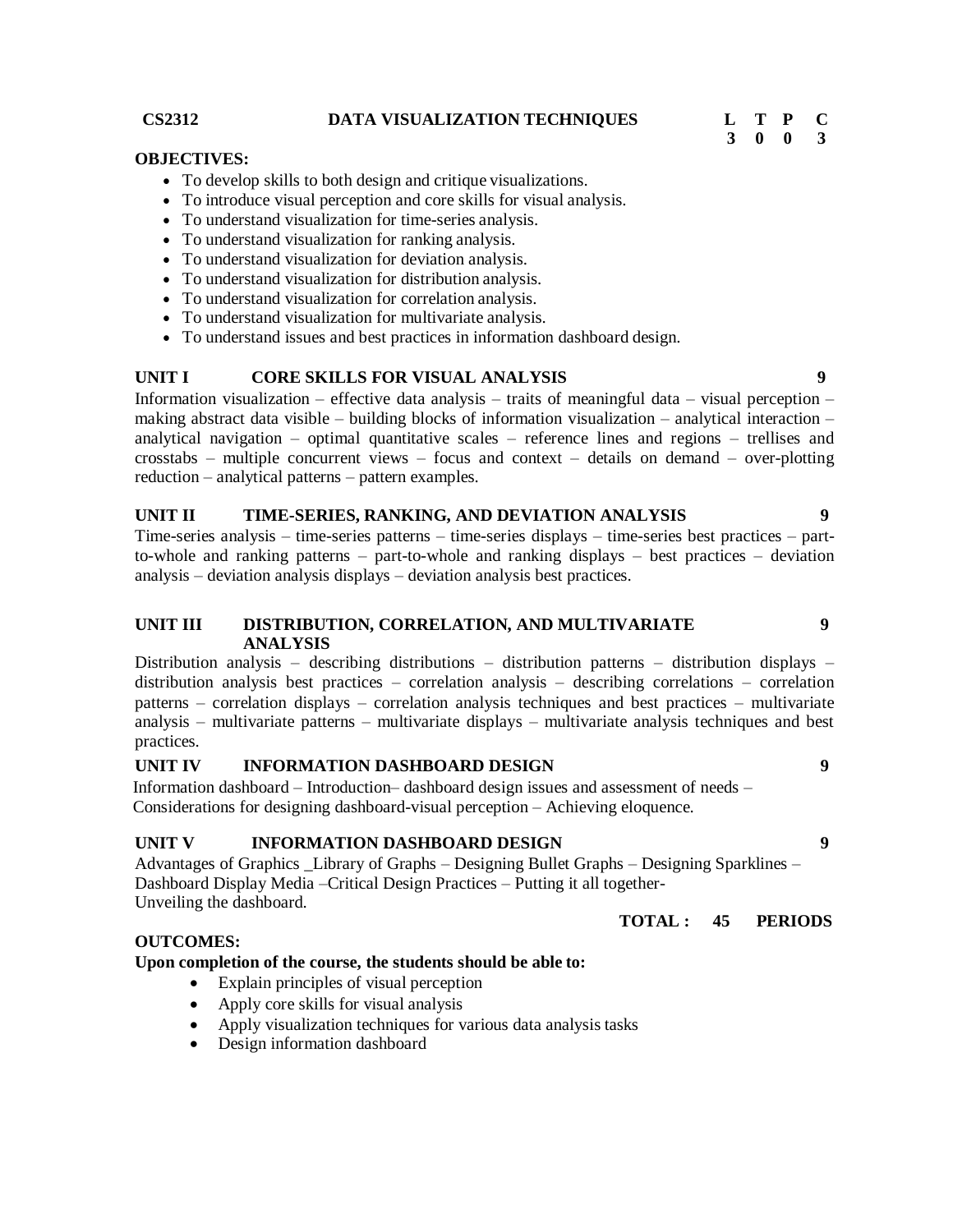**CS2312 DATA VISUALIZATION TECHNIQUES**

| L | T | P | C |
|---|---|---|---|
| 3 | 0 | 0 | 3 |

**OBJECTIVES:**

- To develop skills to both design and critique visualizations.
- To introduce visual perception and core skills for visual analysis.
- To understand visualization for time-series analysis.
- To understand visualization for ranking analysis.
- To understand visualization for deviation analysis.
- To understand visualization for distribution analysis.
- To understand visualization for correlation analysis.
- To understand visualization for multivariate analysis.
- To understand issues and best practices in information dashboard design.

**UNIT I CORE SKILLS FOR VISUAL ANALYSIS 9**

Information visualization – effective data analysis – traits of meaningful data – visual perception – making abstract data visible – building blocks of information visualization – analytical interaction – analytical navigation – optimal quantitative scales – reference lines and regions – trellises and crosstabs – multiple concurrent views – focus and context – details on demand – over-plotting reduction – analytical patterns – pattern examples.

**UNIT II TIME-SERIES, RANKING, AND DEVIATION ANALYSIS 9**

Time-series analysis – time-series patterns – time-series displays – time-series best practices – part-to-whole and ranking patterns – part-to-whole and ranking displays – best practices – deviation analysis – deviation analysis displays – deviation analysis best practices.

**UNIT III DISTRIBUTION, CORRELATION, AND MULTIVARIATE ANALYSIS 9**

Distribution analysis – describing distributions – distribution patterns – distribution displays – distribution analysis best practices – correlation analysis – describing correlations – correlation patterns – correlation displays – correlation analysis techniques and best practices – multivariate analysis – multivariate patterns – multivariate displays – multivariate analysis techniques and best practices.

**UNIT IV INFORMATION DASHBOARD DESIGN 9**

Information dashboard – Introduction– dashboard design issues and assessment of needs – Considerations for designing dashboard-visual perception – Achieving eloquence.

**UNIT V INFORMATION DASHBOARD DESIGN 9**

Advantages of Graphics _Library of Graphs – Designing Bullet Graphs – Designing Sparklines – Dashboard Display Media –Critical Design Practices – Putting it all together- Unveiling the dashboard.

**TOTAL : 45 PERIODS**

**OUTCOMES:**

**Upon completion of the course, the students should be able to:**

- Explain principles of visual perception
- Apply core skills for visual analysis
- Apply visualization techniques for various data analysis tasks
- Design information dashboard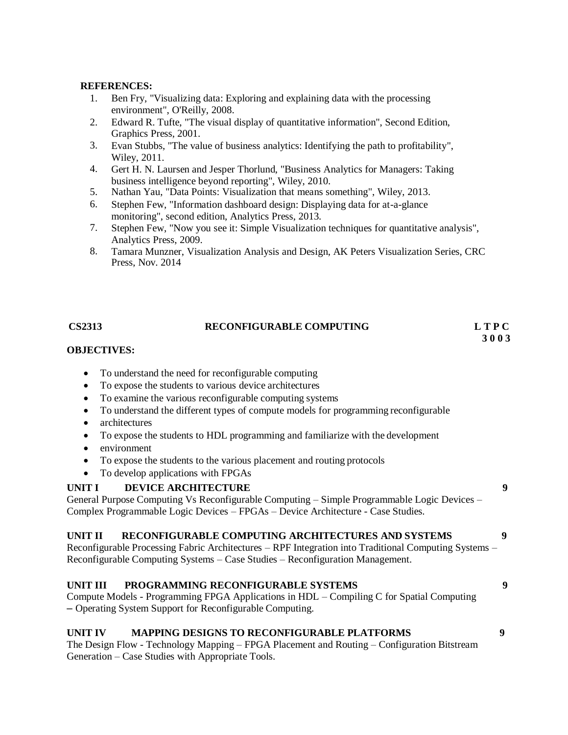**REFERENCES:**

1. Ben Fry, "Visualizing data: Exploring and explaining data with the processing environment", O'Reilly, 2008.
2. Edward R. Tufte, "The visual display of quantitative information", Second Edition, Graphics Press, 2001.
3. Evan Stubbs, "The value of business analytics: Identifying the path to profitability", Wiley, 2011.
4. Gert H. N. Laursen and Jesper Thorlund, "Business Analytics for Managers: Taking business intelligence beyond reporting", Wiley, 2010.
5. Nathan Yau, "Data Points: Visualization that means something", Wiley, 2013.
6. Stephen Few, "Information dashboard design: Displaying data for at-a-glance monitoring", second edition, Analytics Press, 2013.
7. Stephen Few, "Now you see it: Simple Visualization techniques for quantitative analysis", Analytics Press, 2009.
8. Tamara Munzner, Visualization Analysis and Design, AK Peters Visualization Series, CRC Press, Nov. 2014

**CS2313 RECONFIGURABLE COMPUTING L T P C**
**3 0 0 3**

**OBJECTIVES:**

- To understand the need for reconfigurable computing
- To expose the students to various device architectures
- To examine the various reconfigurable computing systems
- To understand the different types of compute models for programming reconfigurable
- architectures
- To expose the students to HDL programming and familiarize with the development
- environment
- To expose the students to the various placement and routing protocols
- To develop applications with FPGAs

**UNIT I DEVICE ARCHITECTURE 9**

General Purpose Computing Vs Reconfigurable Computing – Simple Programmable Logic Devices – Complex Programmable Logic Devices – FPGAs – Device Architecture - Case Studies.

**UNIT II RECONFIGURABLE COMPUTING ARCHITECTURES AND SYSTEMS 9**

Reconfigurable Processing Fabric Architectures – RPF Integration into Traditional Computing Systems – Reconfigurable Computing Systems – Case Studies – Reconfiguration Management.

**UNIT III PROGRAMMING RECONFIGURABLE SYSTEMS 9**

Compute Models - Programming FPGA Applications in HDL – Compiling C for Spatial Computing – Operating System Support for Reconfigurable Computing.

**UNIT IV MAPPING DESIGNS TO RECONFIGURABLE PLATFORMS 9**

The Design Flow - Technology Mapping – FPGA Placement and Routing – Configuration Bitstream Generation – Case Studies with Appropriate Tools.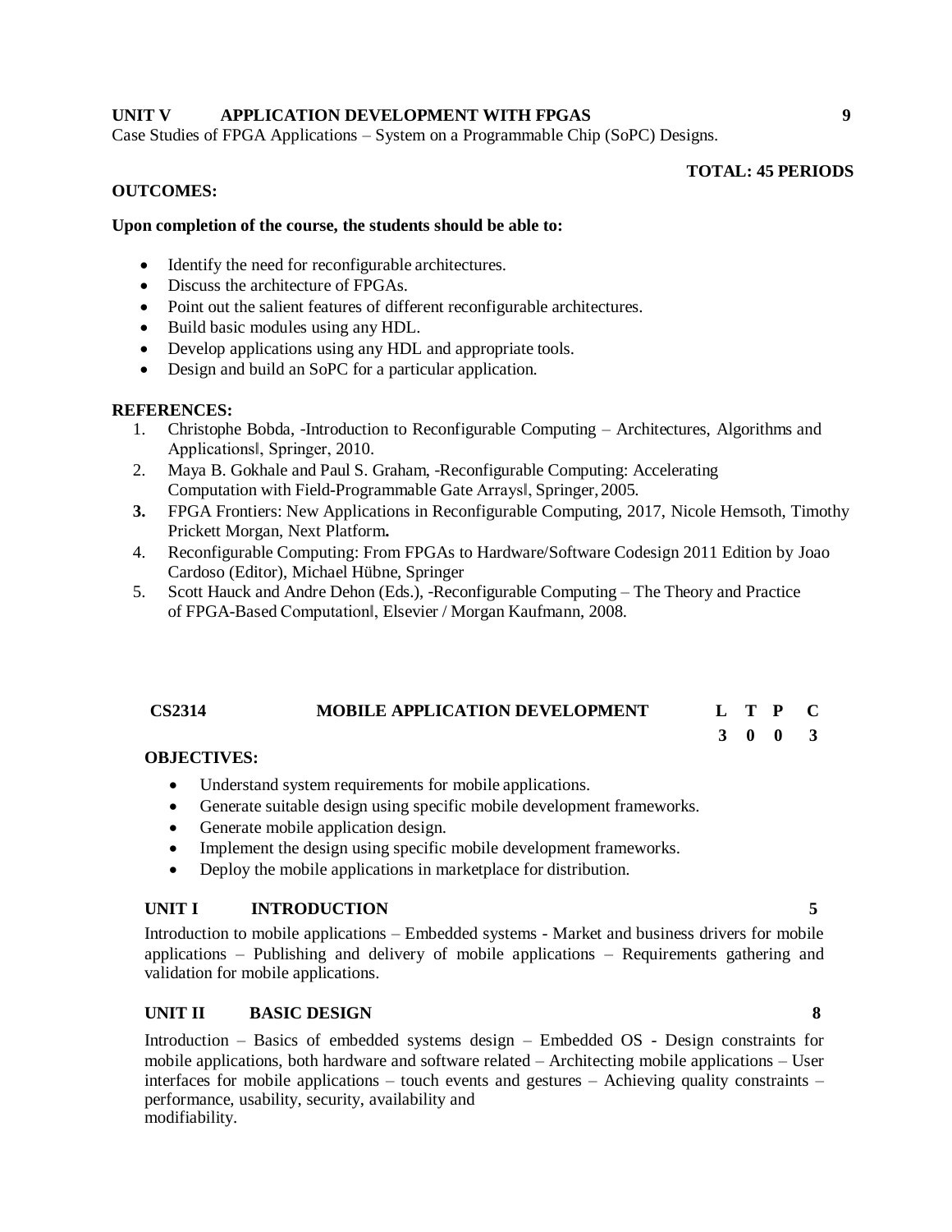**UNIT V APPLICATION DEVELOPMENT WITH FPGAS 9**

Case Studies of FPGA Applications – System on a Programmable Chip (SoPC) Designs.

**TOTAL: 45 PERIODS**

**OUTCOMES:**

**Upon completion of the course, the students should be able to:**

- Identify the need for reconfigurable architectures.
- Discuss the architecture of FPGAs.
- Point out the salient features of different reconfigurable architectures.
- Build basic modules using any HDL.
- Develop applications using any HDL and appropriate tools.
- Design and build an SoPC for a particular application.

**REFERENCES:**

1. Christophe Bobda, -Introduction to Reconfigurable Computing – Architectures, Algorithms and Applications‖, Springer, 2010.
2. Maya B. Gokhale and Paul S. Graham, -Reconfigurable Computing: Accelerating Computation with Field-Programmable Gate Arrays‖, Springer, 2005.
3. FPGA Frontiers: New Applications in Reconfigurable Computing, 2017, Nicole Hemsoth, Timothy Prickett Morgan, Next Platform.
4. Reconfigurable Computing: From FPGAs to Hardware/Software Codesign 2011 Edition by Joao Cardoso (Editor), Michael Hübne, Springer
5. Scott Hauck and Andre Dehon (Eds.), -Reconfigurable Computing – The Theory and Practice of FPGA-Based Computation‖, Elsevier / Morgan Kaufmann, 2008.

| CS2314 | MOBILE APPLICATION DEVELOPMENT | L | T | P | C |
|---|---|---|---|---|---|
| | | 3 | 0 | 0 | 3 |

**OBJECTIVES:**

- Understand system requirements for mobile applications.
- Generate suitable design using specific mobile development frameworks.
- Generate mobile application design.
- Implement the design using specific mobile development frameworks.
- Deploy the mobile applications in marketplace for distribution.

**UNIT I INTRODUCTION 5**

Introduction to mobile applications – Embedded systems - Market and business drivers for mobile applications – Publishing and delivery of mobile applications – Requirements gathering and validation for mobile applications.

**UNIT II BASIC DESIGN 8**

Introduction – Basics of embedded systems design – Embedded OS - Design constraints for mobile applications, both hardware and software related – Architecting mobile applications – User interfaces for mobile applications – touch events and gestures – Achieving quality constraints – performance, usability, security, availability and modifiability.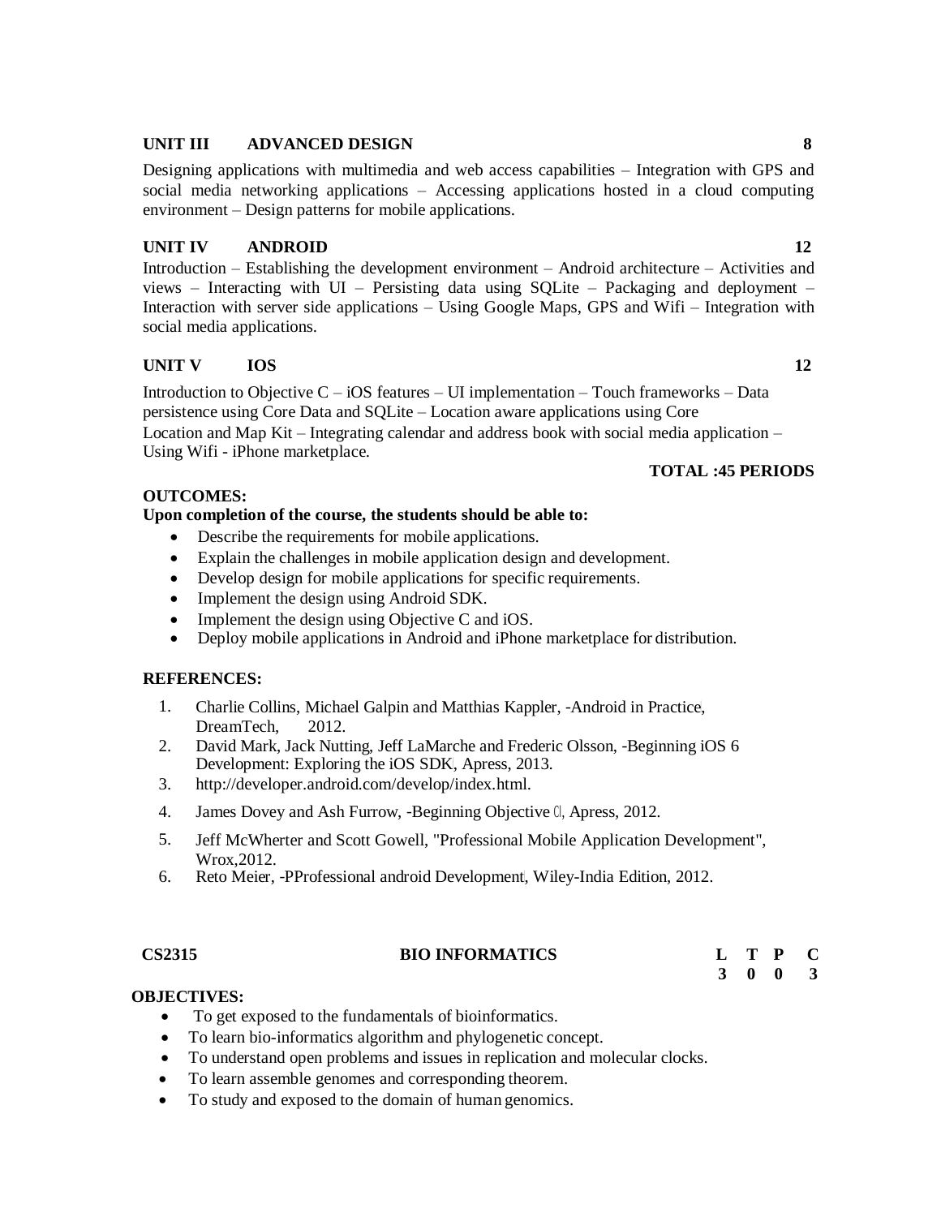**UNIT III ADVANCED DESIGN 8**

Designing applications with multimedia and web access capabilities – Integration with GPS and social media networking applications – Accessing applications hosted in a cloud computing environment – Design patterns for mobile applications.

**UNIT IV ANDROID 12**

Introduction – Establishing the development environment – Android architecture – Activities and views – Interacting with UI – Persisting data using SQLite – Packaging and deployment – Interaction with server side applications – Using Google Maps, GPS and Wifi – Integration with social media applications.

**UNIT V IOS 12**

Introduction to Objective C – iOS features – UI implementation – Touch frameworks – Data persistence using Core Data and SQLite – Location aware applications using Core Location and Map Kit – Integrating calendar and address book with social media application – Using Wifi - iPhone marketplace.

**TOTAL :45 PERIODS**

**OUTCOMES:**

**Upon completion of the course, the students should be able to:**

- Describe the requirements for mobile applications.
- Explain the challenges in mobile application design and development.
- Develop design for mobile applications for specific requirements.
- Implement the design using Android SDK.
- Implement the design using Objective C and iOS.
- Deploy mobile applications in Android and iPhone marketplace for distribution.

**REFERENCES:**

1. Charlie Collins, Michael Galpin and Matthias Kappler, -Android in Practice, DreamTech, 2012.
2. David Mark, Jack Nutting, Jeff LaMarche and Frederic Olsson, -Beginning iOS 6 Development: Exploring the iOS SDK, Apress, 2013.
3. http://developer.android.com/develop/index.html.
4. James Dovey and Ash Furrow, -Beginning Objective C, Apress, 2012.
5. Jeff McWherter and Scott Gowell, "Professional Mobile Application Development", Wrox,2012.
6. Reto Meier, -PProfessional android Development, Wiley-India Edition, 2012.

| CS2315 | BIO INFORMATICS | L | T | P | C |
|---|---|---|---|---|---|
| | | 3 | 0 | 0 | 3 |

**OBJECTIVES:**

- To get exposed to the fundamentals of bioinformatics.
- To learn bio-informatics algorithm and phylogenetic concept.
- To understand open problems and issues in replication and molecular clocks.
- To learn assemble genomes and corresponding theorem.
- To study and exposed to the domain of human genomics.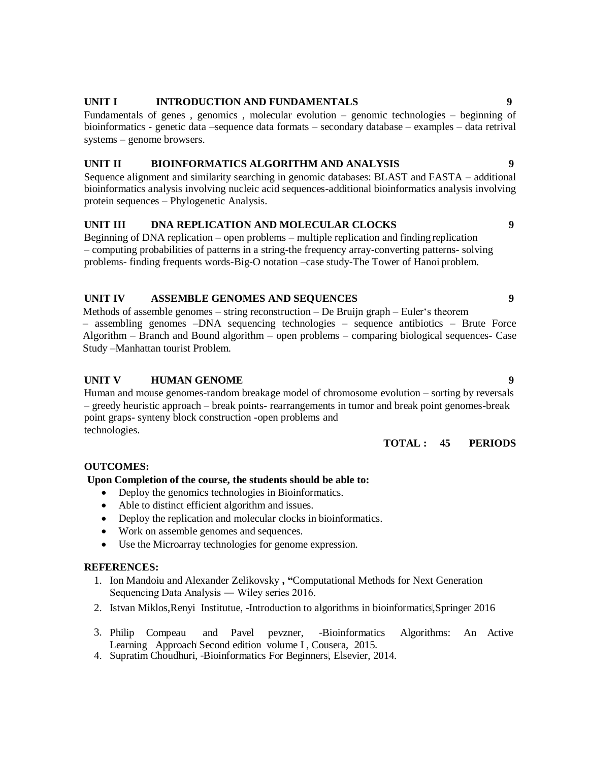**UNIT I INTRODUCTION AND FUNDAMENTALS 9**

Fundamentals of genes , genomics , molecular evolution – genomic technologies – beginning of bioinformatics - genetic data –sequence data formats – secondary database – examples – data retrival systems – genome browsers.

**UNIT II BIOINFORMATICS ALGORITHM AND ANALYSIS 9**

Sequence alignment and similarity searching in genomic databases: BLAST and FASTA – additional bioinformatics analysis involving nucleic acid sequences-additional bioinformatics analysis involving protein sequences – Phylogenetic Analysis.

**UNIT III DNA REPLICATION AND MOLECULAR CLOCKS 9**

Beginning of DNA replication – open problems – multiple replication and finding replication – computing probabilities of patterns in a string-the frequency array-converting patterns- solving problems- finding frequents words-Big-O notation –case study-The Tower of Hanoi problem.

**UNIT IV ASSEMBLE GENOMES AND SEQUENCES 9**

Methods of assemble genomes – string reconstruction – De Bruijn graph – Euler's theorem – assembling genomes –DNA sequencing technologies – sequence antibiotics – Brute Force Algorithm – Branch and Bound algorithm – open problems – comparing biological sequences- Case Study –Manhattan tourist Problem.

**UNIT V HUMAN GENOME 9**

Human and mouse genomes-random breakage model of chromosome evolution – sorting by reversals – greedy heuristic approach – break points- rearrangements in tumor and break point genomes-break point graps- synteny block construction -open problems and technologies.

**TOTAL : 45 PERIODS**

**OUTCOMES:**

**Upon Completion of the course, the students should be able to:**

- Deploy the genomics technologies in Bioinformatics.
- Able to distinct efficient algorithm and issues.
- Deploy the replication and molecular clocks in bioinformatics.
- Work on assemble genomes and sequences.
- Use the Microarray technologies for genome expression.

**REFERENCES:**

1. Ion Mandoiu and Alexander Zelikovsky **, "**Computational Methods for Next Generation Sequencing Data Analysis ― Wiley series 2016.
2. Istvan Miklos,Renyi Institutue, -Introduction to algorithms in bioinformatics,Springer 2016
3. Philip Compeau and Pavel pevzner, -Bioinformatics Algorithms: An Active Learning Approach Second edition volume I , Cousera, 2015.
4. Supratim Choudhuri, -Bioinformatics For Beginners, Elsevier, 2014.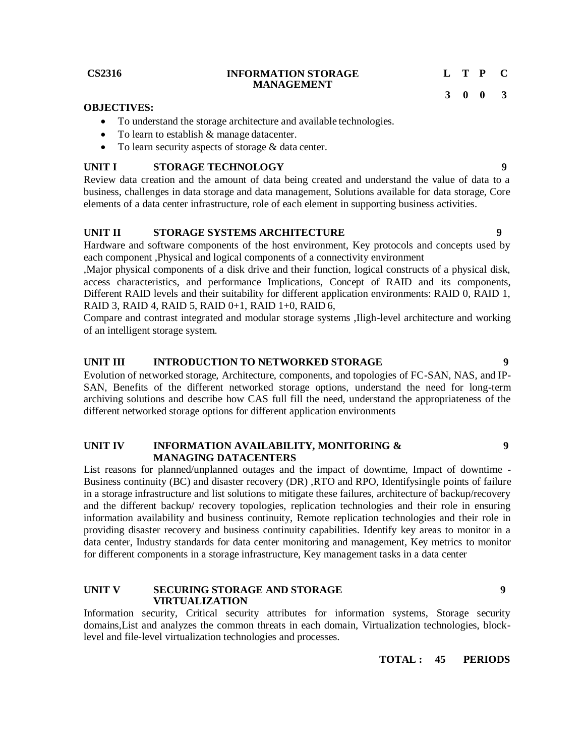**CS2316** **INFORMATION STORAGE MANAGEMENT**

| L | T | P | C |
|---|---|---|---|
| 3 | 0 | 0 | 3 |

**OBJECTIVES:**

- To understand the storage architecture and available technologies.
- To learn to establish & manage datacenter.
- To learn security aspects of storage & data center.

**UNIT I STORAGE TECHNOLOGY** **9**

Review data creation and the amount of data being created and understand the value of data to a business, challenges in data storage and data management, Solutions available for data storage, Core elements of a data center infrastructure, role of each element in supporting business activities.

**UNIT II STORAGE SYSTEMS ARCHITECTURE** **9**

Hardware and software components of the host environment, Key protocols and concepts used by each component ,Physical and logical components of a connectivity environment

,Major physical components of a disk drive and their function, logical constructs of a physical disk, access characteristics, and performance Implications, Concept of RAID and its components, Different RAID levels and their suitability for different application environments: RAID 0, RAID 1, RAID 3, RAID 4, RAID 5, RAID 0+1, RAID 1+0, RAID 6,

Compare and contrast integrated and modular storage systems ,Iligh-level architecture and working of an intelligent storage system.

**UNIT III INTRODUCTION TO NETWORKED STORAGE** **9**

Evolution of networked storage, Architecture, components, and topologies of FC-SAN, NAS, and IP-SAN, Benefits of the different networked storage options, understand the need for long-term archiving solutions and describe how CAS full fill the need, understand the appropriateness of the different networked storage options for different application environments

**UNIT IV INFORMATION AVAILABILITY, MONITORING & MANAGING DATACENTERS** **9**

List reasons for planned/unplanned outages and the impact of downtime, Impact of downtime - Business continuity (BC) and disaster recovery (DR) ,RTO and RPO, Identifysingle points of failure in a storage infrastructure and list solutions to mitigate these failures, architecture of backup/recovery and the different backup/ recovery topologies, replication technologies and their role in ensuring information availability and business continuity, Remote replication technologies and their role in providing disaster recovery and business continuity capabilities. Identify key areas to monitor in a data center, Industry standards for data center monitoring and management, Key metrics to monitor for different components in a storage infrastructure, Key management tasks in a data center

**UNIT V SECURING STORAGE AND STORAGE VIRTUALIZATION** **9**

Information security, Critical security attributes for information systems, Storage security domains,List and analyzes the common threats in each domain, Virtualization technologies, block-level and file-level virtualization technologies and processes.

**TOTAL : 45 PERIODS**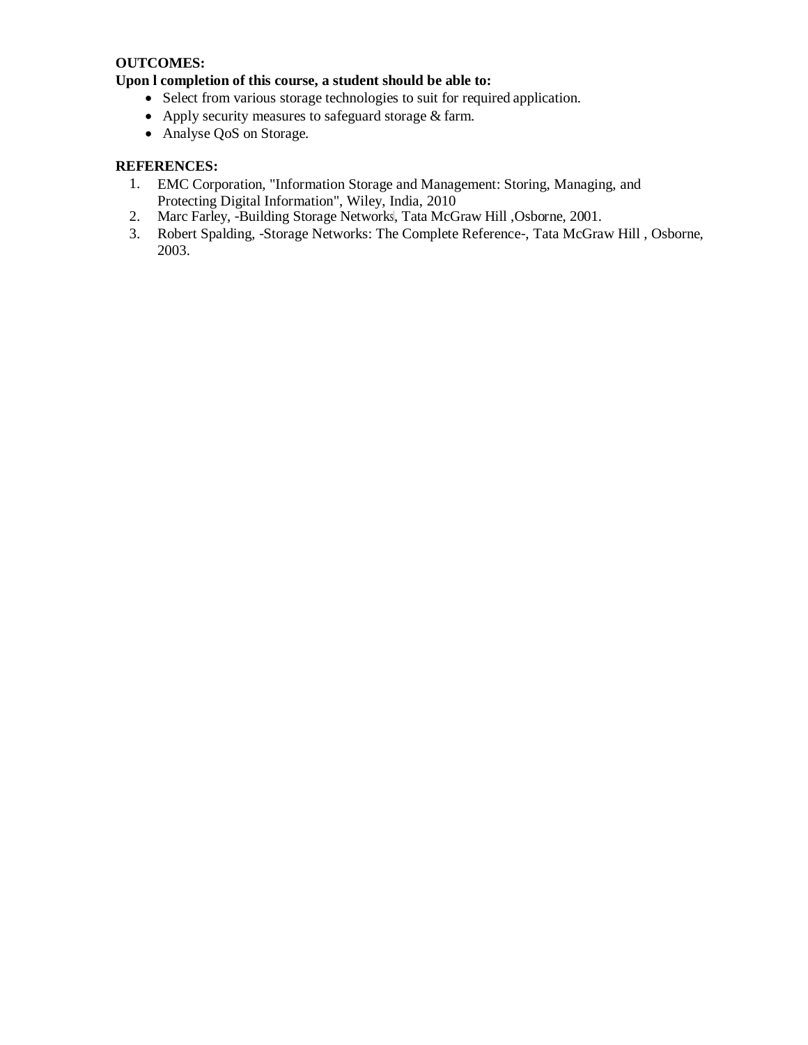**OUTCOMES:**

**Upon l completion of this course, a student should be able to:**

- Select from various storage technologies to suit for required application.
- Apply security measures to safeguard storage & farm.
- Analyse QoS on Storage.

**REFERENCES:**

1. EMC Corporation, "Information Storage and Management: Storing, Managing, and Protecting Digital Information", Wiley, India, 2010
2. Marc Farley, -Building Storage Networks‖, Tata McGraw Hill ,Osborne, 2001.
3. Robert Spalding, -Storage Networks: The Complete Reference-, Tata McGraw Hill , Osborne, 2003.